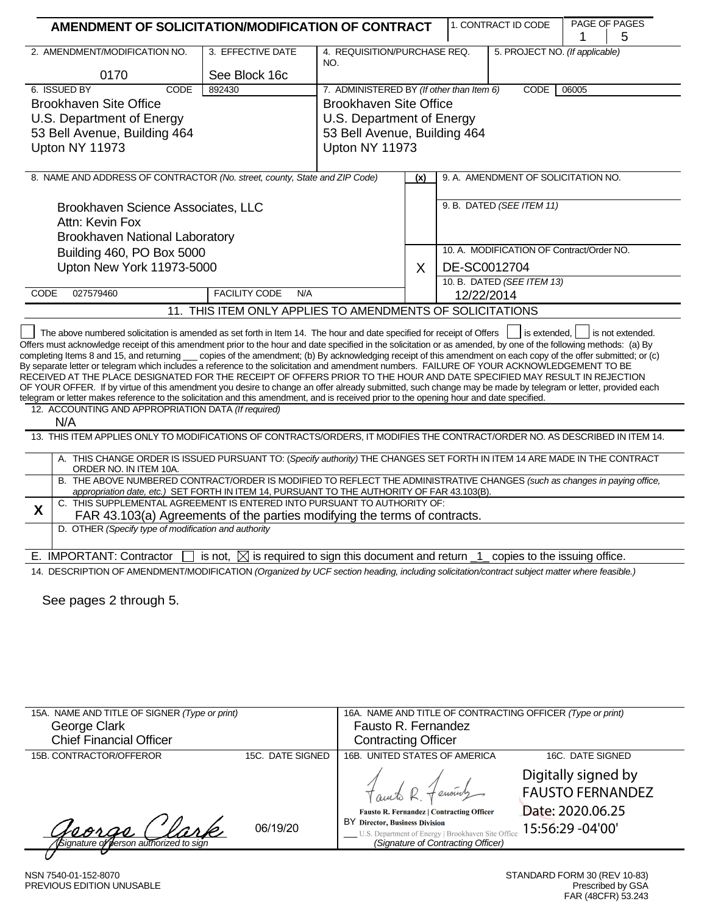# AMENDMENT OF SOLICITATION/MODIFICATION OF CONTRACT

| 1. CONTRACT ID CODE | PAGE OF PAGES |
|---|---|
| | 1 5 |

| 2. AMENDMENT/MODIFICATION NO. | 3. EFFECTIVE DATE | 4. REQUISITION/PURCHASE REQ. NO. | 5. PROJECT NO. *(If applicable)* |
|---|---|---|---|
| 0170 | See Block 16c | | |

| 6. ISSUED BY CODE 892430 | 7. ADMINISTERED BY *(If other than Item 6)* CODE 06005 |
|---|---|
| Brookhaven Site Office<br>U.S. Department of Energy<br>53 Bell Avenue, Building 464<br>Upton NY 11973 | Brookhaven Site Office<br>U.S. Department of Energy<br>53 Bell Avenue, Building 464<br>Upton NY 11973 |

8. NAME AND ADDRESS OF CONTRACTOR *(No. street, county, State and ZIP Code)*

Brookhaven Science Associates, LLC
Attn: Kevin Fox
Brookhaven National Laboratory
Building 460, PO Box 5000
Upton New York 11973-5000

CODE 027579460 FACILITY CODE N/A

| (x) | |
|---|---|
| | 9. A. AMENDMENT OF SOLICITATION NO. |
| | 9. B. DATED *(SEE ITEM 11)* |
| X | 10. A. MODIFICATION OF Contract/Order NO.<br>DE-SC0012704 |
| | 10. B. DATED *(SEE ITEM 13)*<br>12/22/2014 |

## 11. THIS ITEM ONLY APPLIES TO AMENDMENTS OF SOLICITATIONS

☐ The above numbered solicitation is amended as set forth in Item 14. The hour and date specified for receipt of Offers ☐ is extended, ☐ is not extended.
Offers must acknowledge receipt of this amendment prior to the hour and date specified in the solicitation or as amended, by one of the following methods: (a) By completing Items 8 and 15, and returning ___ copies of the amendment; (b) By acknowledging receipt of this amendment on each copy of the offer submitted; or (c) By separate letter or telegram which includes a reference to the solicitation and amendment numbers. FAILURE OF YOUR ACKNOWLEDGEMENT TO BE RECEIVED AT THE PLACE DESIGNATED FOR THE RECEIPT OF OFFERS PRIOR TO THE HOUR AND DATE SPECIFIED MAY RESULT IN REJECTION OF YOUR OFFER. If by virtue of this amendment you desire to change an offer already submitted, such change may be made by telegram or letter, provided each telegram or letter makes reference to the solicitation and this amendment, and is received prior to the opening hour and date specified.

12. ACCOUNTING AND APPROPRIATION DATA *(If required)*
N/A

## 13. THIS ITEM APPLIES ONLY TO MODIFICATIONS OF CONTRACTS/ORDERS, IT MODIFIES THE CONTRACT/ORDER NO. AS DESCRIBED IN ITEM 14.

| | |
|---|---|
| | A. THIS CHANGE ORDER IS ISSUED PURSUANT TO: *(Specify authority)* THE CHANGES SET FORTH IN ITEM 14 ARE MADE IN THE CONTRACT ORDER NO. IN ITEM 10A. |
| | B. THE ABOVE NUMBERED CONTRACT/ORDER IS MODIFIED TO REFLECT THE ADMINISTRATIVE CHANGES *(such as changes in paying office, appropriation date, etc.)* SET FORTH IN ITEM 14, PURSUANT TO THE AUTHORITY OF FAR 43.103(B). |
| X | C. THIS SUPPLEMENTAL AGREEMENT IS ENTERED INTO PURSUANT TO AUTHORITY OF:<br>FAR 43.103(a) Agreements of the parties modifying the terms of contracts. |
| | D. OTHER *(Specify type of modification and authority* |

E. IMPORTANT: Contractor ☐ is not, ☒ is required to sign this document and return _1_ copies to the issuing office.

14. DESCRIPTION OF AMENDMENT/MODIFICATION *(Organized by UCF section heading, including solicitation/contract subject matter where feasible.)*

See pages 2 through 5.

| 15A. NAME AND TITLE OF SIGNER *(Type or print)* | | 16A. NAME AND TITLE OF CONTRACTING OFFICER *(Type or print)* | |
|---|---|---|---|
| George Clark<br>Chief Financial Officer | | Fausto R. Fernandez<br>Contracting Officer | |
| 15B. CONTRACTOR/OFFEROR | 15C. DATE SIGNED | 16B. UNITED STATES OF AMERICA | 16C. DATE SIGNED |
| George Clark<br>*(Signature of person authorized to sign)* | 06/19/20 | Fausto R. Fernandez \| Contracting Officer<br>BY Director, Business Division<br>U.S. Department of Energy \| Brookhaven Site Office<br>*(Signature of Contracting Officer)* | Digitally signed by FAUSTO FERNANDEZ<br>Date: 2020.06.25 15:56:29 -04'00' |

NSN 7540-01-152-8070
PREVIOUS EDITION UNUSABLE

STANDARD FORM 30 (REV 10-83)
Prescribed by GSA
FAR (48CFR) 53.243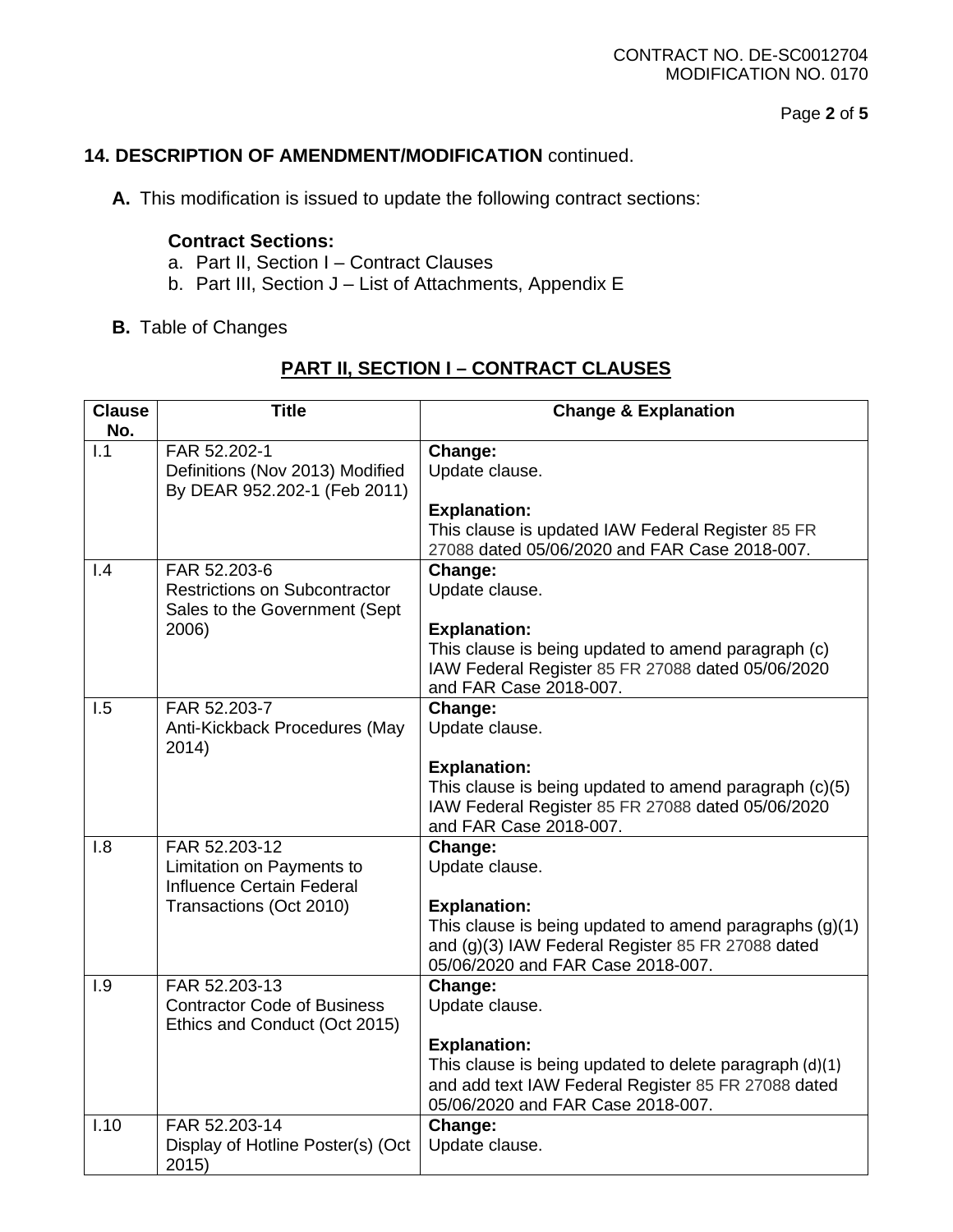## 14. DESCRIPTION OF AMENDMENT/MODIFICATION continued.

**A.** This modification is issued to update the following contract sections:

**Contract Sections:**

a. Part II, Section I – Contract Clauses
b. Part III, Section J – List of Attachments, Appendix E

**B.** Table of Changes

## PART II, SECTION I – CONTRACT CLAUSES

| Clause No. | Title | Change & Explanation |
|---|---|---|
| I.1 | FAR 52.202-1 Definitions (Nov 2013) Modified By DEAR 952.202-1 (Feb 2011) | **Change:** Update clause. **Explanation:** This clause is updated IAW Federal Register 85 FR 27088 dated 05/06/2020 and FAR Case 2018-007. |
| I.4 | FAR 52.203-6 Restrictions on Subcontractor Sales to the Government (Sept 2006) | **Change:** Update clause. **Explanation:** This clause is being updated to amend paragraph (c) IAW Federal Register 85 FR 27088 dated 05/06/2020 and FAR Case 2018-007. |
| I.5 | FAR 52.203-7 Anti-Kickback Procedures (May 2014) | **Change:** Update clause. **Explanation:** This clause is being updated to amend paragraph (c)(5) IAW Federal Register 85 FR 27088 dated 05/06/2020 and FAR Case 2018-007. |
| I.8 | FAR 52.203-12 Limitation on Payments to Influence Certain Federal Transactions (Oct 2010) | **Change:** Update clause. **Explanation:** This clause is being updated to amend paragraphs (g)(1) and (g)(3) IAW Federal Register 85 FR 27088 dated 05/06/2020 and FAR Case 2018-007. |
| I.9 | FAR 52.203-13 Contractor Code of Business Ethics and Conduct (Oct 2015) | **Change:** Update clause. **Explanation:** This clause is being updated to delete paragraph (d)(1) and add text IAW Federal Register 85 FR 27088 dated 05/06/2020 and FAR Case 2018-007. |
| I.10 | FAR 52.203-14 Display of Hotline Poster(s) (Oct 2015) | **Change:** Update clause. |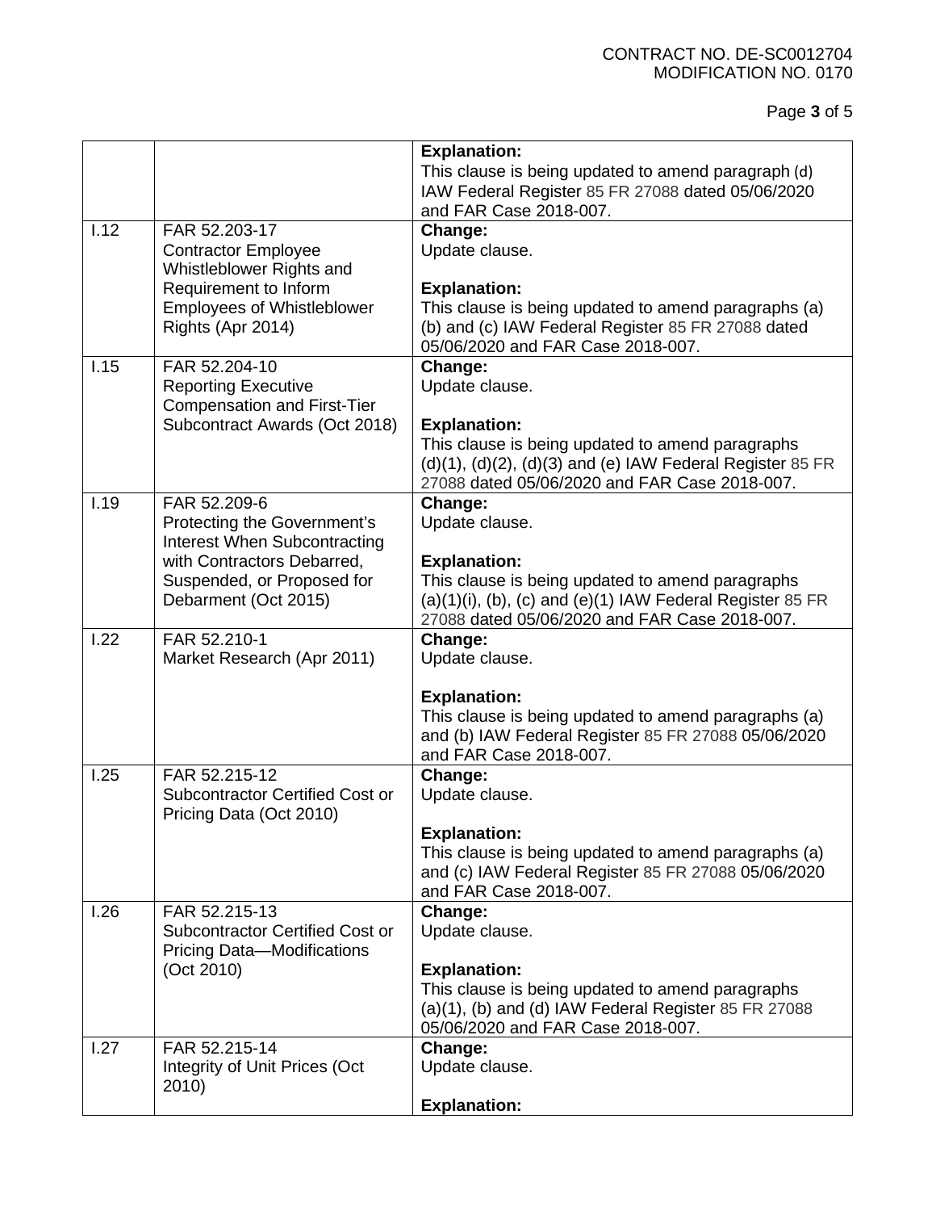| | | |
|---|---|---|
| | | **Explanation:**<br>This clause is being updated to amend paragraph (d) IAW Federal Register 85 FR 27088 dated 05/06/2020 and FAR Case 2018-007. |
| I.12 | FAR 52.203-17<br>Contractor Employee Whistleblower Rights and Requirement to Inform Employees of Whistleblower Rights (Apr 2014) | **Change:**<br>Update clause.<br><br>**Explanation:**<br>This clause is being updated to amend paragraphs (a) (b) and (c) IAW Federal Register 85 FR 27088 dated 05/06/2020 and FAR Case 2018-007. |
| I.15 | FAR 52.204-10<br>Reporting Executive Compensation and First-Tier Subcontract Awards (Oct 2018) | **Change:**<br>Update clause.<br><br>**Explanation:**<br>This clause is being updated to amend paragraphs (d)(1), (d)(2), (d)(3) and (e) IAW Federal Register 85 FR 27088 dated 05/06/2020 and FAR Case 2018-007. |
| I.19 | FAR 52.209-6<br>Protecting the Government's Interest When Subcontracting with Contractors Debarred, Suspended, or Proposed for Debarment (Oct 2015) | **Change:**<br>Update clause.<br><br>**Explanation:**<br>This clause is being updated to amend paragraphs (a)(1)(i), (b), (c) and (e)(1) IAW Federal Register 85 FR 27088 dated 05/06/2020 and FAR Case 2018-007. |
| I.22 | FAR 52.210-1<br>Market Research (Apr 2011) | **Change:**<br>Update clause.<br><br>**Explanation:**<br>This clause is being updated to amend paragraphs (a) and (b) IAW Federal Register 85 FR 27088 05/06/2020 and FAR Case 2018-007. |
| I.25 | FAR 52.215-12<br>Subcontractor Certified Cost or Pricing Data (Oct 2010) | **Change:**<br>Update clause.<br><br>**Explanation:**<br>This clause is being updated to amend paragraphs (a) and (c) IAW Federal Register 85 FR 27088 05/06/2020 and FAR Case 2018-007. |
| I.26 | FAR 52.215-13<br>Subcontractor Certified Cost or Pricing Data—Modifications (Oct 2010) | **Change:**<br>Update clause.<br><br>**Explanation:**<br>This clause is being updated to amend paragraphs (a)(1), (b) and (d) IAW Federal Register 85 FR 27088 05/06/2020 and FAR Case 2018-007. |
| I.27 | FAR 52.215-14<br>Integrity of Unit Prices (Oct 2010) | **Change:**<br>Update clause.<br><br>**Explanation:** |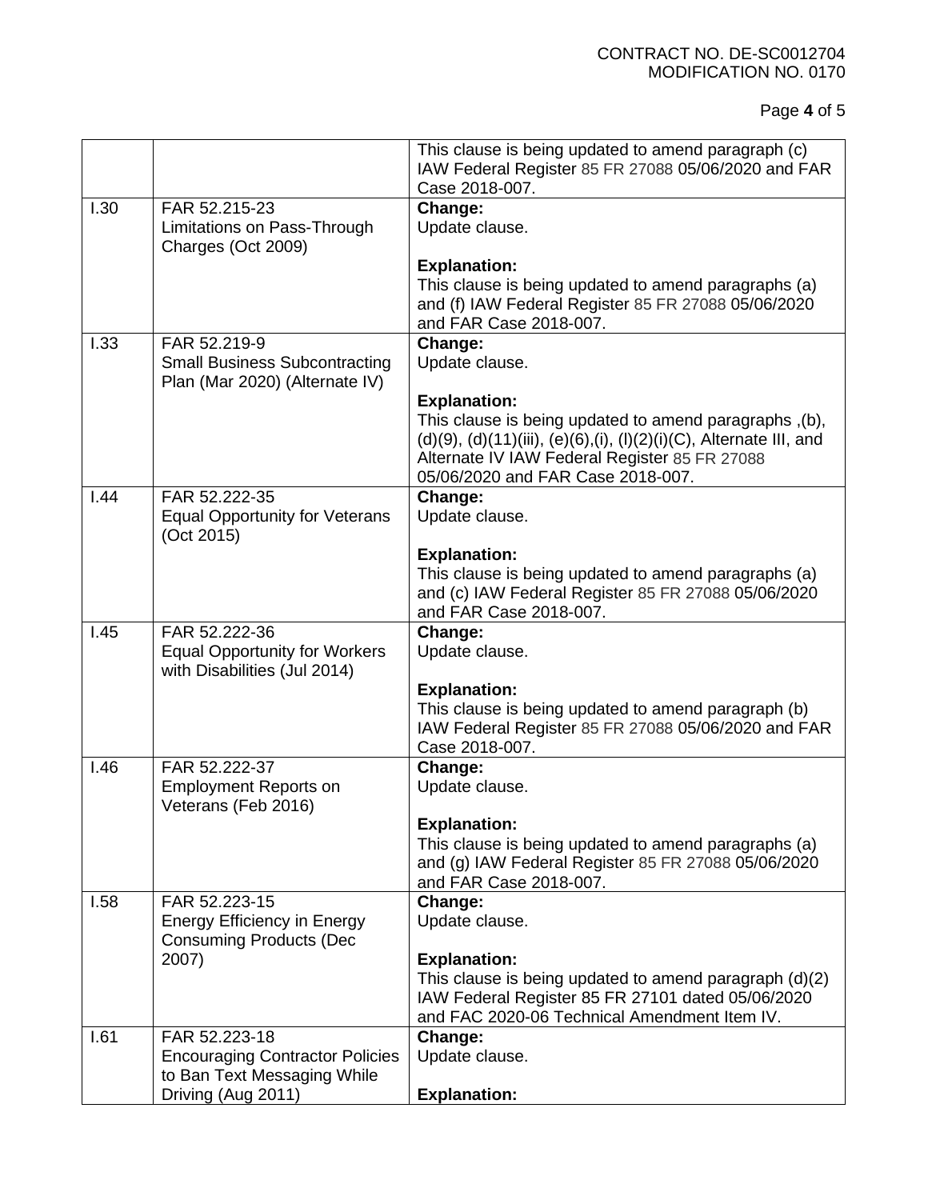| | | This clause is being updated to amend paragraph (c) IAW Federal Register 85 FR 27088 05/06/2020 and FAR Case 2018-007. |
|---|---|---|
| I.30 | FAR 52.215-23<br>Limitations on Pass-Through Charges (Oct 2009) | **Change:**<br>Update clause.<br><br>**Explanation:**<br>This clause is being updated to amend paragraphs (a) and (f) IAW Federal Register 85 FR 27088 05/06/2020 and FAR Case 2018-007. |
| I.33 | FAR 52.219-9<br>Small Business Subcontracting Plan (Mar 2020) (Alternate IV) | **Change:**<br>Update clause.<br><br>**Explanation:**<br>This clause is being updated to amend paragraphs ,(b), (d)(9), (d)(11)(iii), (e)(6),(i), (l)(2)(i)(C), Alternate III, and Alternate IV IAW Federal Register 85 FR 27088 05/06/2020 and FAR Case 2018-007. |
| I.44 | FAR 52.222-35<br>Equal Opportunity for Veterans (Oct 2015) | **Change:**<br>Update clause.<br><br>**Explanation:**<br>This clause is being updated to amend paragraphs (a) and (c) IAW Federal Register 85 FR 27088 05/06/2020 and FAR Case 2018-007. |
| I.45 | FAR 52.222-36<br>Equal Opportunity for Workers with Disabilities (Jul 2014) | **Change:**<br>Update clause.<br><br>**Explanation:**<br>This clause is being updated to amend paragraph (b) IAW Federal Register 85 FR 27088 05/06/2020 and FAR Case 2018-007. |
| I.46 | FAR 52.222-37<br>Employment Reports on Veterans (Feb 2016) | **Change:**<br>Update clause.<br><br>**Explanation:**<br>This clause is being updated to amend paragraphs (a) and (g) IAW Federal Register 85 FR 27088 05/06/2020 and FAR Case 2018-007. |
| I.58 | FAR 52.223-15<br>Energy Efficiency in Energy Consuming Products (Dec 2007) | **Change:**<br>Update clause.<br><br>**Explanation:**<br>This clause is being updated to amend paragraph (d)(2) IAW Federal Register 85 FR 27101 dated 05/06/2020 and FAC 2020-06 Technical Amendment Item IV. |
| I.61 | FAR 52.223-18<br>Encouraging Contractor Policies to Ban Text Messaging While Driving (Aug 2011) | **Change:**<br>Update clause.<br><br>**Explanation:** |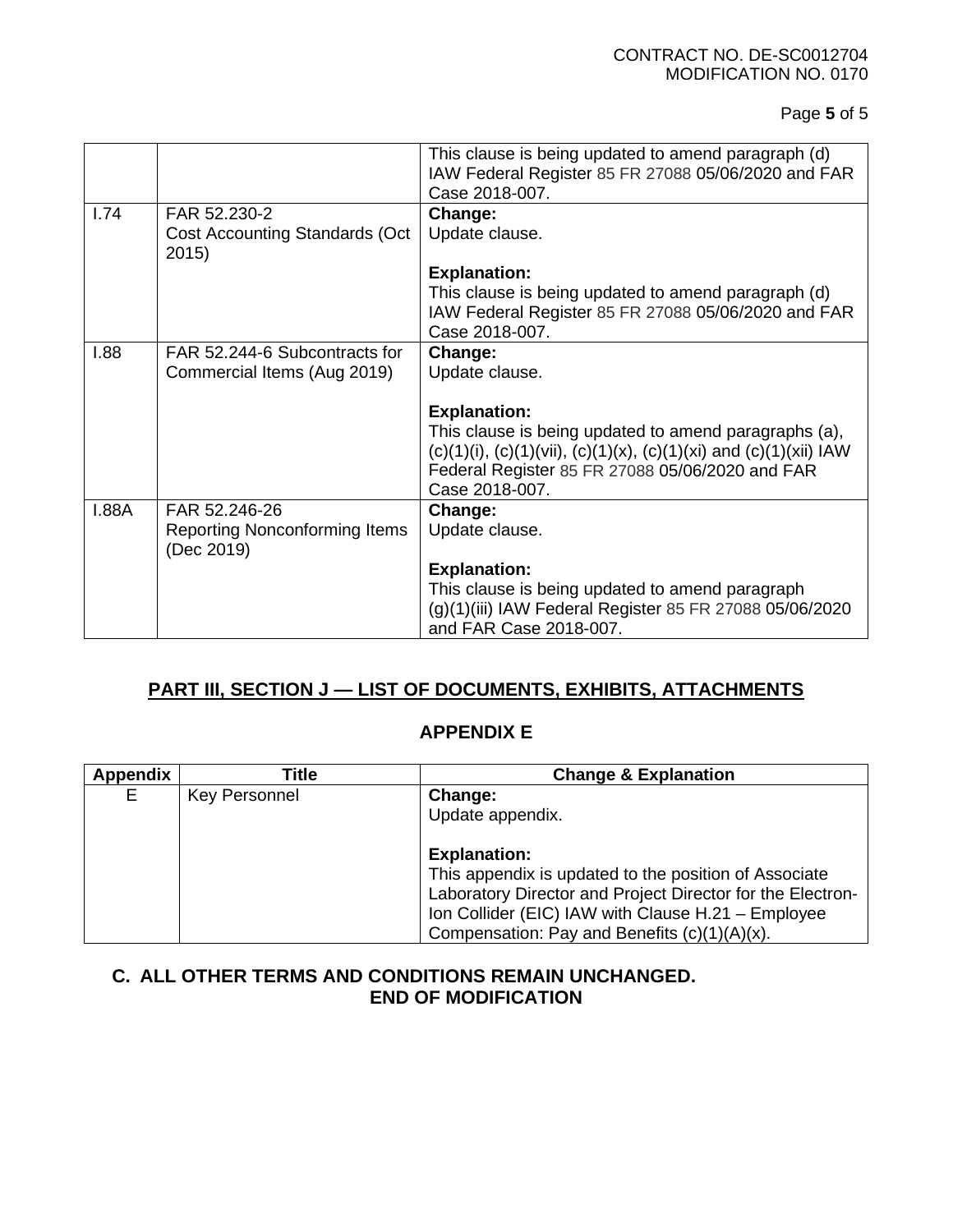|  |  | This clause is being updated to amend paragraph (d) IAW Federal Register 85 FR 27088 05/06/2020 and FAR Case 2018-007. |
| --- | --- | --- |
| I.74 | FAR 52.230-2 Cost Accounting Standards (Oct 2015) | **Change:** Update clause. **Explanation:** This clause is being updated to amend paragraph (d) IAW Federal Register 85 FR 27088 05/06/2020 and FAR Case 2018-007. |
| I.88 | FAR 52.244-6 Subcontracts for Commercial Items (Aug 2019) | **Change:** Update clause. **Explanation:** This clause is being updated to amend paragraphs (a), (c)(1)(i), (c)(1)(vii), (c)(1)(x), (c)(1)(xi) and (c)(1)(xii) IAW Federal Register 85 FR 27088 05/06/2020 and FAR Case 2018-007. |
| I.88A | FAR 52.246-26 Reporting Nonconforming Items (Dec 2019) | **Change:** Update clause. **Explanation:** This clause is being updated to amend paragraph (g)(1)(iii) IAW Federal Register 85 FR 27088 05/06/2020 and FAR Case 2018-007. |

## PART III, SECTION J — LIST OF DOCUMENTS, EXHIBITS, ATTACHMENTS

### APPENDIX E

| Appendix | Title | Change & Explanation |
| --- | --- | --- |
| E | Key Personnel | **Change:** Update appendix. **Explanation:** This appendix is updated to the position of Associate Laboratory Director and Project Director for the Electron-Ion Collider (EIC) IAW with Clause H.21 – Employee Compensation: Pay and Benefits (c)(1)(A)(x). |

**C. ALL OTHER TERMS AND CONDITIONS REMAIN UNCHANGED.**

**END OF MODIFICATION**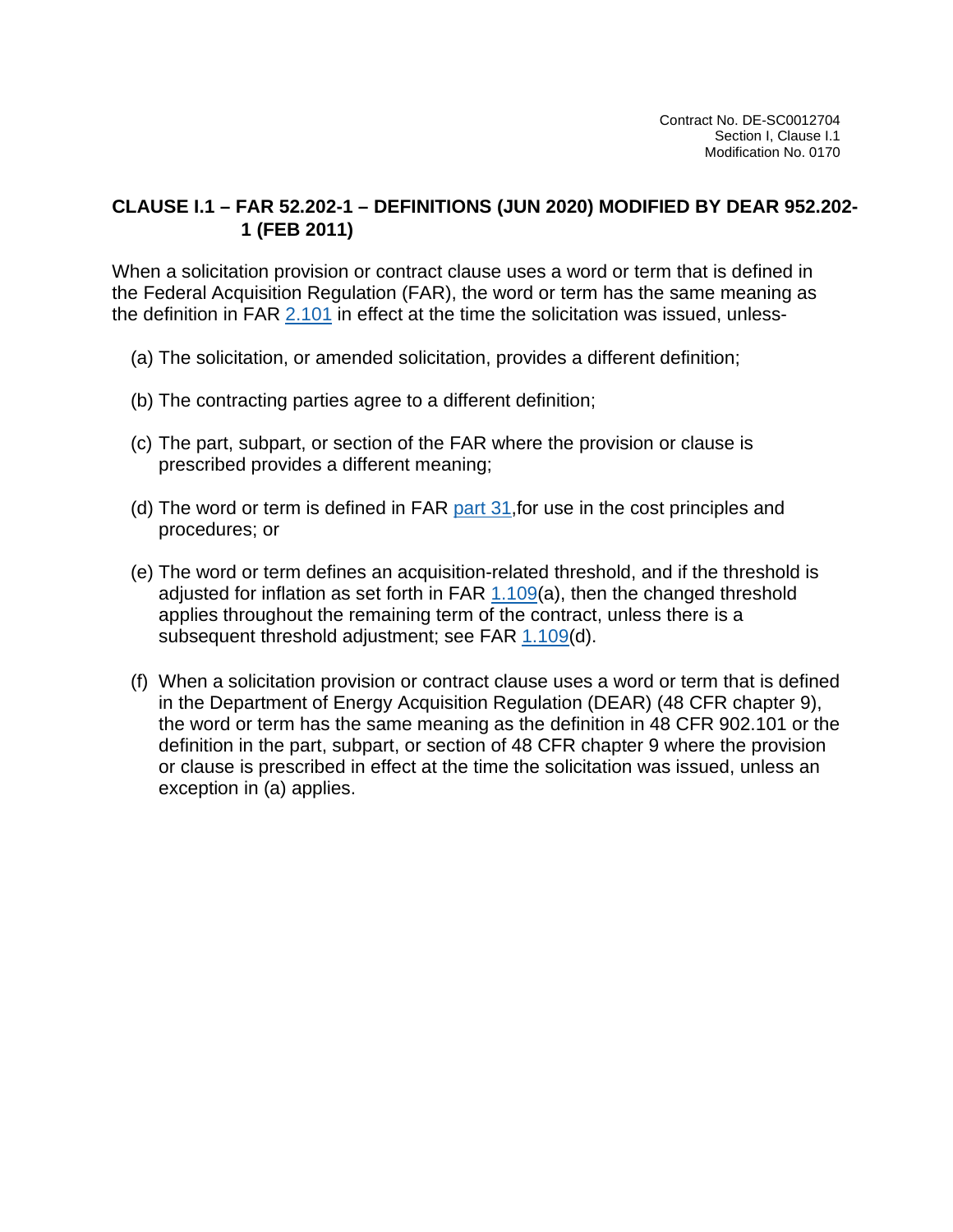## CLAUSE I.1 – FAR 52.202-1 – DEFINITIONS (JUN 2020) MODIFIED BY DEAR 952.202-1 (FEB 2011)

When a solicitation provision or contract clause uses a word or term that is defined in the Federal Acquisition Regulation (FAR), the word or term has the same meaning as the definition in FAR 2.101 in effect at the time the solicitation was issued, unless-

(a) The solicitation, or amended solicitation, provides a different definition;

(b) The contracting parties agree to a different definition;

(c) The part, subpart, or section of the FAR where the provision or clause is prescribed provides a different meaning;

(d) The word or term is defined in FAR part 31,for use in the cost principles and procedures; or

(e) The word or term defines an acquisition-related threshold, and if the threshold is adjusted for inflation as set forth in FAR 1.109(a), then the changed threshold applies throughout the remaining term of the contract, unless there is a subsequent threshold adjustment; see FAR 1.109(d).

(f) When a solicitation provision or contract clause uses a word or term that is defined in the Department of Energy Acquisition Regulation (DEAR) (48 CFR chapter 9), the word or term has the same meaning as the definition in 48 CFR 902.101 or the definition in the part, subpart, or section of 48 CFR chapter 9 where the provision or clause is prescribed in effect at the time the solicitation was issued, unless an exception in (a) applies.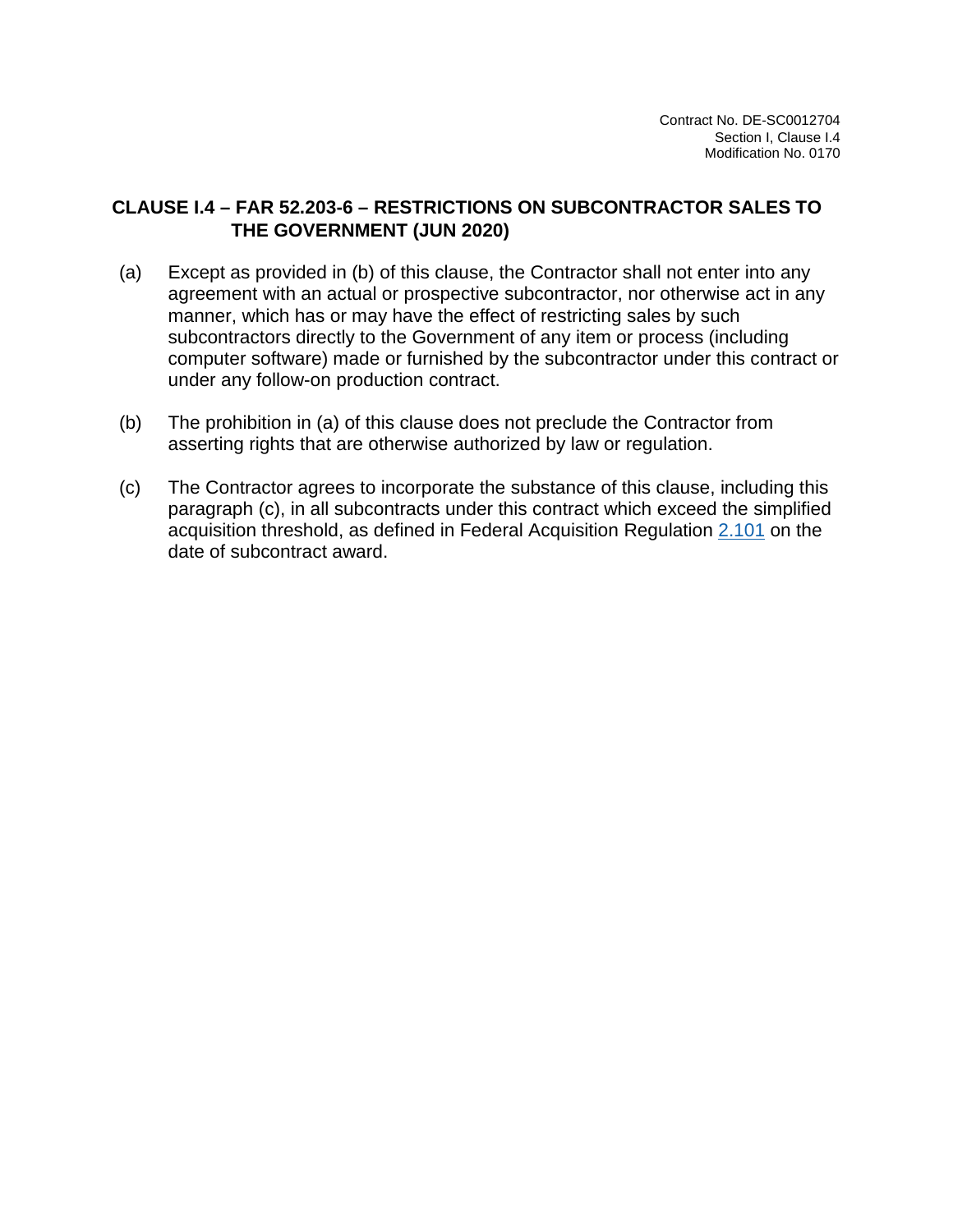## CLAUSE I.4 – FAR 52.203-6 – RESTRICTIONS ON SUBCONTRACTOR SALES TO THE GOVERNMENT (JUN 2020)

(a) Except as provided in (b) of this clause, the Contractor shall not enter into any agreement with an actual or prospective subcontractor, nor otherwise act in any manner, which has or may have the effect of restricting sales by such subcontractors directly to the Government of any item or process (including computer software) made or furnished by the subcontractor under this contract or under any follow-on production contract.

(b) The prohibition in (a) of this clause does not preclude the Contractor from asserting rights that are otherwise authorized by law or regulation.

(c) The Contractor agrees to incorporate the substance of this clause, including this paragraph (c), in all subcontracts under this contract which exceed the simplified acquisition threshold, as defined in Federal Acquisition Regulation 2.101 on the date of subcontract award.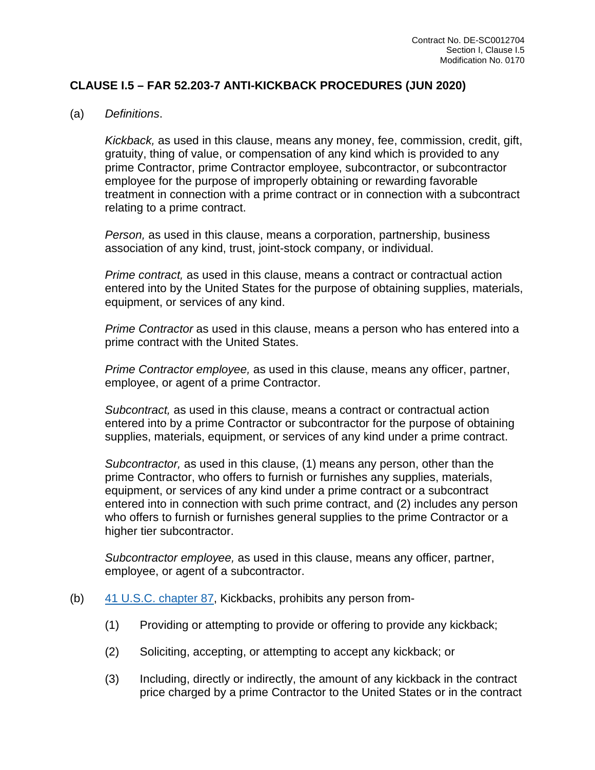## CLAUSE I.5 – FAR 52.203-7 ANTI-KICKBACK PROCEDURES (JUN 2020)

(a) *Definitions*.

*Kickback,* as used in this clause, means any money, fee, commission, credit, gift, gratuity, thing of value, or compensation of any kind which is provided to any prime Contractor, prime Contractor employee, subcontractor, or subcontractor employee for the purpose of improperly obtaining or rewarding favorable treatment in connection with a prime contract or in connection with a subcontract relating to a prime contract.

*Person,* as used in this clause, means a corporation, partnership, business association of any kind, trust, joint-stock company, or individual.

*Prime contract,* as used in this clause, means a contract or contractual action entered into by the United States for the purpose of obtaining supplies, materials, equipment, or services of any kind.

*Prime Contractor* as used in this clause, means a person who has entered into a prime contract with the United States.

*Prime Contractor employee,* as used in this clause, means any officer, partner, employee, or agent of a prime Contractor.

*Subcontract,* as used in this clause, means a contract or contractual action entered into by a prime Contractor or subcontractor for the purpose of obtaining supplies, materials, equipment, or services of any kind under a prime contract.

*Subcontractor,* as used in this clause, (1) means any person, other than the prime Contractor, who offers to furnish or furnishes any supplies, materials, equipment, or services of any kind under a prime contract or a subcontract entered into in connection with such prime contract, and (2) includes any person who offers to furnish or furnishes general supplies to the prime Contractor or a higher tier subcontractor.

*Subcontractor employee,* as used in this clause, means any officer, partner, employee, or agent of a subcontractor.

(b) 41 U.S.C. chapter 87, Kickbacks, prohibits any person from-

(1) Providing or attempting to provide or offering to provide any kickback;

(2) Soliciting, accepting, or attempting to accept any kickback; or

(3) Including, directly or indirectly, the amount of any kickback in the contract price charged by a prime Contractor to the United States or in the contract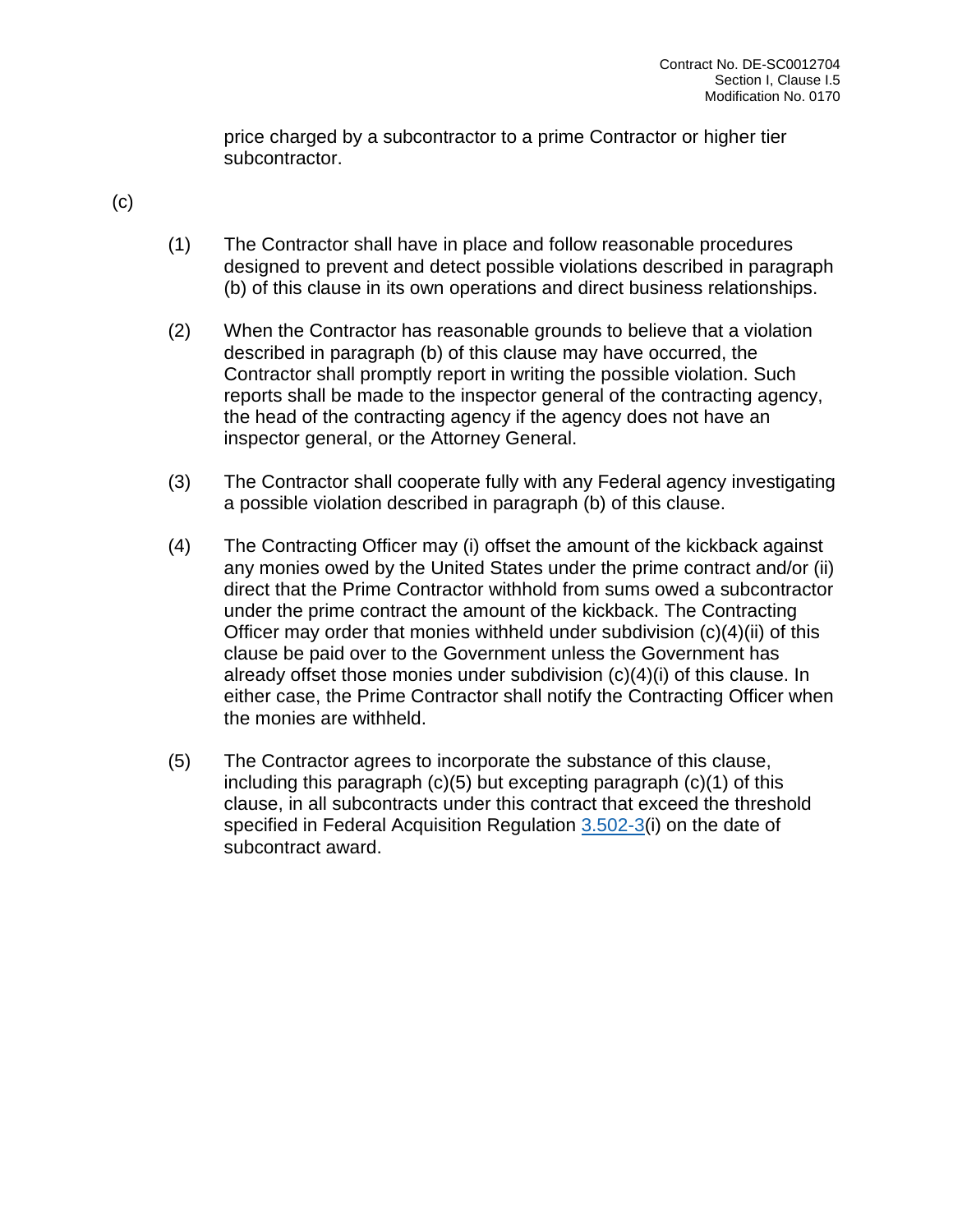price charged by a subcontractor to a prime Contractor or higher tier subcontractor.

(c)

(1) The Contractor shall have in place and follow reasonable procedures designed to prevent and detect possible violations described in paragraph (b) of this clause in its own operations and direct business relationships.

(2) When the Contractor has reasonable grounds to believe that a violation described in paragraph (b) of this clause may have occurred, the Contractor shall promptly report in writing the possible violation. Such reports shall be made to the inspector general of the contracting agency, the head of the contracting agency if the agency does not have an inspector general, or the Attorney General.

(3) The Contractor shall cooperate fully with any Federal agency investigating a possible violation described in paragraph (b) of this clause.

(4) The Contracting Officer may (i) offset the amount of the kickback against any monies owed by the United States under the prime contract and/or (ii) direct that the Prime Contractor withhold from sums owed a subcontractor under the prime contract the amount of the kickback. The Contracting Officer may order that monies withheld under subdivision (c)(4)(ii) of this clause be paid over to the Government unless the Government has already offset those monies under subdivision (c)(4)(i) of this clause. In either case, the Prime Contractor shall notify the Contracting Officer when the monies are withheld.

(5) The Contractor agrees to incorporate the substance of this clause, including this paragraph (c)(5) but excepting paragraph (c)(1) of this clause, in all subcontracts under this contract that exceed the threshold specified in Federal Acquisition Regulation 3.502-3(i) on the date of subcontract award.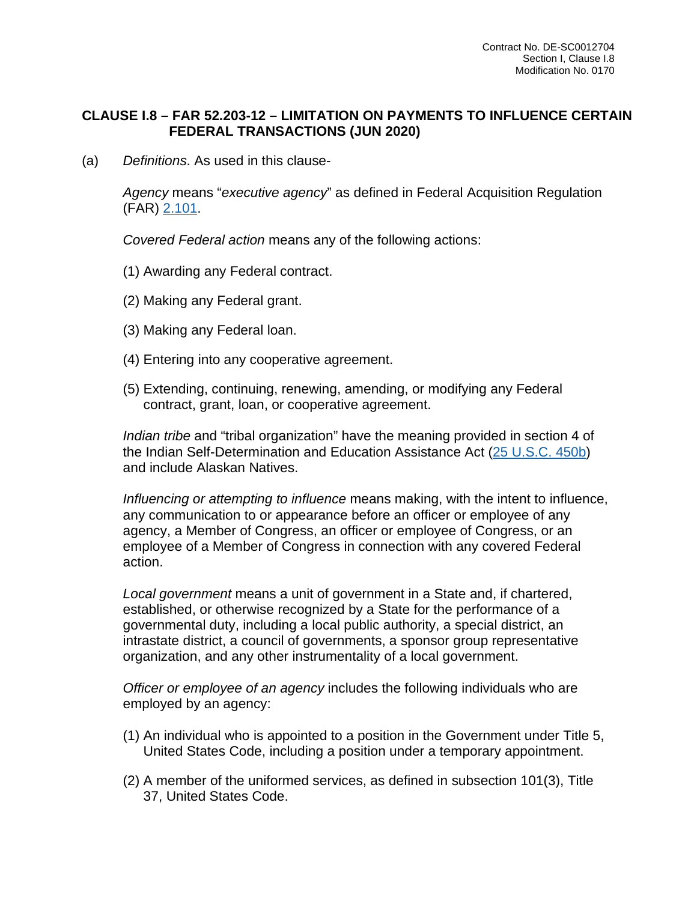## CLAUSE I.8 – FAR 52.203-12 – LIMITATION ON PAYMENTS TO INFLUENCE CERTAIN FEDERAL TRANSACTIONS (JUN 2020)

(a) *Definitions*. As used in this clause-

*Agency* means "*executive agency*" as defined in Federal Acquisition Regulation (FAR) 2.101.

*Covered Federal action* means any of the following actions:

(1) Awarding any Federal contract.

(2) Making any Federal grant.

(3) Making any Federal loan.

(4) Entering into any cooperative agreement.

(5) Extending, continuing, renewing, amending, or modifying any Federal contract, grant, loan, or cooperative agreement.

*Indian tribe* and "tribal organization" have the meaning provided in section 4 of the Indian Self-Determination and Education Assistance Act (25 U.S.C. 450b) and include Alaskan Natives.

*Influencing or attempting to influence* means making, with the intent to influence, any communication to or appearance before an officer or employee of any agency, a Member of Congress, an officer or employee of Congress, or an employee of a Member of Congress in connection with any covered Federal action.

*Local government* means a unit of government in a State and, if chartered, established, or otherwise recognized by a State for the performance of a governmental duty, including a local public authority, a special district, an intrastate district, a council of governments, a sponsor group representative organization, and any other instrumentality of a local government.

*Officer or employee of an agency* includes the following individuals who are employed by an agency:

(1) An individual who is appointed to a position in the Government under Title 5, United States Code, including a position under a temporary appointment.

(2) A member of the uniformed services, as defined in subsection 101(3), Title 37, United States Code.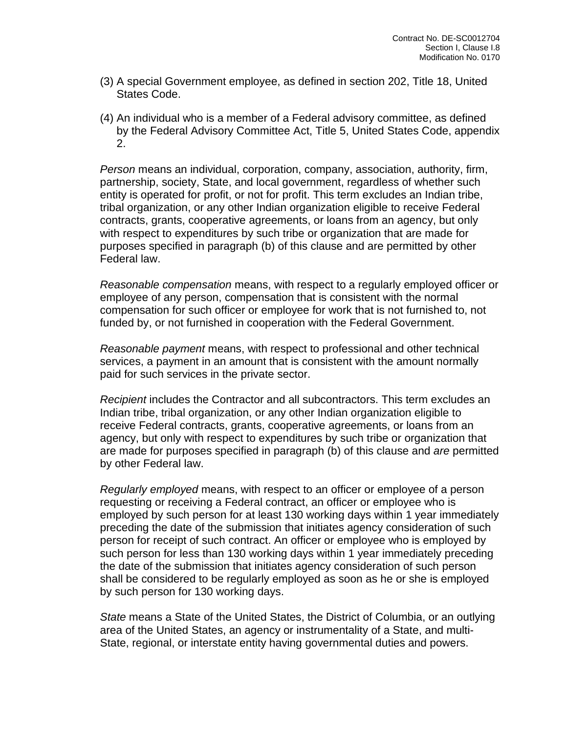(3) A special Government employee, as defined in section 202, Title 18, United States Code.

(4) An individual who is a member of a Federal advisory committee, as defined by the Federal Advisory Committee Act, Title 5, United States Code, appendix 2.

*Person* means an individual, corporation, company, association, authority, firm, partnership, society, State, and local government, regardless of whether such entity is operated for profit, or not for profit. This term excludes an Indian tribe, tribal organization, or any other Indian organization eligible to receive Federal contracts, grants, cooperative agreements, or loans from an agency, but only with respect to expenditures by such tribe or organization that are made for purposes specified in paragraph (b) of this clause and are permitted by other Federal law.

*Reasonable compensation* means, with respect to a regularly employed officer or employee of any person, compensation that is consistent with the normal compensation for such officer or employee for work that is not furnished to, not funded by, or not furnished in cooperation with the Federal Government.

*Reasonable payment* means, with respect to professional and other technical services, a payment in an amount that is consistent with the amount normally paid for such services in the private sector.

*Recipient* includes the Contractor and all subcontractors. This term excludes an Indian tribe, tribal organization, or any other Indian organization eligible to receive Federal contracts, grants, cooperative agreements, or loans from an agency, but only with respect to expenditures by such tribe or organization that are made for purposes specified in paragraph (b) of this clause and *are* permitted by other Federal law.

*Regularly employed* means, with respect to an officer or employee of a person requesting or receiving a Federal contract, an officer or employee who is employed by such person for at least 130 working days within 1 year immediately preceding the date of the submission that initiates agency consideration of such person for receipt of such contract. An officer or employee who is employed by such person for less than 130 working days within 1 year immediately preceding the date of the submission that initiates agency consideration of such person shall be considered to be regularly employed as soon as he or she is employed by such person for 130 working days.

*State* means a State of the United States, the District of Columbia, or an outlying area of the United States, an agency or instrumentality of a State, and multi-State, regional, or interstate entity having governmental duties and powers.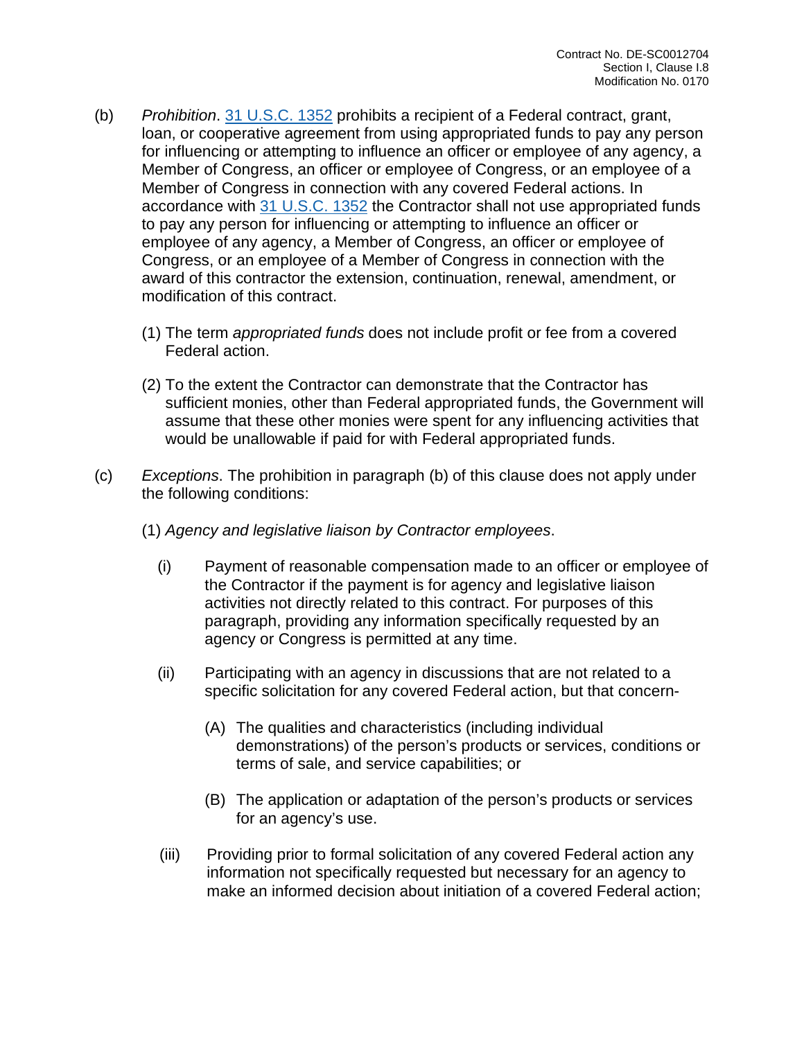(b) *Prohibition*. [31 U.S.C. 1352](#) prohibits a recipient of a Federal contract, grant, loan, or cooperative agreement from using appropriated funds to pay any person for influencing or attempting to influence an officer or employee of any agency, a Member of Congress, an officer or employee of Congress, or an employee of a Member of Congress in connection with any covered Federal actions. In accordance with [31 U.S.C. 1352](#) the Contractor shall not use appropriated funds to pay any person for influencing or attempting to influence an officer or employee of any agency, a Member of Congress, an officer or employee of Congress, or an employee of a Member of Congress in connection with the award of this contractor the extension, continuation, renewal, amendment, or modification of this contract.

(1) The term *appropriated funds* does not include profit or fee from a covered Federal action.

(2) To the extent the Contractor can demonstrate that the Contractor has sufficient monies, other than Federal appropriated funds, the Government will assume that these other monies were spent for any influencing activities that would be unallowable if paid for with Federal appropriated funds.

(c) *Exceptions*. The prohibition in paragraph (b) of this clause does not apply under the following conditions:

(1) *Agency and legislative liaison by Contractor employees*.

(i) Payment of reasonable compensation made to an officer or employee of the Contractor if the payment is for agency and legislative liaison activities not directly related to this contract. For purposes of this paragraph, providing any information specifically requested by an agency or Congress is permitted at any time.

(ii) Participating with an agency in discussions that are not related to a specific solicitation for any covered Federal action, but that concern-

(A) The qualities and characteristics (including individual demonstrations) of the person's products or services, conditions or terms of sale, and service capabilities; or

(B) The application or adaptation of the person's products or services for an agency's use.

(iii) Providing prior to formal solicitation of any covered Federal action any information not specifically requested but necessary for an agency to make an informed decision about initiation of a covered Federal action;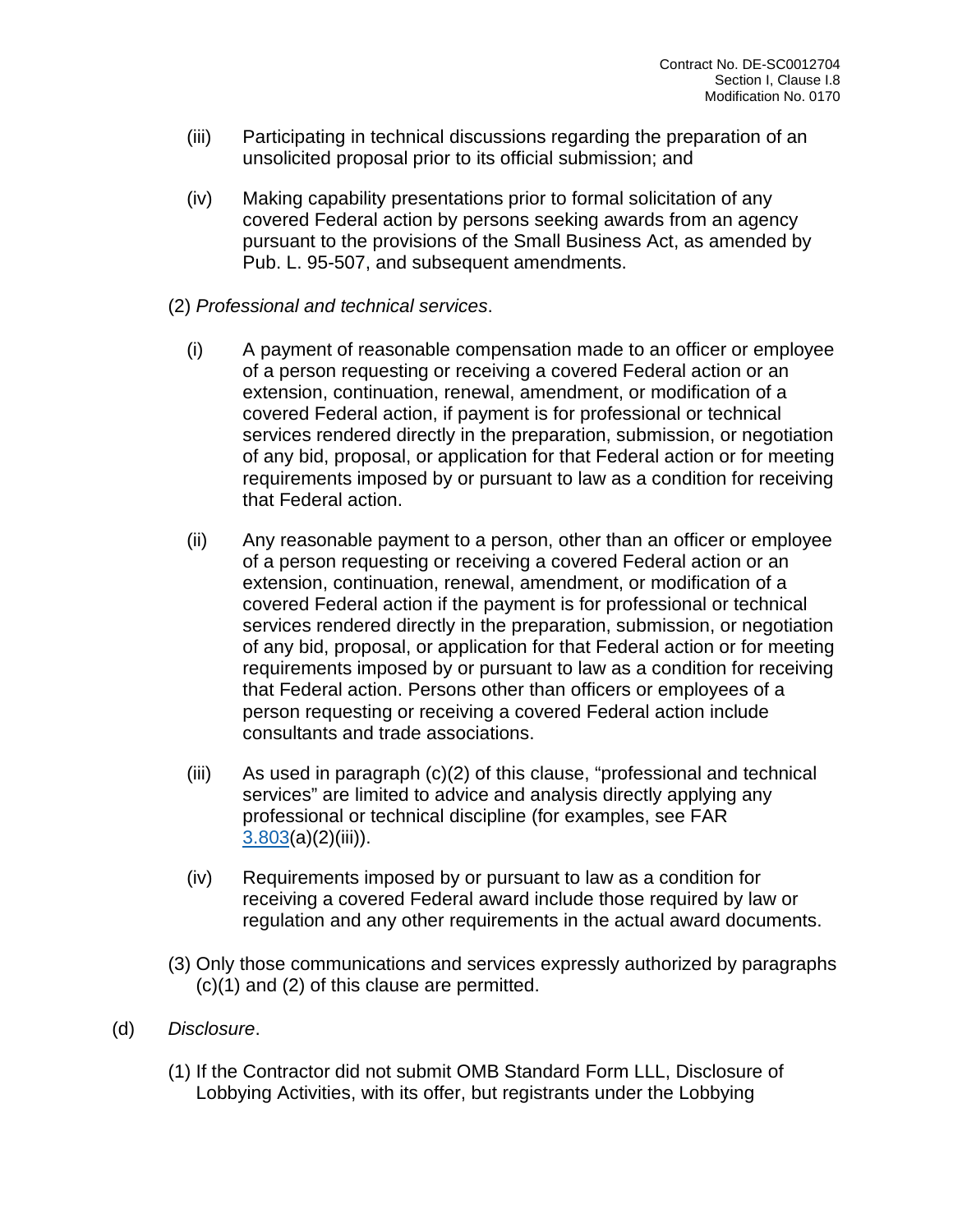(iii) Participating in technical discussions regarding the preparation of an unsolicited proposal prior to its official submission; and

(iv) Making capability presentations prior to formal solicitation of any covered Federal action by persons seeking awards from an agency pursuant to the provisions of the Small Business Act, as amended by Pub. L. 95-507, and subsequent amendments.

(2) *Professional and technical services*.

(i) A payment of reasonable compensation made to an officer or employee of a person requesting or receiving a covered Federal action or an extension, continuation, renewal, amendment, or modification of a covered Federal action, if payment is for professional or technical services rendered directly in the preparation, submission, or negotiation of any bid, proposal, or application for that Federal action or for meeting requirements imposed by or pursuant to law as a condition for receiving that Federal action.

(ii) Any reasonable payment to a person, other than an officer or employee of a person requesting or receiving a covered Federal action or an extension, continuation, renewal, amendment, or modification of a covered Federal action if the payment is for professional or technical services rendered directly in the preparation, submission, or negotiation of any bid, proposal, or application for that Federal action or for meeting requirements imposed by or pursuant to law as a condition for receiving that Federal action. Persons other than officers or employees of a person requesting or receiving a covered Federal action include consultants and trade associations.

(iii) As used in paragraph (c)(2) of this clause, "professional and technical services" are limited to advice and analysis directly applying any professional or technical discipline (for examples, see FAR 3.803(a)(2)(iii)).

(iv) Requirements imposed by or pursuant to law as a condition for receiving a covered Federal award include those required by law or regulation and any other requirements in the actual award documents.

(3) Only those communications and services expressly authorized by paragraphs (c)(1) and (2) of this clause are permitted.

(d) *Disclosure*.

(1) If the Contractor did not submit OMB Standard Form LLL, Disclosure of Lobbying Activities, with its offer, but registrants under the Lobbying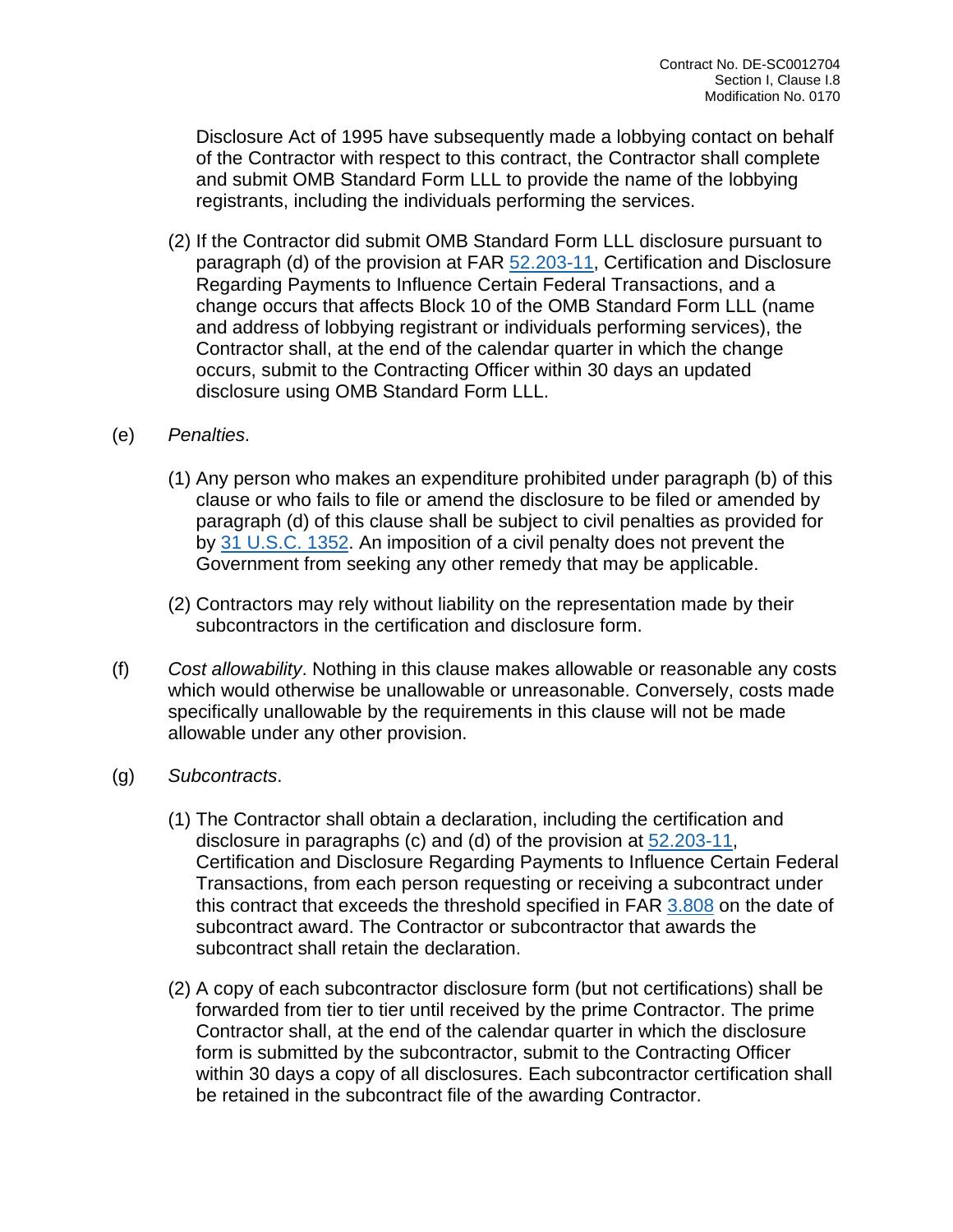Disclosure Act of 1995 have subsequently made a lobbying contact on behalf of the Contractor with respect to this contract, the Contractor shall complete and submit OMB Standard Form LLL to provide the name of the lobbying registrants, including the individuals performing the services.

(2) If the Contractor did submit OMB Standard Form LLL disclosure pursuant to paragraph (d) of the provision at FAR 52.203-11, Certification and Disclosure Regarding Payments to Influence Certain Federal Transactions, and a change occurs that affects Block 10 of the OMB Standard Form LLL (name and address of lobbying registrant or individuals performing services), the Contractor shall, at the end of the calendar quarter in which the change occurs, submit to the Contracting Officer within 30 days an updated disclosure using OMB Standard Form LLL.

(e) *Penalties*.

(1) Any person who makes an expenditure prohibited under paragraph (b) of this clause or who fails to file or amend the disclosure to be filed or amended by paragraph (d) of this clause shall be subject to civil penalties as provided for by 31 U.S.C. 1352. An imposition of a civil penalty does not prevent the Government from seeking any other remedy that may be applicable.

(2) Contractors may rely without liability on the representation made by their subcontractors in the certification and disclosure form.

(f) *Cost allowability*. Nothing in this clause makes allowable or reasonable any costs which would otherwise be unallowable or unreasonable. Conversely, costs made specifically unallowable by the requirements in this clause will not be made allowable under any other provision.

(g) *Subcontracts*.

(1) The Contractor shall obtain a declaration, including the certification and disclosure in paragraphs (c) and (d) of the provision at 52.203-11, Certification and Disclosure Regarding Payments to Influence Certain Federal Transactions, from each person requesting or receiving a subcontract under this contract that exceeds the threshold specified in FAR 3.808 on the date of subcontract award. The Contractor or subcontractor that awards the subcontract shall retain the declaration.

(2) A copy of each subcontractor disclosure form (but not certifications) shall be forwarded from tier to tier until received by the prime Contractor. The prime Contractor shall, at the end of the calendar quarter in which the disclosure form is submitted by the subcontractor, submit to the Contracting Officer within 30 days a copy of all disclosures. Each subcontractor certification shall be retained in the subcontract file of the awarding Contractor.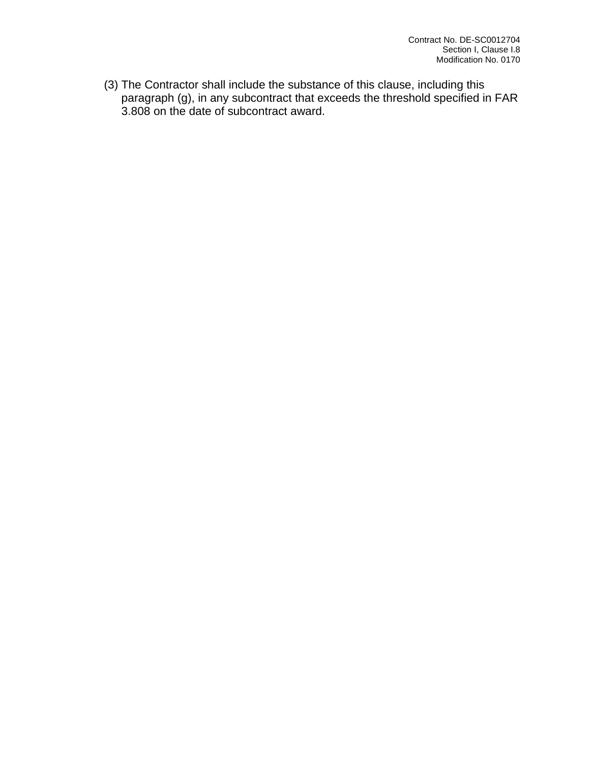(3) The Contractor shall include the substance of this clause, including this paragraph (g), in any subcontract that exceeds the threshold specified in FAR 3.808 on the date of subcontract award.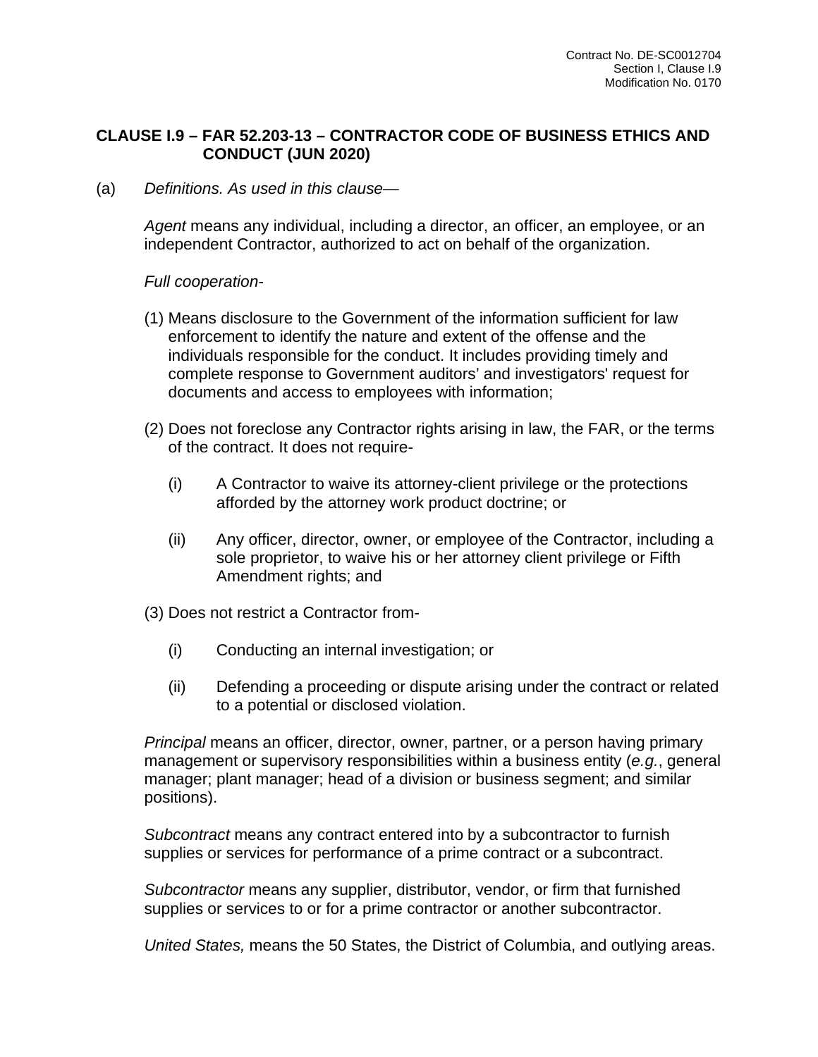## CLAUSE I.9 – FAR 52.203-13 – CONTRACTOR CODE OF BUSINESS ETHICS AND CONDUCT (JUN 2020)

(a) *Definitions. As used in this clause—*

*Agent* means any individual, including a director, an officer, an employee, or an independent Contractor, authorized to act on behalf of the organization.

*Full cooperation*-

(1) Means disclosure to the Government of the information sufficient for law enforcement to identify the nature and extent of the offense and the individuals responsible for the conduct. It includes providing timely and complete response to Government auditors' and investigators' request for documents and access to employees with information;

(2) Does not foreclose any Contractor rights arising in law, the FAR, or the terms of the contract. It does not require-

(i) A Contractor to waive its attorney-client privilege or the protections afforded by the attorney work product doctrine; or

(ii) Any officer, director, owner, or employee of the Contractor, including a sole proprietor, to waive his or her attorney client privilege or Fifth Amendment rights; and

(3) Does not restrict a Contractor from-

(i) Conducting an internal investigation; or

(ii) Defending a proceeding or dispute arising under the contract or related to a potential or disclosed violation.

*Principal* means an officer, director, owner, partner, or a person having primary management or supervisory responsibilities within a business entity (*e.g.*, general manager; plant manager; head of a division or business segment; and similar positions).

*Subcontract* means any contract entered into by a subcontractor to furnish supplies or services for performance of a prime contract or a subcontract.

*Subcontractor* means any supplier, distributor, vendor, or firm that furnished supplies or services to or for a prime contractor or another subcontractor.

*United States,* means the 50 States, the District of Columbia, and outlying areas.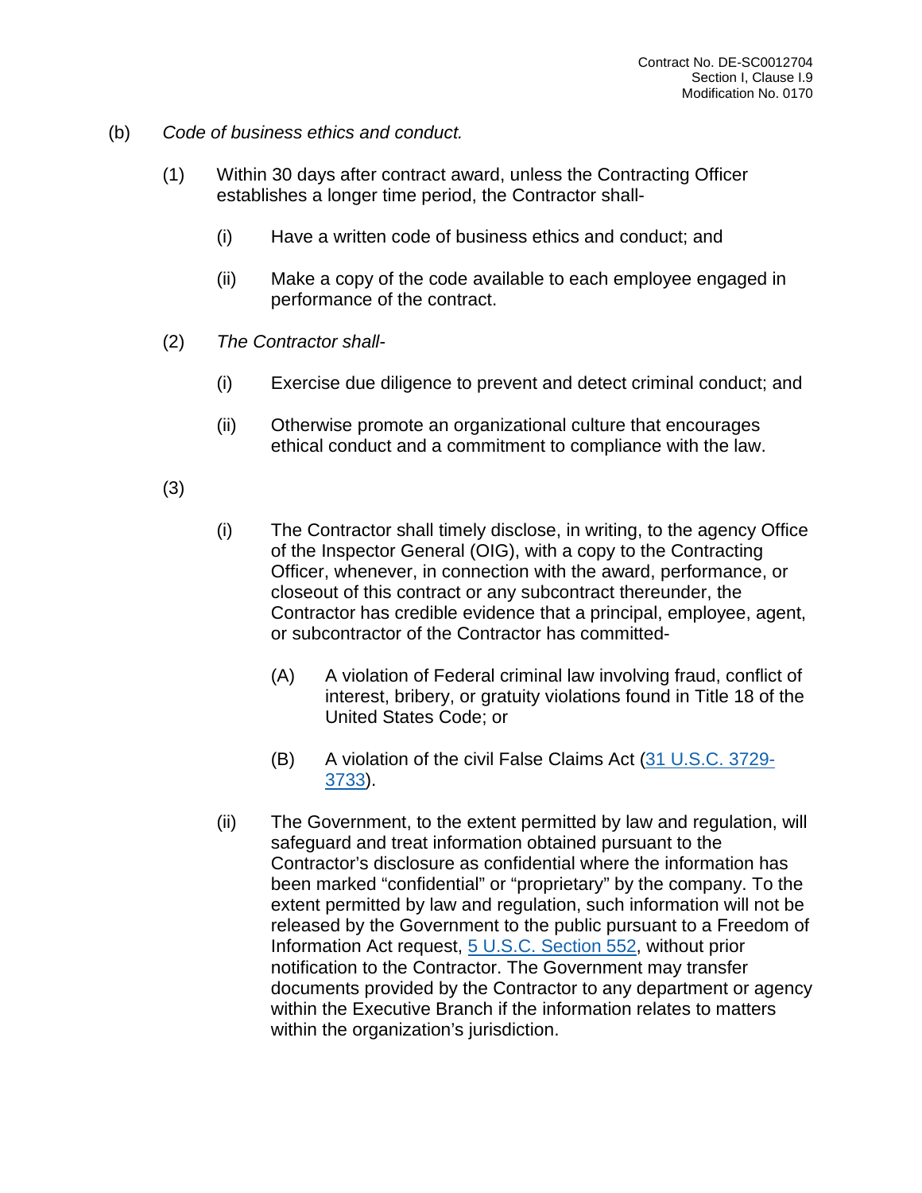(b) *Code of business ethics and conduct.*

(1) Within 30 days after contract award, unless the Contracting Officer establishes a longer time period, the Contractor shall-

(i) Have a written code of business ethics and conduct; and

(ii) Make a copy of the code available to each employee engaged in performance of the contract.

(2) *The Contractor shall-*

(i) Exercise due diligence to prevent and detect criminal conduct; and

(ii) Otherwise promote an organizational culture that encourages ethical conduct and a commitment to compliance with the law.

(3)

(i) The Contractor shall timely disclose, in writing, to the agency Office of the Inspector General (OIG), with a copy to the Contracting Officer, whenever, in connection with the award, performance, or closeout of this contract or any subcontract thereunder, the Contractor has credible evidence that a principal, employee, agent, or subcontractor of the Contractor has committed-

(A) A violation of Federal criminal law involving fraud, conflict of interest, bribery, or gratuity violations found in Title 18 of the United States Code; or

(B) A violation of the civil False Claims Act (31 U.S.C. 3729-3733).

(ii) The Government, to the extent permitted by law and regulation, will safeguard and treat information obtained pursuant to the Contractor's disclosure as confidential where the information has been marked "confidential" or "proprietary" by the company. To the extent permitted by law and regulation, such information will not be released by the Government to the public pursuant to a Freedom of Information Act request, 5 U.S.C. Section 552, without prior notification to the Contractor. The Government may transfer documents provided by the Contractor to any department or agency within the Executive Branch if the information relates to matters within the organization's jurisdiction.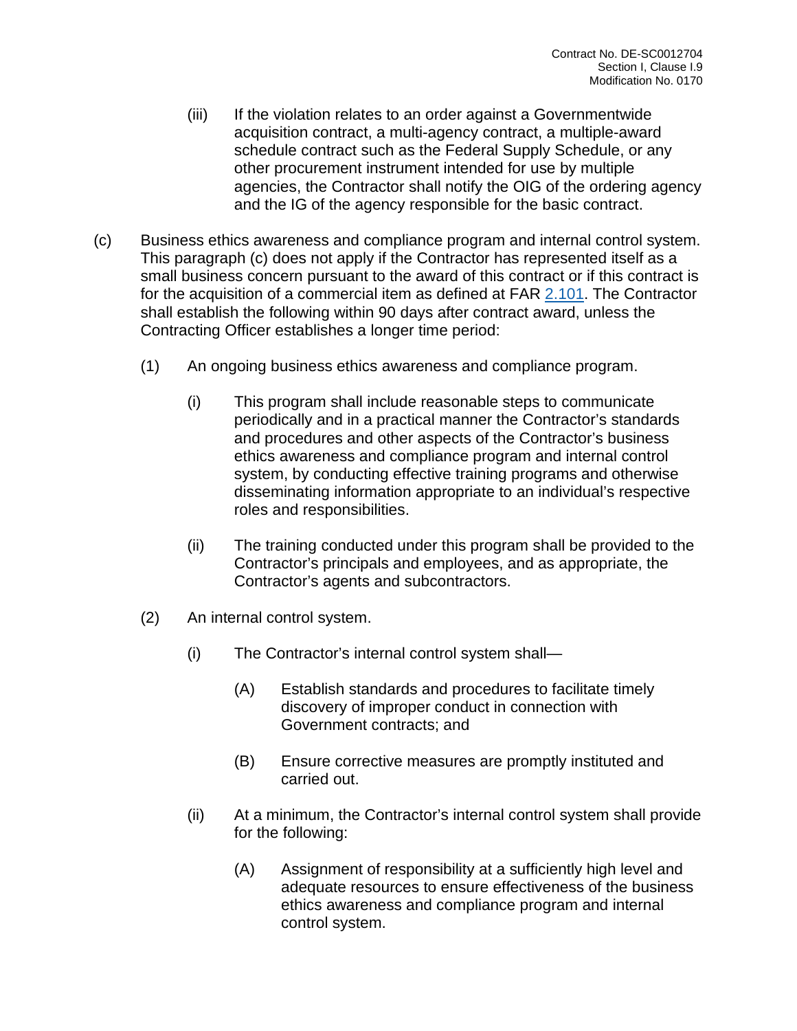(iii) If the violation relates to an order against a Governmentwide acquisition contract, a multi-agency contract, a multiple-award schedule contract such as the Federal Supply Schedule, or any other procurement instrument intended for use by multiple agencies, the Contractor shall notify the OIG of the ordering agency and the IG of the agency responsible for the basic contract.

(c) Business ethics awareness and compliance program and internal control system. This paragraph (c) does not apply if the Contractor has represented itself as a small business concern pursuant to the award of this contract or if this contract is for the acquisition of a commercial item as defined at FAR 2.101. The Contractor shall establish the following within 90 days after contract award, unless the Contracting Officer establishes a longer time period:

(1) An ongoing business ethics awareness and compliance program.

(i) This program shall include reasonable steps to communicate periodically and in a practical manner the Contractor's standards and procedures and other aspects of the Contractor's business ethics awareness and compliance program and internal control system, by conducting effective training programs and otherwise disseminating information appropriate to an individual's respective roles and responsibilities.

(ii) The training conducted under this program shall be provided to the Contractor's principals and employees, and as appropriate, the Contractor's agents and subcontractors.

(2) An internal control system.

(i) The Contractor's internal control system shall—

(A) Establish standards and procedures to facilitate timely discovery of improper conduct in connection with Government contracts; and

(B) Ensure corrective measures are promptly instituted and carried out.

(ii) At a minimum, the Contractor's internal control system shall provide for the following:

(A) Assignment of responsibility at a sufficiently high level and adequate resources to ensure effectiveness of the business ethics awareness and compliance program and internal control system.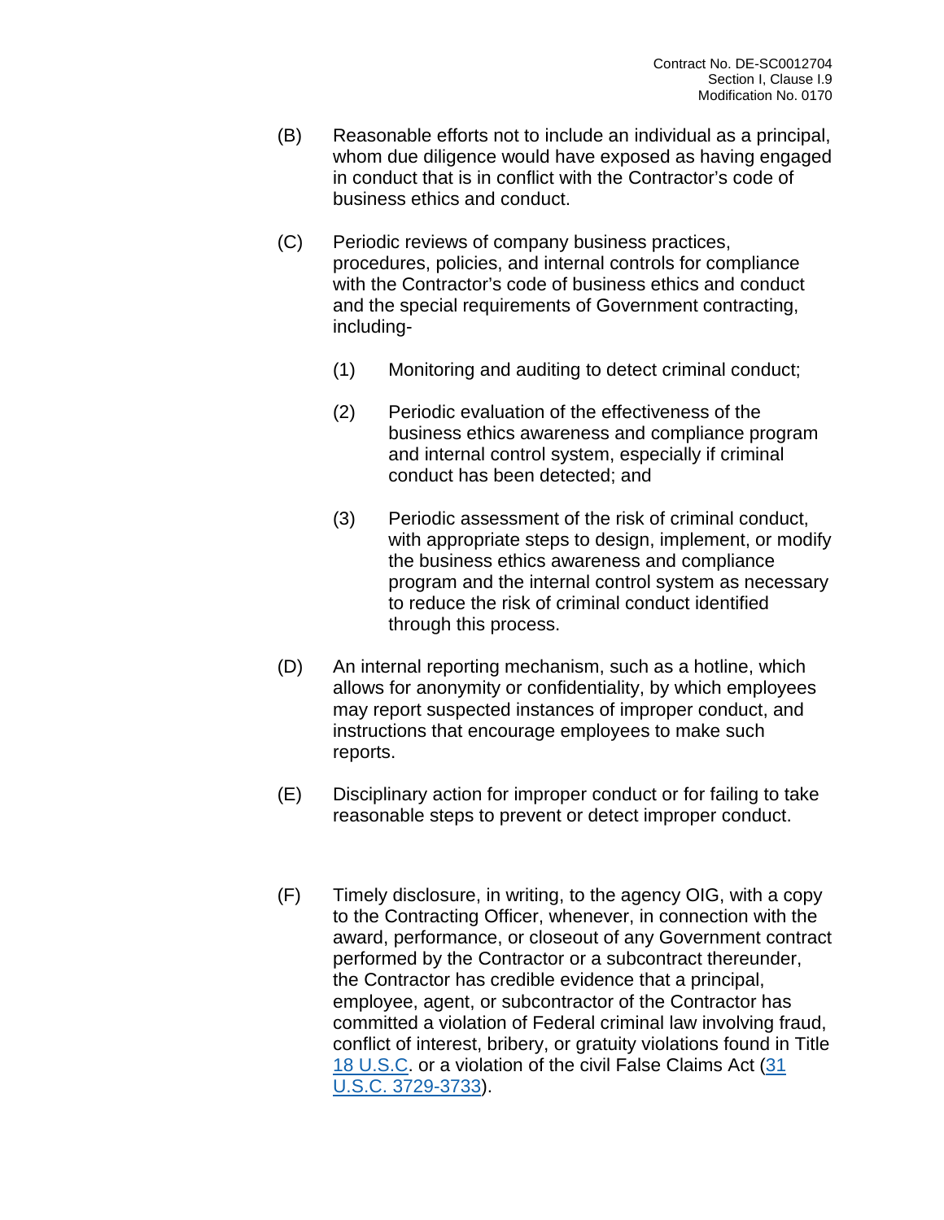(B) Reasonable efforts not to include an individual as a principal, whom due diligence would have exposed as having engaged in conduct that is in conflict with the Contractor's code of business ethics and conduct.

(C) Periodic reviews of company business practices, procedures, policies, and internal controls for compliance with the Contractor's code of business ethics and conduct and the special requirements of Government contracting, including-

(1) Monitoring and auditing to detect criminal conduct;

(2) Periodic evaluation of the effectiveness of the business ethics awareness and compliance program and internal control system, especially if criminal conduct has been detected; and

(3) Periodic assessment of the risk of criminal conduct, with appropriate steps to design, implement, or modify the business ethics awareness and compliance program and the internal control system as necessary to reduce the risk of criminal conduct identified through this process.

(D) An internal reporting mechanism, such as a hotline, which allows for anonymity or confidentiality, by which employees may report suspected instances of improper conduct, and instructions that encourage employees to make such reports.

(E) Disciplinary action for improper conduct or for failing to take reasonable steps to prevent or detect improper conduct.

(F) Timely disclosure, in writing, to the agency OIG, with a copy to the Contracting Officer, whenever, in connection with the award, performance, or closeout of any Government contract performed by the Contractor or a subcontract thereunder, the Contractor has credible evidence that a principal, employee, agent, or subcontractor of the Contractor has committed a violation of Federal criminal law involving fraud, conflict of interest, bribery, or gratuity violations found in Title 18 U.S.C. or a violation of the civil False Claims Act (31 U.S.C. 3729-3733).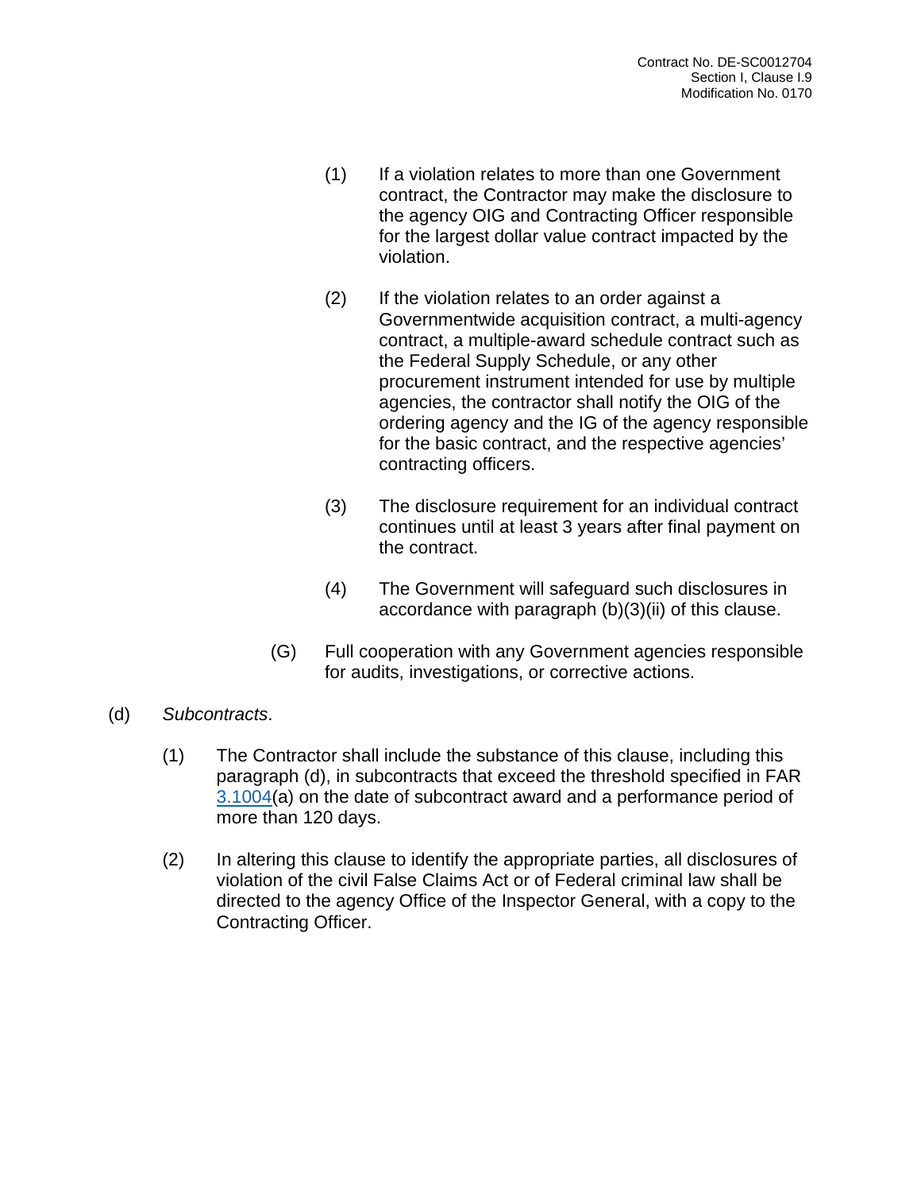(1) If a violation relates to more than one Government contract, the Contractor may make the disclosure to the agency OIG and Contracting Officer responsible for the largest dollar value contract impacted by the violation.

(2) If the violation relates to an order against a Governmentwide acquisition contract, a multi-agency contract, a multiple-award schedule contract such as the Federal Supply Schedule, or any other procurement instrument intended for use by multiple agencies, the contractor shall notify the OIG of the ordering agency and the IG of the agency responsible for the basic contract, and the respective agencies' contracting officers.

(3) The disclosure requirement for an individual contract continues until at least 3 years after final payment on the contract.

(4) The Government will safeguard such disclosures in accordance with paragraph (b)(3)(ii) of this clause.

(G) Full cooperation with any Government agencies responsible for audits, investigations, or corrective actions.

(d) *Subcontracts*.

(1) The Contractor shall include the substance of this clause, including this paragraph (d), in subcontracts that exceed the threshold specified in FAR 3.1004(a) on the date of subcontract award and a performance period of more than 120 days.

(2) In altering this clause to identify the appropriate parties, all disclosures of violation of the civil False Claims Act or of Federal criminal law shall be directed to the agency Office of the Inspector General, with a copy to the Contracting Officer.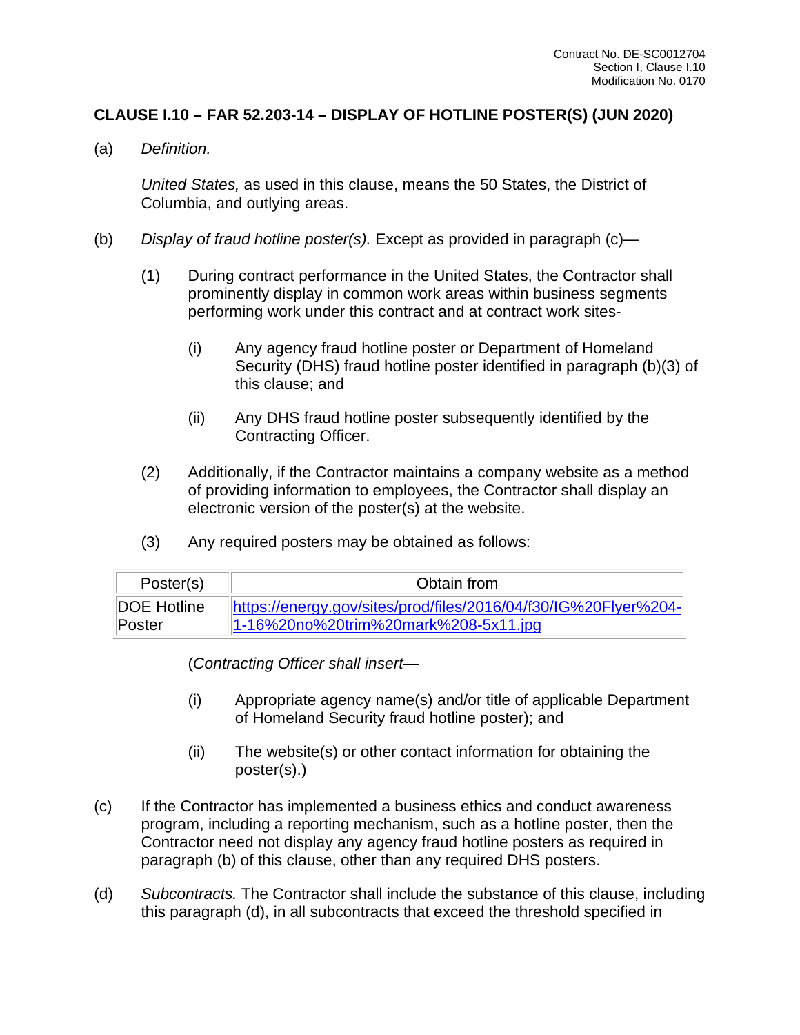## CLAUSE I.10 – FAR 52.203-14 – DISPLAY OF HOTLINE POSTER(S) (JUN 2020)

(a) *Definition.*

*United States,* as used in this clause, means the 50 States, the District of Columbia, and outlying areas.

(b) *Display of fraud hotline poster(s).* Except as provided in paragraph (c)—

(1) During contract performance in the United States, the Contractor shall prominently display in common work areas within business segments performing work under this contract and at contract work sites-

(i) Any agency fraud hotline poster or Department of Homeland Security (DHS) fraud hotline poster identified in paragraph (b)(3) of this clause; and

(ii) Any DHS fraud hotline poster subsequently identified by the Contracting Officer.

(2) Additionally, if the Contractor maintains a company website as a method of providing information to employees, the Contractor shall display an electronic version of the poster(s) at the website.

(3) Any required posters may be obtained as follows:

| Poster(s) | Obtain from |
|---|---|
| DOE Hotline Poster | https://energy.gov/sites/prod/files/2016/04/f30/IG%20Flyer%204-1-16%20no%20trim%20mark%208-5x11.jpg |

(*Contracting Officer shall insert—*

(i) Appropriate agency name(s) and/or title of applicable Department of Homeland Security fraud hotline poster); and

(ii) The website(s) or other contact information for obtaining the poster(s).)

(c) If the Contractor has implemented a business ethics and conduct awareness program, including a reporting mechanism, such as a hotline poster, then the Contractor need not display any agency fraud hotline posters as required in paragraph (b) of this clause, other than any required DHS posters.

(d) *Subcontracts.* The Contractor shall include the substance of this clause, including this paragraph (d), in all subcontracts that exceed the threshold specified in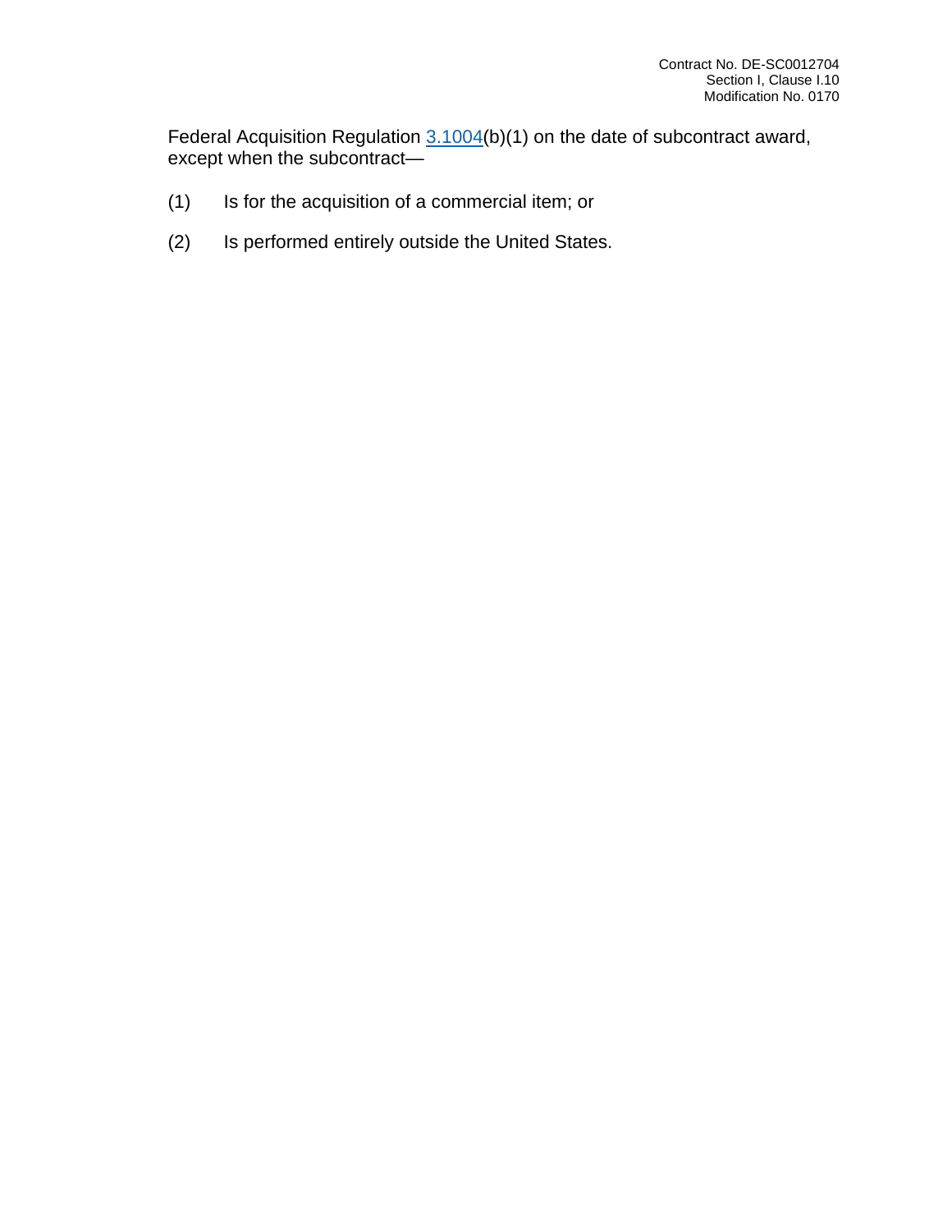Federal Acquisition Regulation 3.1004(b)(1) on the date of subcontract award, except when the subcontract—

(1) Is for the acquisition of a commercial item; or

(2) Is performed entirely outside the United States.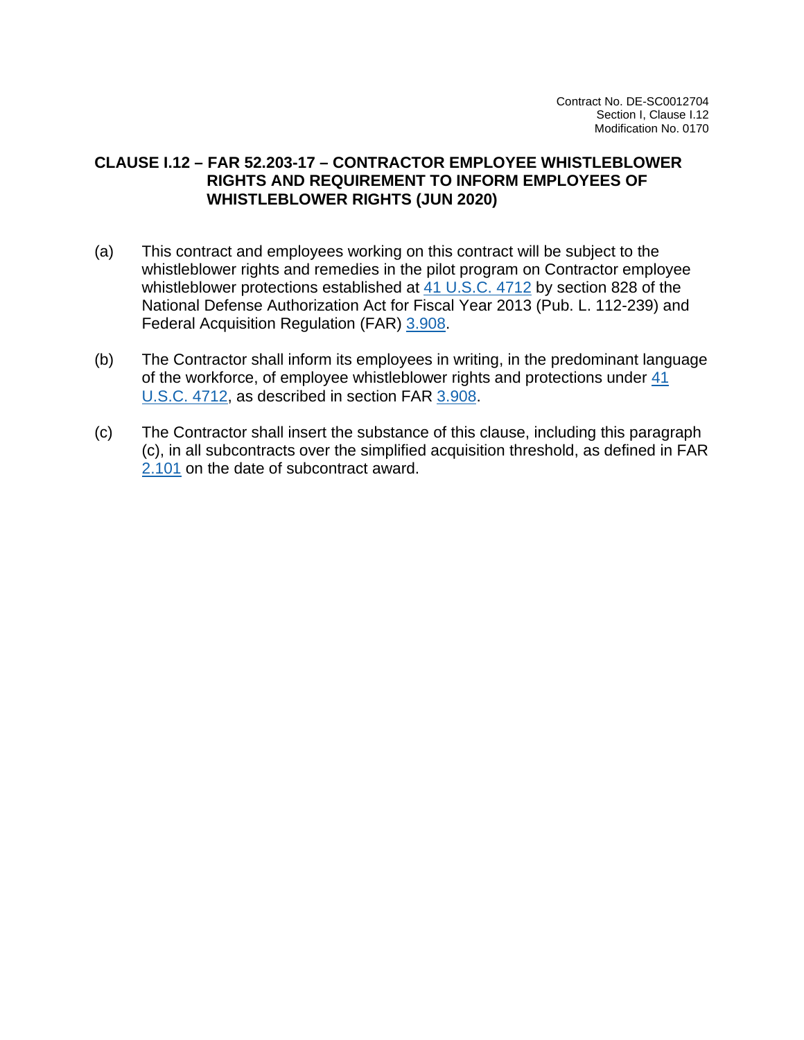## CLAUSE I.12 – FAR 52.203-17 – CONTRACTOR EMPLOYEE WHISTLEBLOWER RIGHTS AND REQUIREMENT TO INFORM EMPLOYEES OF WHISTLEBLOWER RIGHTS (JUN 2020)

(a) This contract and employees working on this contract will be subject to the whistleblower rights and remedies in the pilot program on Contractor employee whistleblower protections established at 41 U.S.C. 4712 by section 828 of the National Defense Authorization Act for Fiscal Year 2013 (Pub. L. 112-239) and Federal Acquisition Regulation (FAR) 3.908.

(b) The Contractor shall inform its employees in writing, in the predominant language of the workforce, of employee whistleblower rights and protections under 41 U.S.C. 4712, as described in section FAR 3.908.

(c) The Contractor shall insert the substance of this clause, including this paragraph (c), in all subcontracts over the simplified acquisition threshold, as defined in FAR 2.101 on the date of subcontract award.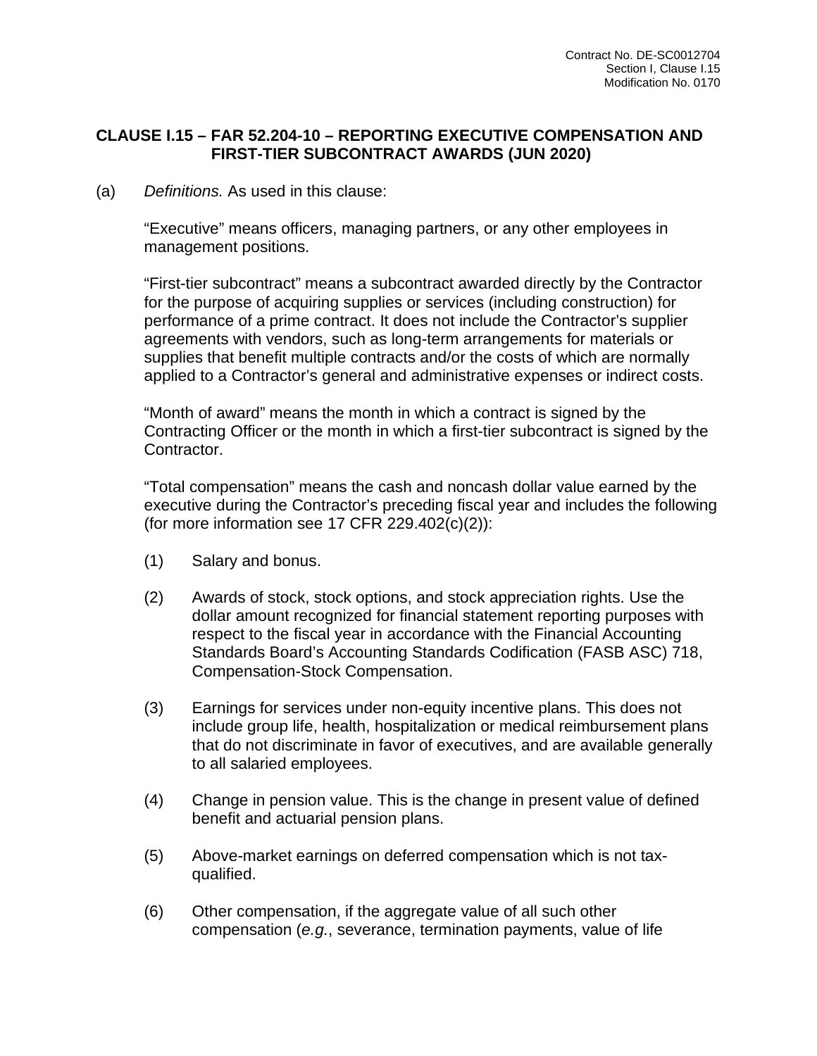**CLAUSE I.15 – FAR 52.204-10 – REPORTING EXECUTIVE COMPENSATION AND FIRST-TIER SUBCONTRACT AWARDS (JUN 2020)**

(a) *Definitions.* As used in this clause:

“Executive” means officers, managing partners, or any other employees in management positions.

“First-tier subcontract” means a subcontract awarded directly by the Contractor for the purpose of acquiring supplies or services (including construction) for performance of a prime contract. It does not include the Contractor’s supplier agreements with vendors, such as long-term arrangements for materials or supplies that benefit multiple contracts and/or the costs of which are normally applied to a Contractor’s general and administrative expenses or indirect costs.

“Month of award” means the month in which a contract is signed by the Contracting Officer or the month in which a first-tier subcontract is signed by the Contractor.

“Total compensation” means the cash and noncash dollar value earned by the executive during the Contractor’s preceding fiscal year and includes the following (for more information see 17 CFR 229.402(c)(2)):

(1) Salary and bonus.

(2) Awards of stock, stock options, and stock appreciation rights. Use the dollar amount recognized for financial statement reporting purposes with respect to the fiscal year in accordance with the Financial Accounting Standards Board’s Accounting Standards Codification (FASB ASC) 718, Compensation-Stock Compensation.

(3) Earnings for services under non-equity incentive plans. This does not include group life, health, hospitalization or medical reimbursement plans that do not discriminate in favor of executives, and are available generally to all salaried employees.

(4) Change in pension value. This is the change in present value of defined benefit and actuarial pension plans.

(5) Above-market earnings on deferred compensation which is not tax-qualified.

(6) Other compensation, if the aggregate value of all such other compensation (*e.g.*, severance, termination payments, value of life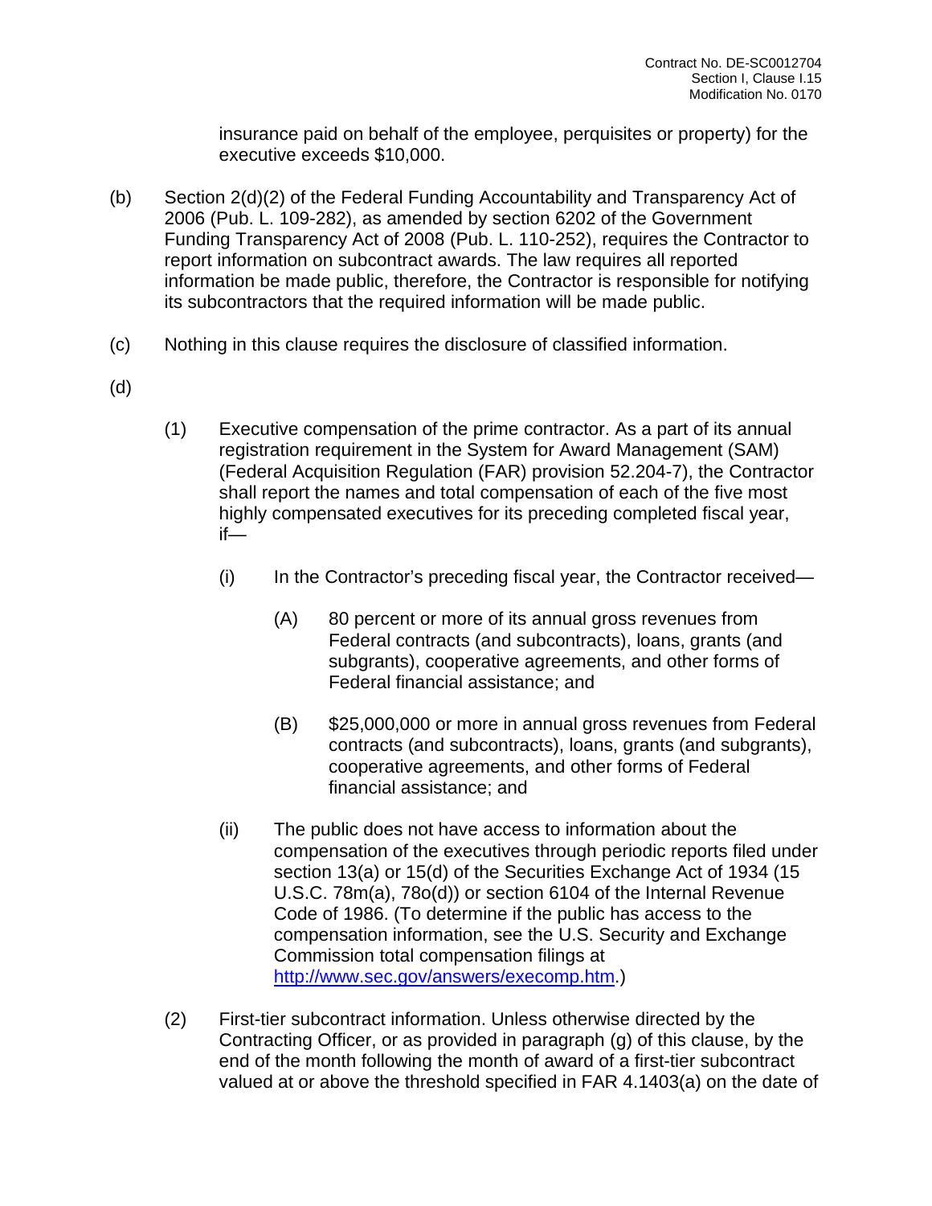insurance paid on behalf of the employee, perquisites or property) for the executive exceeds $10,000.

(b) Section 2(d)(2) of the Federal Funding Accountability and Transparency Act of 2006 (Pub. L. 109-282), as amended by section 6202 of the Government Funding Transparency Act of 2008 (Pub. L. 110-252), requires the Contractor to report information on subcontract awards. The law requires all reported information be made public, therefore, the Contractor is responsible for notifying its subcontractors that the required information will be made public.

(c) Nothing in this clause requires the disclosure of classified information.

(d)

(1) Executive compensation of the prime contractor. As a part of its annual registration requirement in the System for Award Management (SAM) (Federal Acquisition Regulation (FAR) provision 52.204-7), the Contractor shall report the names and total compensation of each of the five most highly compensated executives for its preceding completed fiscal year, if—

(i) In the Contractor's preceding fiscal year, the Contractor received—

(A) 80 percent or more of its annual gross revenues from Federal contracts (and subcontracts), loans, grants (and subgrants), cooperative agreements, and other forms of Federal financial assistance; and

(B) $25,000,000 or more in annual gross revenues from Federal contracts (and subcontracts), loans, grants (and subgrants), cooperative agreements, and other forms of Federal financial assistance; and

(ii) The public does not have access to information about the compensation of the executives through periodic reports filed under section 13(a) or 15(d) of the Securities Exchange Act of 1934 (15 U.S.C. 78m(a), 78o(d)) or section 6104 of the Internal Revenue Code of 1986. (To determine if the public has access to the compensation information, see the U.S. Security and Exchange Commission total compensation filings at http://www.sec.gov/answers/execomp.htm.)

(2) First-tier subcontract information. Unless otherwise directed by the Contracting Officer, or as provided in paragraph (g) of this clause, by the end of the month following the month of award of a first-tier subcontract valued at or above the threshold specified in FAR 4.1403(a) on the date of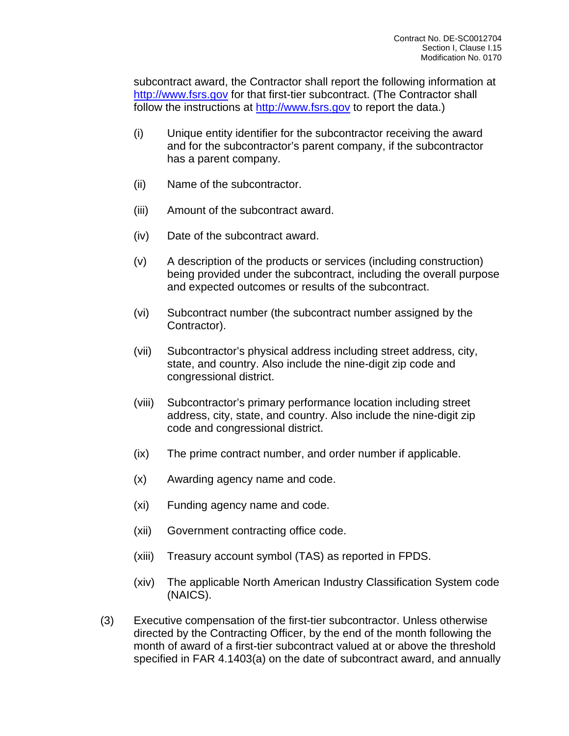subcontract award, the Contractor shall report the following information at http://www.fsrs.gov for that first-tier subcontract. (The Contractor shall follow the instructions at http://www.fsrs.gov to report the data.)

(i) Unique entity identifier for the subcontractor receiving the award and for the subcontractor's parent company, if the subcontractor has a parent company.

(ii) Name of the subcontractor.

(iii) Amount of the subcontract award.

(iv) Date of the subcontract award.

(v) A description of the products or services (including construction) being provided under the subcontract, including the overall purpose and expected outcomes or results of the subcontract.

(vi) Subcontract number (the subcontract number assigned by the Contractor).

(vii) Subcontractor's physical address including street address, city, state, and country. Also include the nine-digit zip code and congressional district.

(viii) Subcontractor's primary performance location including street address, city, state, and country. Also include the nine-digit zip code and congressional district.

(ix) The prime contract number, and order number if applicable.

(x) Awarding agency name and code.

(xi) Funding agency name and code.

(xii) Government contracting office code.

(xiii) Treasury account symbol (TAS) as reported in FPDS.

(xiv) The applicable North American Industry Classification System code (NAICS).

(3) Executive compensation of the first-tier subcontractor. Unless otherwise directed by the Contracting Officer, by the end of the month following the month of award of a first-tier subcontract valued at or above the threshold specified in FAR 4.1403(a) on the date of subcontract award, and annually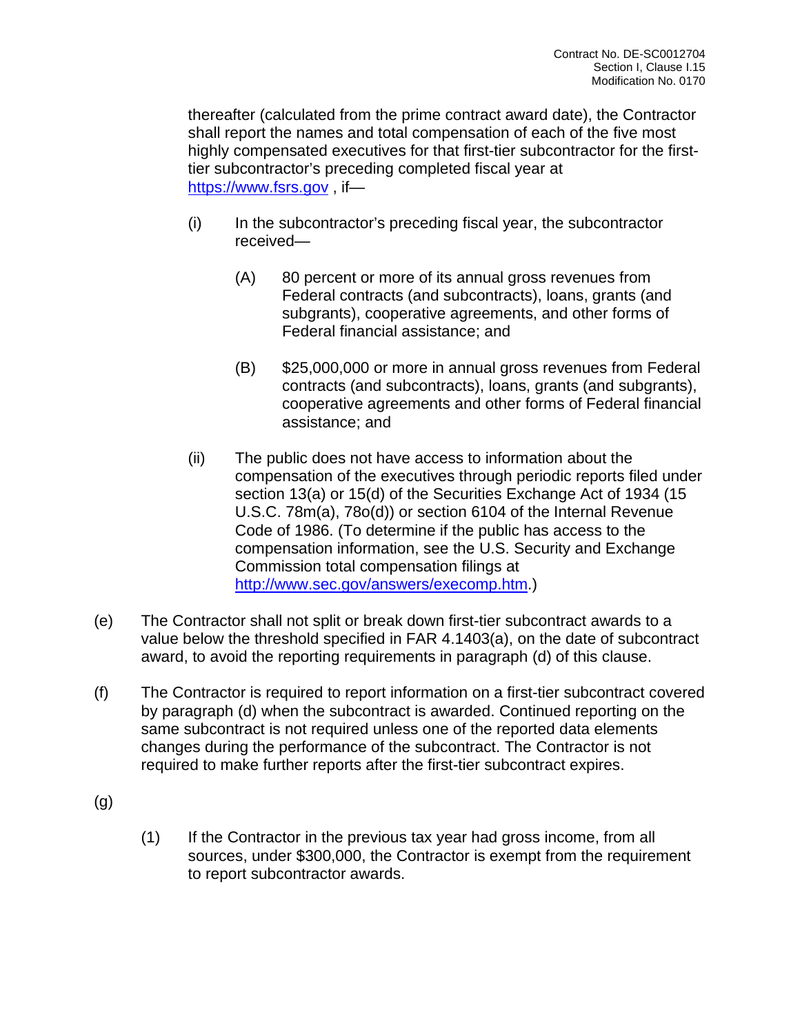thereafter (calculated from the prime contract award date), the Contractor shall report the names and total compensation of each of the five most highly compensated executives for that first-tier subcontractor for the first-tier subcontractor's preceding completed fiscal year at https://www.fsrs.gov , if—

(i) In the subcontractor's preceding fiscal year, the subcontractor received—

(A) 80 percent or more of its annual gross revenues from Federal contracts (and subcontracts), loans, grants (and subgrants), cooperative agreements, and other forms of Federal financial assistance; and

(B) $25,000,000 or more in annual gross revenues from Federal contracts (and subcontracts), loans, grants (and subgrants), cooperative agreements and other forms of Federal financial assistance; and

(ii) The public does not have access to information about the compensation of the executives through periodic reports filed under section 13(a) or 15(d) of the Securities Exchange Act of 1934 (15 U.S.C. 78m(a), 78o(d)) or section 6104 of the Internal Revenue Code of 1986. (To determine if the public has access to the compensation information, see the U.S. Security and Exchange Commission total compensation filings at http://www.sec.gov/answers/execomp.htm.)

(e) The Contractor shall not split or break down first-tier subcontract awards to a value below the threshold specified in FAR 4.1403(a), on the date of subcontract award, to avoid the reporting requirements in paragraph (d) of this clause.

(f) The Contractor is required to report information on a first-tier subcontract covered by paragraph (d) when the subcontract is awarded. Continued reporting on the same subcontract is not required unless one of the reported data elements changes during the performance of the subcontract. The Contractor is not required to make further reports after the first-tier subcontract expires.

(g)

(1) If the Contractor in the previous tax year had gross income, from all sources, under $300,000, the Contractor is exempt from the requirement to report subcontractor awards.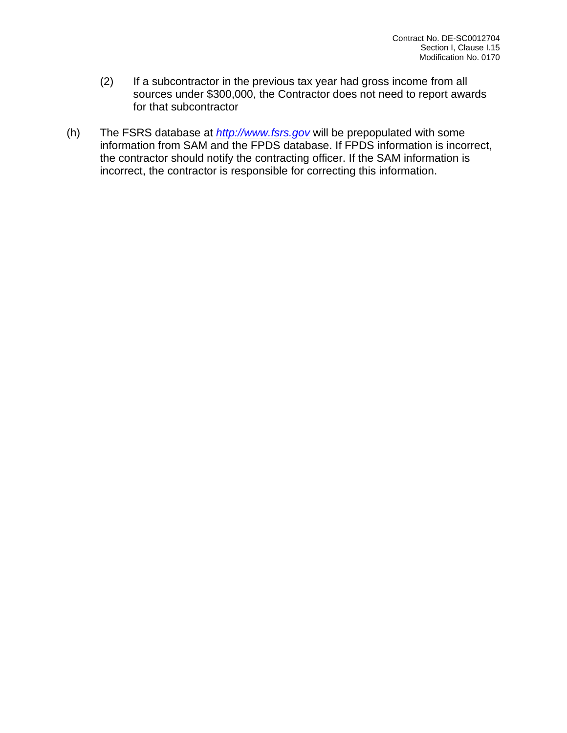(2) If a subcontractor in the previous tax year had gross income from all sources under $300,000, the Contractor does not need to report awards for that subcontractor

(h) The FSRS database at *http://www.fsrs.gov* will be prepopulated with some information from SAM and the FPDS database. If FPDS information is incorrect, the contractor should notify the contracting officer. If the SAM information is incorrect, the contractor is responsible for correcting this information.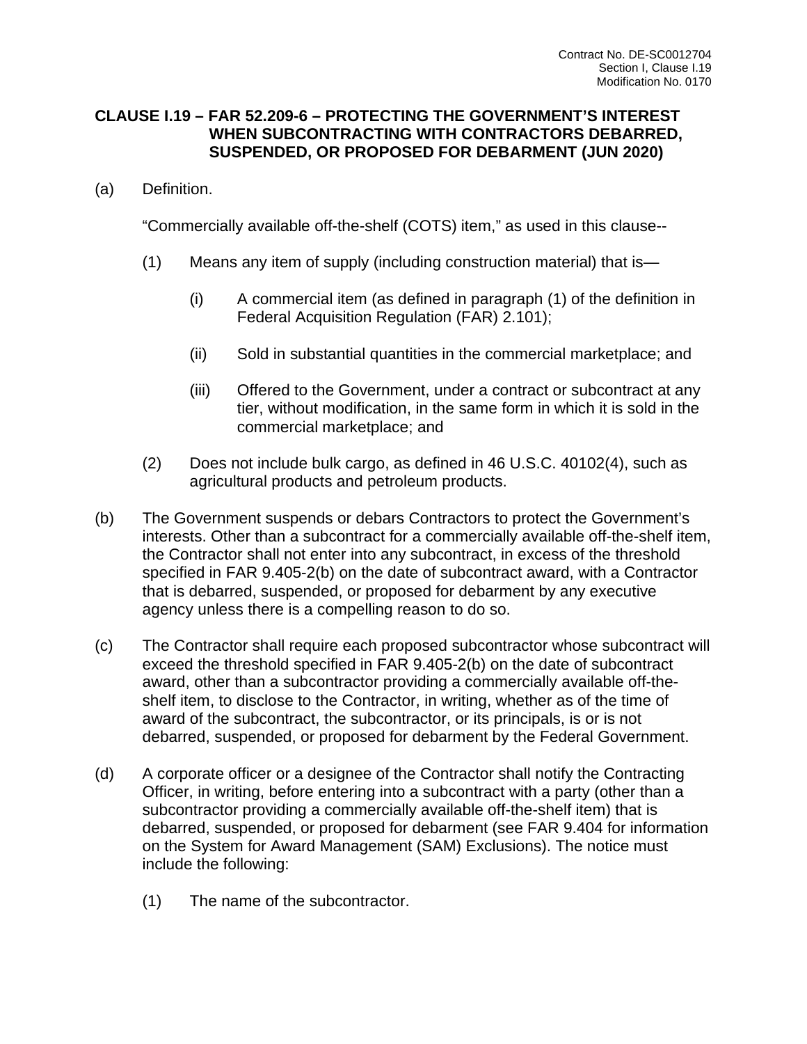## CLAUSE I.19 – FAR 52.209-6 – PROTECTING THE GOVERNMENT'S INTEREST WHEN SUBCONTRACTING WITH CONTRACTORS DEBARRED, SUSPENDED, OR PROPOSED FOR DEBARMENT (JUN 2020)

(a) Definition.

"Commercially available off-the-shelf (COTS) item," as used in this clause--

(1) Means any item of supply (including construction material) that is—

(i) A commercial item (as defined in paragraph (1) of the definition in Federal Acquisition Regulation (FAR) 2.101);

(ii) Sold in substantial quantities in the commercial marketplace; and

(iii) Offered to the Government, under a contract or subcontract at any tier, without modification, in the same form in which it is sold in the commercial marketplace; and

(2) Does not include bulk cargo, as defined in 46 U.S.C. 40102(4), such as agricultural products and petroleum products.

(b) The Government suspends or debars Contractors to protect the Government's interests. Other than a subcontract for a commercially available off-the-shelf item, the Contractor shall not enter into any subcontract, in excess of the threshold specified in FAR 9.405-2(b) on the date of subcontract award, with a Contractor that is debarred, suspended, or proposed for debarment by any executive agency unless there is a compelling reason to do so.

(c) The Contractor shall require each proposed subcontractor whose subcontract will exceed the threshold specified in FAR 9.405-2(b) on the date of subcontract award, other than a subcontractor providing a commercially available off-the-shelf item, to disclose to the Contractor, in writing, whether as of the time of award of the subcontract, the subcontractor, or its principals, is or is not debarred, suspended, or proposed for debarment by the Federal Government.

(d) A corporate officer or a designee of the Contractor shall notify the Contracting Officer, in writing, before entering into a subcontract with a party (other than a subcontractor providing a commercially available off-the-shelf item) that is debarred, suspended, or proposed for debarment (see FAR 9.404 for information on the System for Award Management (SAM) Exclusions). The notice must include the following:

(1) The name of the subcontractor.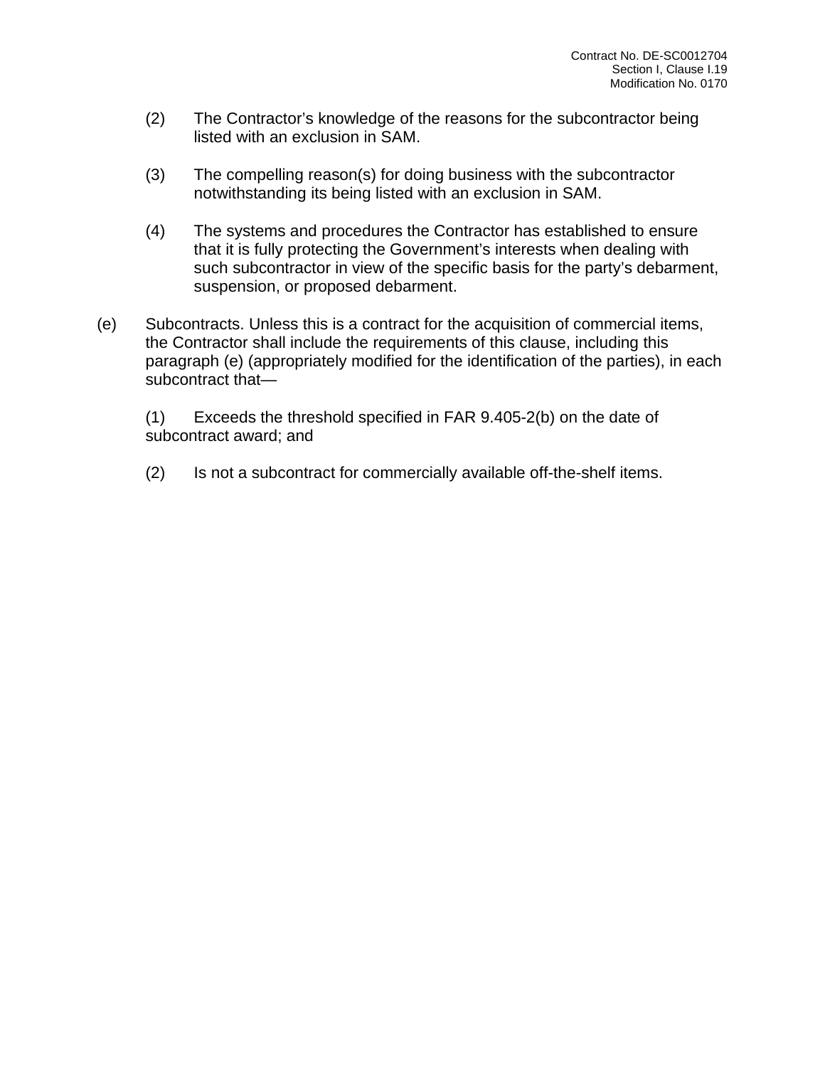(2) The Contractor's knowledge of the reasons for the subcontractor being listed with an exclusion in SAM.

(3) The compelling reason(s) for doing business with the subcontractor notwithstanding its being listed with an exclusion in SAM.

(4) The systems and procedures the Contractor has established to ensure that it is fully protecting the Government's interests when dealing with such subcontractor in view of the specific basis for the party's debarment, suspension, or proposed debarment.

(e) Subcontracts. Unless this is a contract for the acquisition of commercial items, the Contractor shall include the requirements of this clause, including this paragraph (e) (appropriately modified for the identification of the parties), in each subcontract that—

(1) Exceeds the threshold specified in FAR 9.405-2(b) on the date of subcontract award; and

(2) Is not a subcontract for commercially available off-the-shelf items.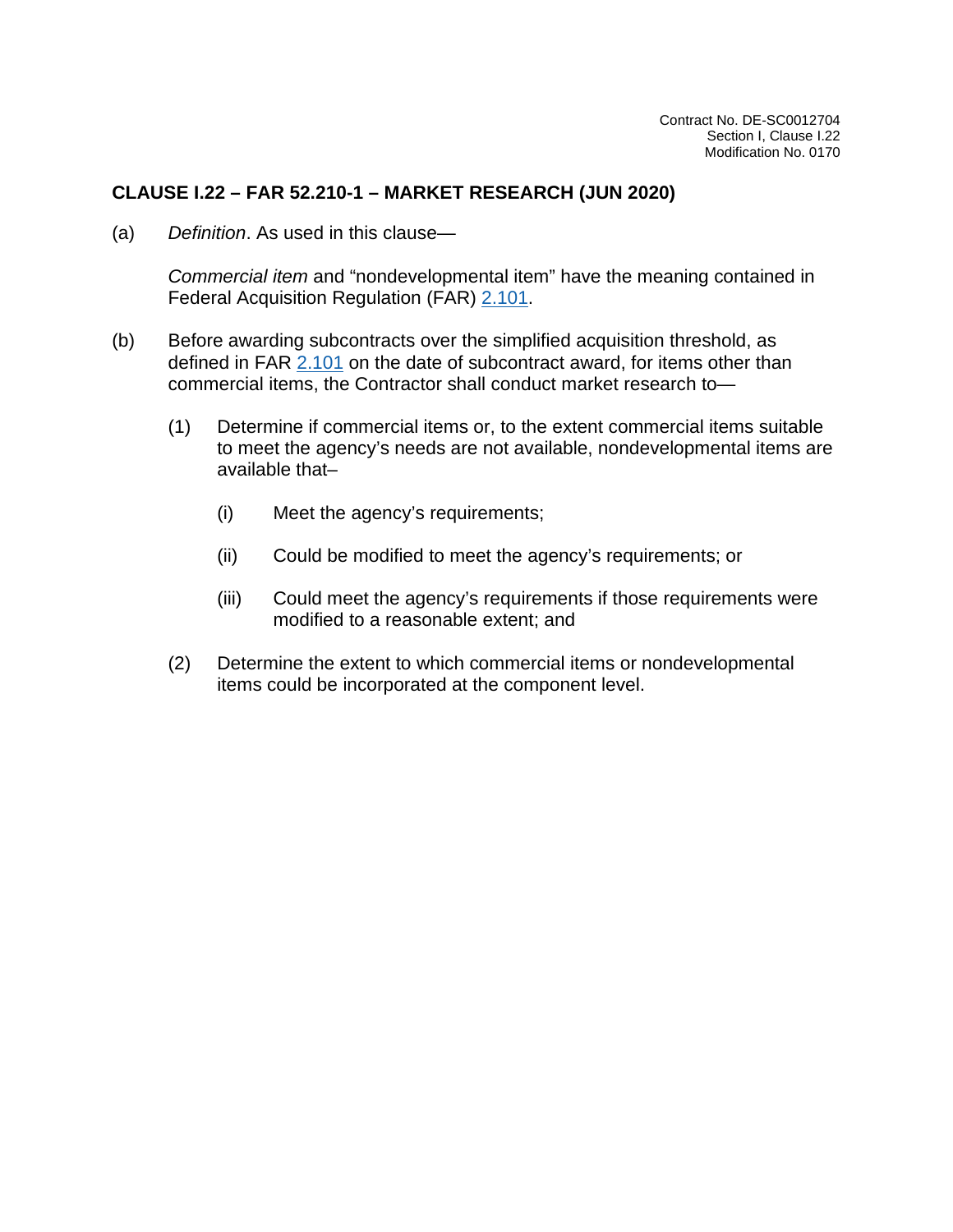## CLAUSE I.22 – FAR 52.210-1 – MARKET RESEARCH (JUN 2020)

(a) *Definition*. As used in this clause—

*Commercial item* and "nondevelopmental item" have the meaning contained in Federal Acquisition Regulation (FAR) 2.101.

(b) Before awarding subcontracts over the simplified acquisition threshold, as defined in FAR 2.101 on the date of subcontract award, for items other than commercial items, the Contractor shall conduct market research to—

(1) Determine if commercial items or, to the extent commercial items suitable to meet the agency's needs are not available, nondevelopmental items are available that–

(i) Meet the agency's requirements;

(ii) Could be modified to meet the agency's requirements; or

(iii) Could meet the agency's requirements if those requirements were modified to a reasonable extent; and

(2) Determine the extent to which commercial items or nondevelopmental items could be incorporated at the component level.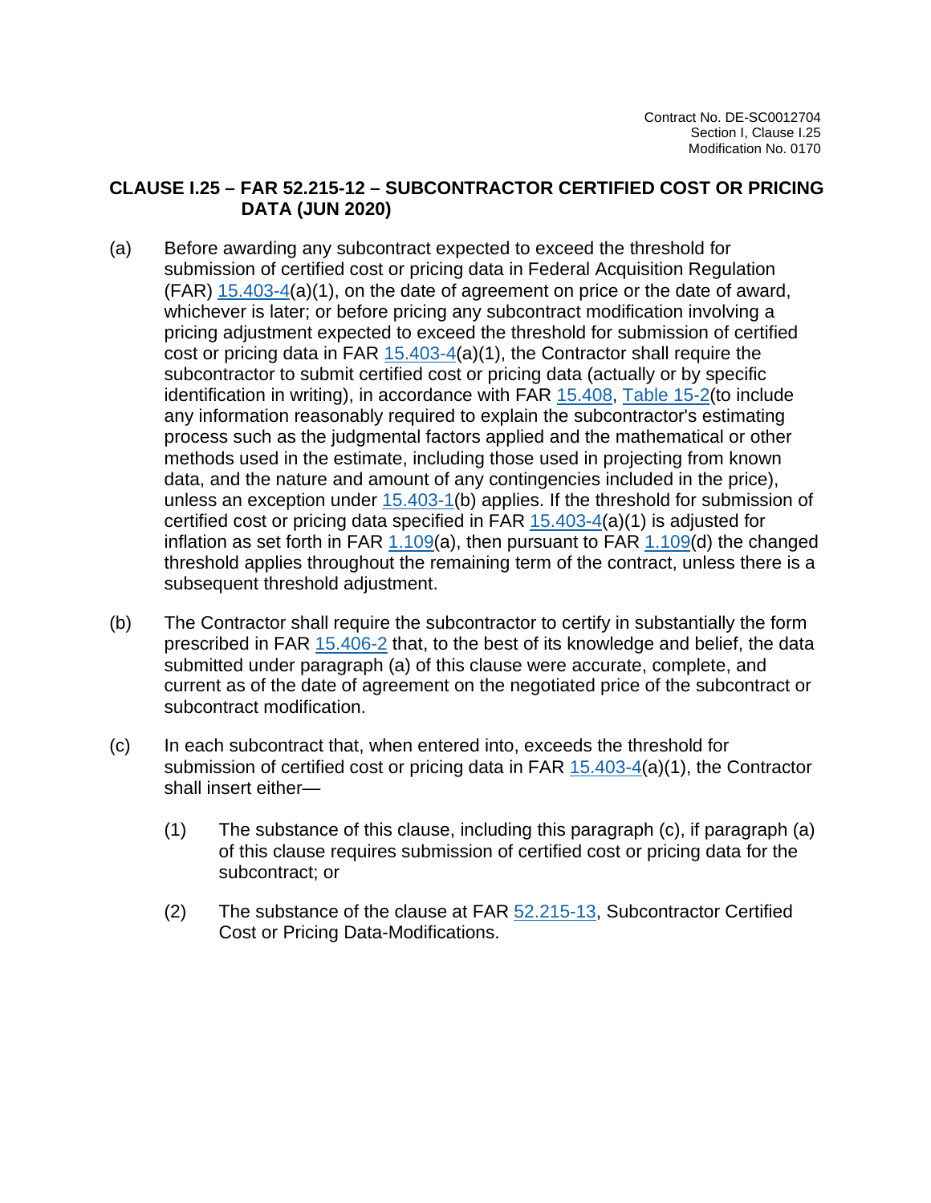## CLAUSE I.25 – FAR 52.215-12 – SUBCONTRACTOR CERTIFIED COST OR PRICING DATA (JUN 2020)

(a) Before awarding any subcontract expected to exceed the threshold for submission of certified cost or pricing data in Federal Acquisition Regulation (FAR) 15.403-4(a)(1), on the date of agreement on price or the date of award, whichever is later; or before pricing any subcontract modification involving a pricing adjustment expected to exceed the threshold for submission of certified cost or pricing data in FAR 15.403-4(a)(1), the Contractor shall require the subcontractor to submit certified cost or pricing data (actually or by specific identification in writing), in accordance with FAR 15.408, Table 15-2(to include any information reasonably required to explain the subcontractor's estimating process such as the judgmental factors applied and the mathematical or other methods used in the estimate, including those used in projecting from known data, and the nature and amount of any contingencies included in the price), unless an exception under 15.403-1(b) applies. If the threshold for submission of certified cost or pricing data specified in FAR 15.403-4(a)(1) is adjusted for inflation as set forth in FAR 1.109(a), then pursuant to FAR 1.109(d) the changed threshold applies throughout the remaining term of the contract, unless there is a subsequent threshold adjustment.

(b) The Contractor shall require the subcontractor to certify in substantially the form prescribed in FAR 15.406-2 that, to the best of its knowledge and belief, the data submitted under paragraph (a) of this clause were accurate, complete, and current as of the date of agreement on the negotiated price of the subcontract or subcontract modification.

(c) In each subcontract that, when entered into, exceeds the threshold for submission of certified cost or pricing data in FAR 15.403-4(a)(1), the Contractor shall insert either—

(1) The substance of this clause, including this paragraph (c), if paragraph (a) of this clause requires submission of certified cost or pricing data for the subcontract; or

(2) The substance of the clause at FAR 52.215-13, Subcontractor Certified Cost or Pricing Data-Modifications.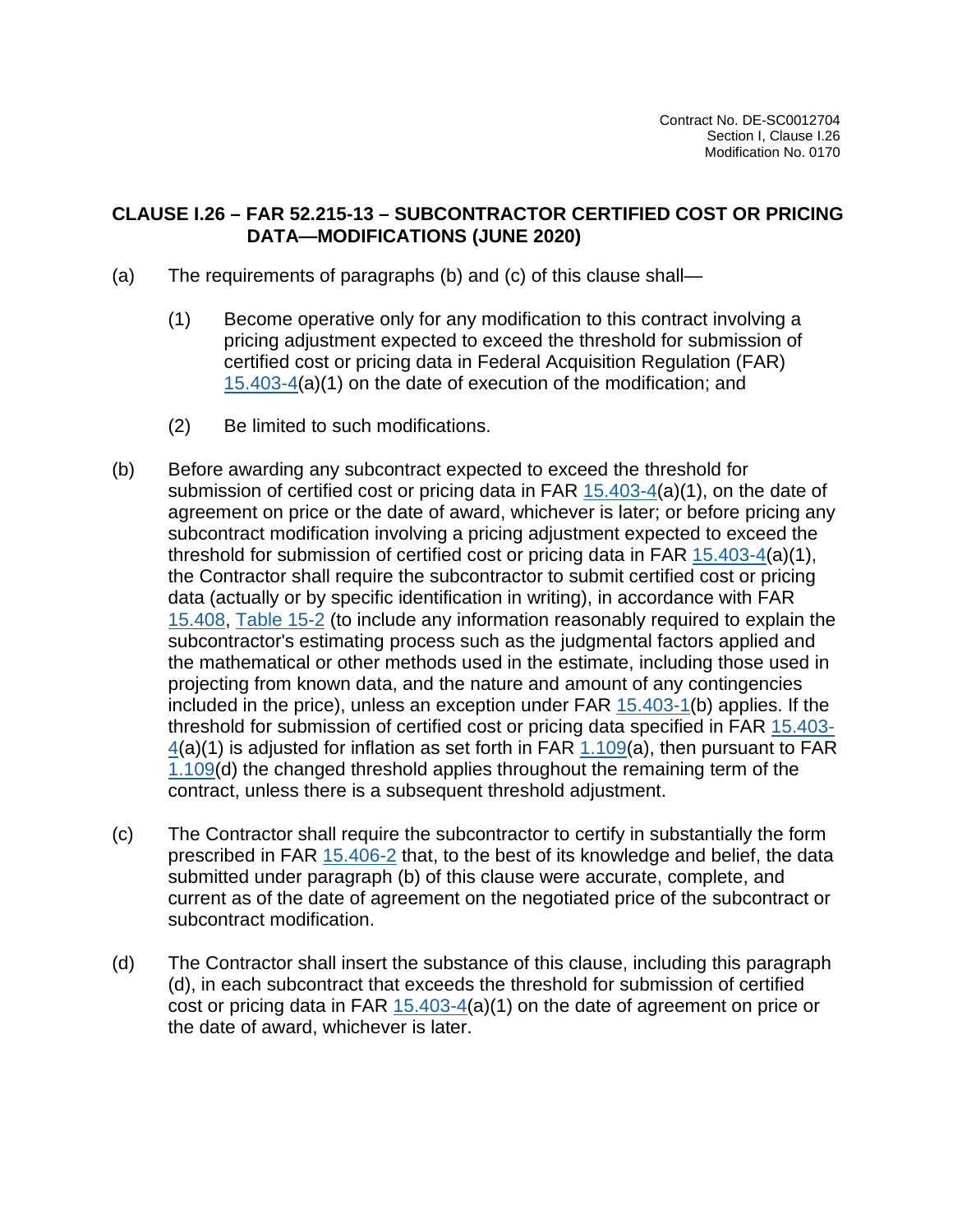## CLAUSE I.26 – FAR 52.215-13 – SUBCONTRACTOR CERTIFIED COST OR PRICING DATA—MODIFICATIONS (JUNE 2020)

(a) The requirements of paragraphs (b) and (c) of this clause shall—

(1) Become operative only for any modification to this contract involving a pricing adjustment expected to exceed the threshold for submission of certified cost or pricing data in Federal Acquisition Regulation (FAR) 15.403-4(a)(1) on the date of execution of the modification; and

(2) Be limited to such modifications.

(b) Before awarding any subcontract expected to exceed the threshold for submission of certified cost or pricing data in FAR 15.403-4(a)(1), on the date of agreement on price or the date of award, whichever is later; or before pricing any subcontract modification involving a pricing adjustment expected to exceed the threshold for submission of certified cost or pricing data in FAR 15.403-4(a)(1), the Contractor shall require the subcontractor to submit certified cost or pricing data (actually or by specific identification in writing), in accordance with FAR 15.408, Table 15-2 (to include any information reasonably required to explain the subcontractor's estimating process such as the judgmental factors applied and the mathematical or other methods used in the estimate, including those used in projecting from known data, and the nature and amount of any contingencies included in the price), unless an exception under FAR 15.403-1(b) applies. If the threshold for submission of certified cost or pricing data specified in FAR 15.403-4(a)(1) is adjusted for inflation as set forth in FAR 1.109(a), then pursuant to FAR 1.109(d) the changed threshold applies throughout the remaining term of the contract, unless there is a subsequent threshold adjustment.

(c) The Contractor shall require the subcontractor to certify in substantially the form prescribed in FAR 15.406-2 that, to the best of its knowledge and belief, the data submitted under paragraph (b) of this clause were accurate, complete, and current as of the date of agreement on the negotiated price of the subcontract or subcontract modification.

(d) The Contractor shall insert the substance of this clause, including this paragraph (d), in each subcontract that exceeds the threshold for submission of certified cost or pricing data in FAR 15.403-4(a)(1) on the date of agreement on price or the date of award, whichever is later.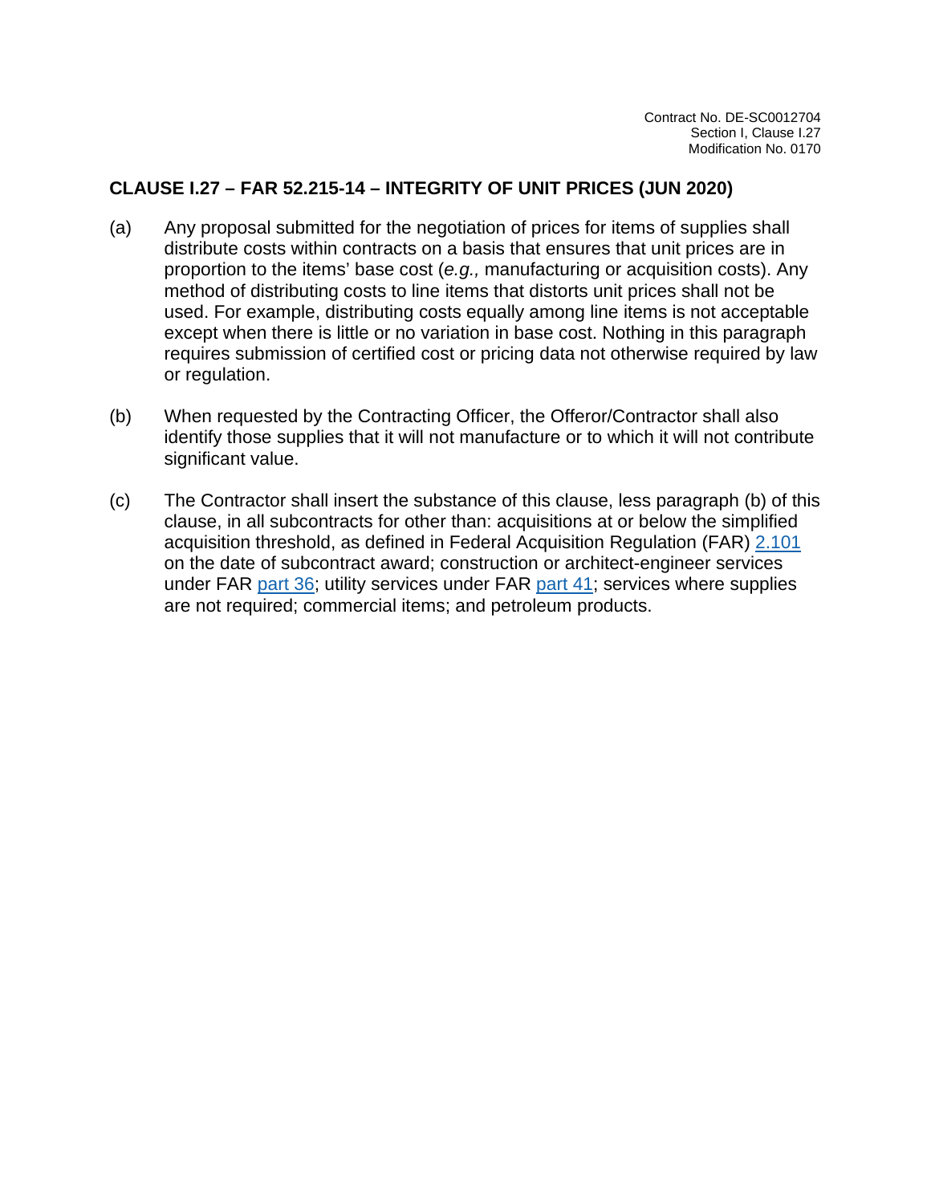## CLAUSE I.27 – FAR 52.215-14 – INTEGRITY OF UNIT PRICES (JUN 2020)

(a) Any proposal submitted for the negotiation of prices for items of supplies shall distribute costs within contracts on a basis that ensures that unit prices are in proportion to the items' base cost (*e.g.,* manufacturing or acquisition costs). Any method of distributing costs to line items that distorts unit prices shall not be used. For example, distributing costs equally among line items is not acceptable except when there is little or no variation in base cost. Nothing in this paragraph requires submission of certified cost or pricing data not otherwise required by law or regulation.

(b) When requested by the Contracting Officer, the Offeror/Contractor shall also identify those supplies that it will not manufacture or to which it will not contribute significant value.

(c) The Contractor shall insert the substance of this clause, less paragraph (b) of this clause, in all subcontracts for other than: acquisitions at or below the simplified acquisition threshold, as defined in Federal Acquisition Regulation (FAR) 2.101 on the date of subcontract award; construction or architect-engineer services under FAR part 36; utility services under FAR part 41; services where supplies are not required; commercial items; and petroleum products.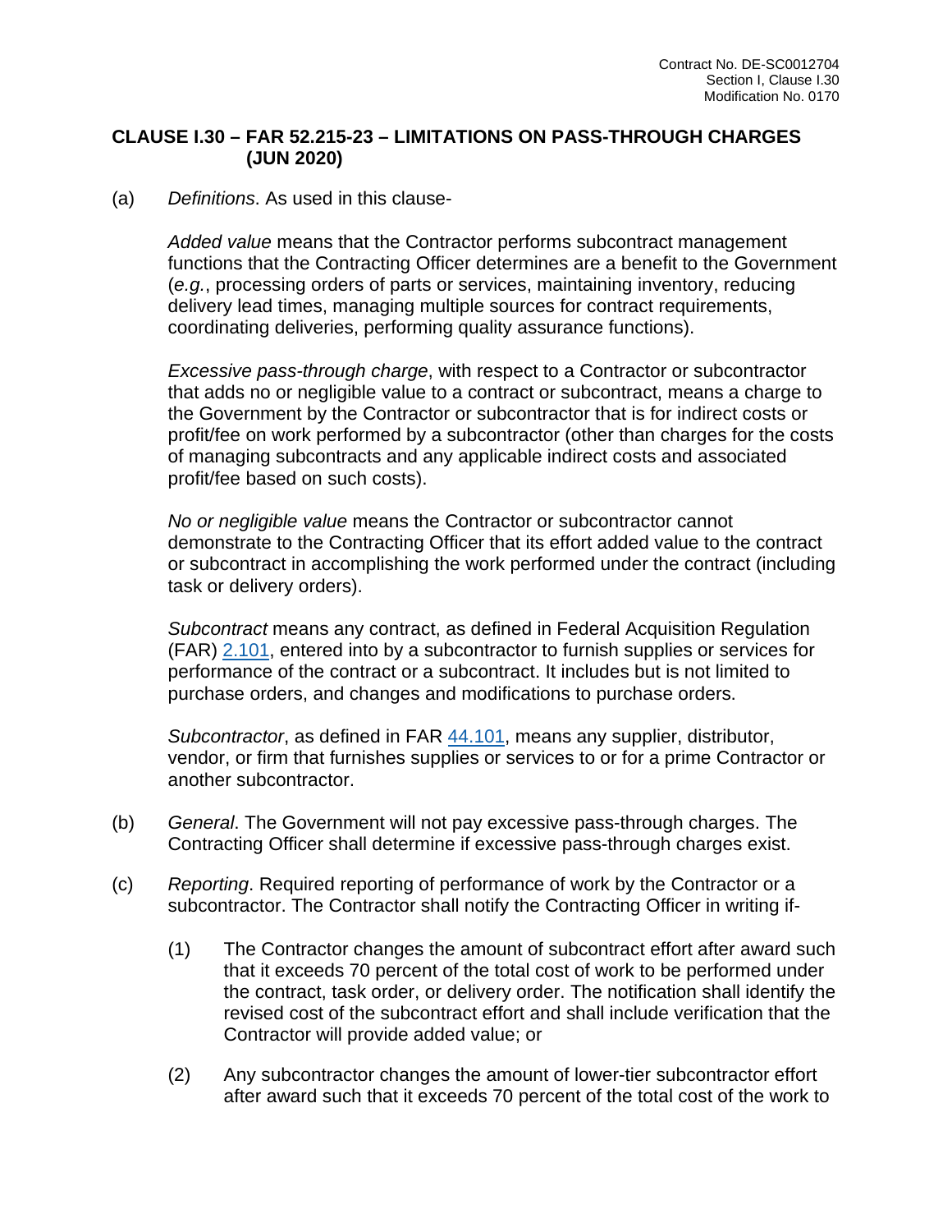## CLAUSE I.30 – FAR 52.215-23 – LIMITATIONS ON PASS-THROUGH CHARGES (JUN 2020)

(a) *Definitions*. As used in this clause-

*Added value* means that the Contractor performs subcontract management functions that the Contracting Officer determines are a benefit to the Government (*e.g.*, processing orders of parts or services, maintaining inventory, reducing delivery lead times, managing multiple sources for contract requirements, coordinating deliveries, performing quality assurance functions).

*Excessive pass-through charge*, with respect to a Contractor or subcontractor that adds no or negligible value to a contract or subcontract, means a charge to the Government by the Contractor or subcontractor that is for indirect costs or profit/fee on work performed by a subcontractor (other than charges for the costs of managing subcontracts and any applicable indirect costs and associated profit/fee based on such costs).

*No or negligible value* means the Contractor or subcontractor cannot demonstrate to the Contracting Officer that its effort added value to the contract or subcontract in accomplishing the work performed under the contract (including task or delivery orders).

*Subcontract* means any contract, as defined in Federal Acquisition Regulation (FAR) 2.101, entered into by a subcontractor to furnish supplies or services for performance of the contract or a subcontract. It includes but is not limited to purchase orders, and changes and modifications to purchase orders.

*Subcontractor*, as defined in FAR 44.101, means any supplier, distributor, vendor, or firm that furnishes supplies or services to or for a prime Contractor or another subcontractor.

(b) *General*. The Government will not pay excessive pass-through charges. The Contracting Officer shall determine if excessive pass-through charges exist.

(c) *Reporting*. Required reporting of performance of work by the Contractor or a subcontractor. The Contractor shall notify the Contracting Officer in writing if-

(1) The Contractor changes the amount of subcontract effort after award such that it exceeds 70 percent of the total cost of work to be performed under the contract, task order, or delivery order. The notification shall identify the revised cost of the subcontract effort and shall include verification that the Contractor will provide added value; or

(2) Any subcontractor changes the amount of lower-tier subcontractor effort after award such that it exceeds 70 percent of the total cost of the work to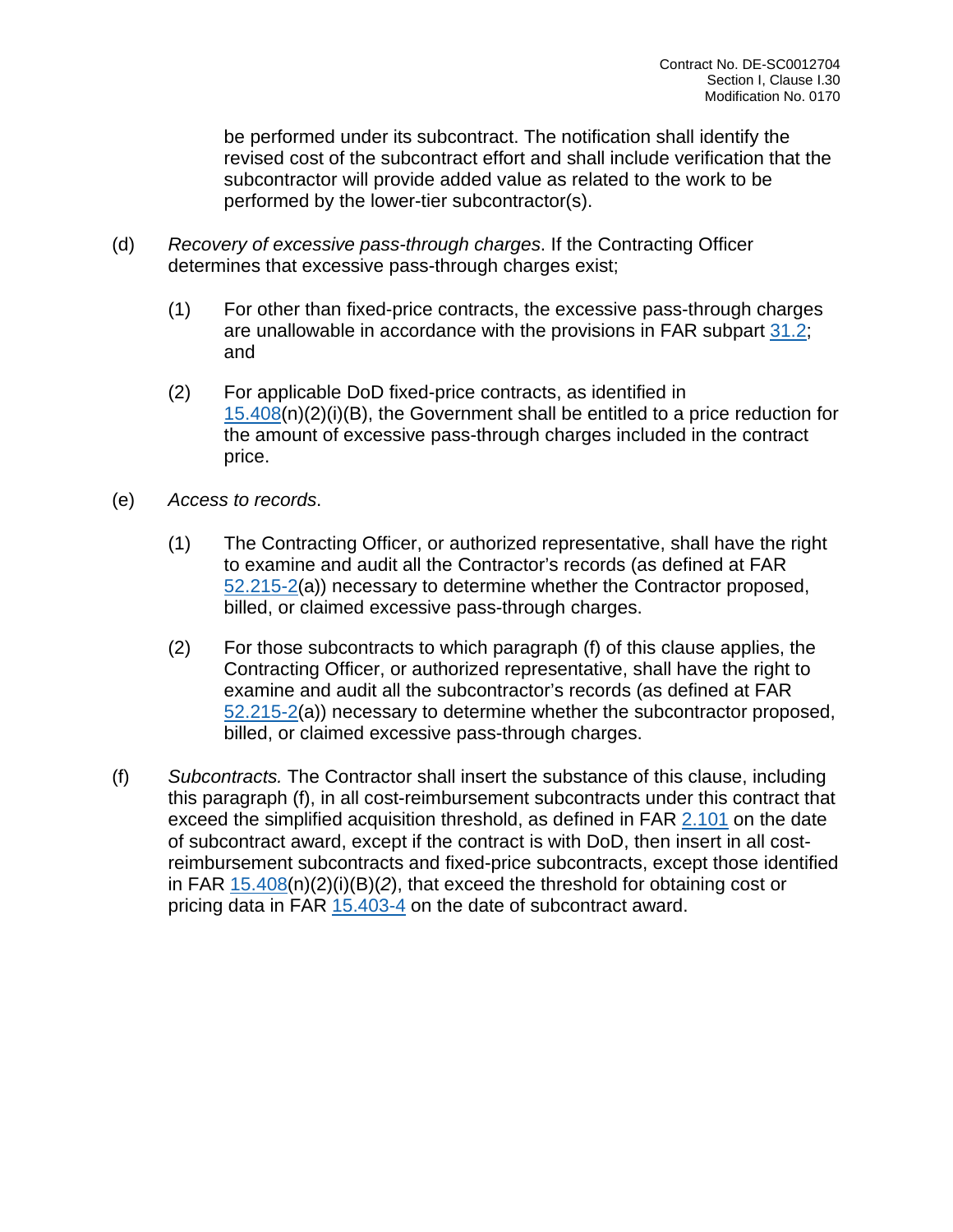be performed under its subcontract. The notification shall identify the revised cost of the subcontract effort and shall include verification that the subcontractor will provide added value as related to the work to be performed by the lower-tier subcontractor(s).

(d) *Recovery of excessive pass-through charges*. If the Contracting Officer determines that excessive pass-through charges exist;

(1) For other than fixed-price contracts, the excessive pass-through charges are unallowable in accordance with the provisions in FAR subpart 31.2; and

(2) For applicable DoD fixed-price contracts, as identified in 15.408(n)(2)(i)(B), the Government shall be entitled to a price reduction for the amount of excessive pass-through charges included in the contract price.

(e) *Access to records*.

(1) The Contracting Officer, or authorized representative, shall have the right to examine and audit all the Contractor's records (as defined at FAR 52.215-2(a)) necessary to determine whether the Contractor proposed, billed, or claimed excessive pass-through charges.

(2) For those subcontracts to which paragraph (f) of this clause applies, the Contracting Officer, or authorized representative, shall have the right to examine and audit all the subcontractor's records (as defined at FAR 52.215-2(a)) necessary to determine whether the subcontractor proposed, billed, or claimed excessive pass-through charges.

(f) *Subcontracts.* The Contractor shall insert the substance of this clause, including this paragraph (f), in all cost-reimbursement subcontracts under this contract that exceed the simplified acquisition threshold, as defined in FAR 2.101 on the date of subcontract award, except if the contract is with DoD, then insert in all cost-reimbursement subcontracts and fixed-price subcontracts, except those identified in FAR 15.408(n)(2)(i)(B)(*2*), that exceed the threshold for obtaining cost or pricing data in FAR 15.403-4 on the date of subcontract award.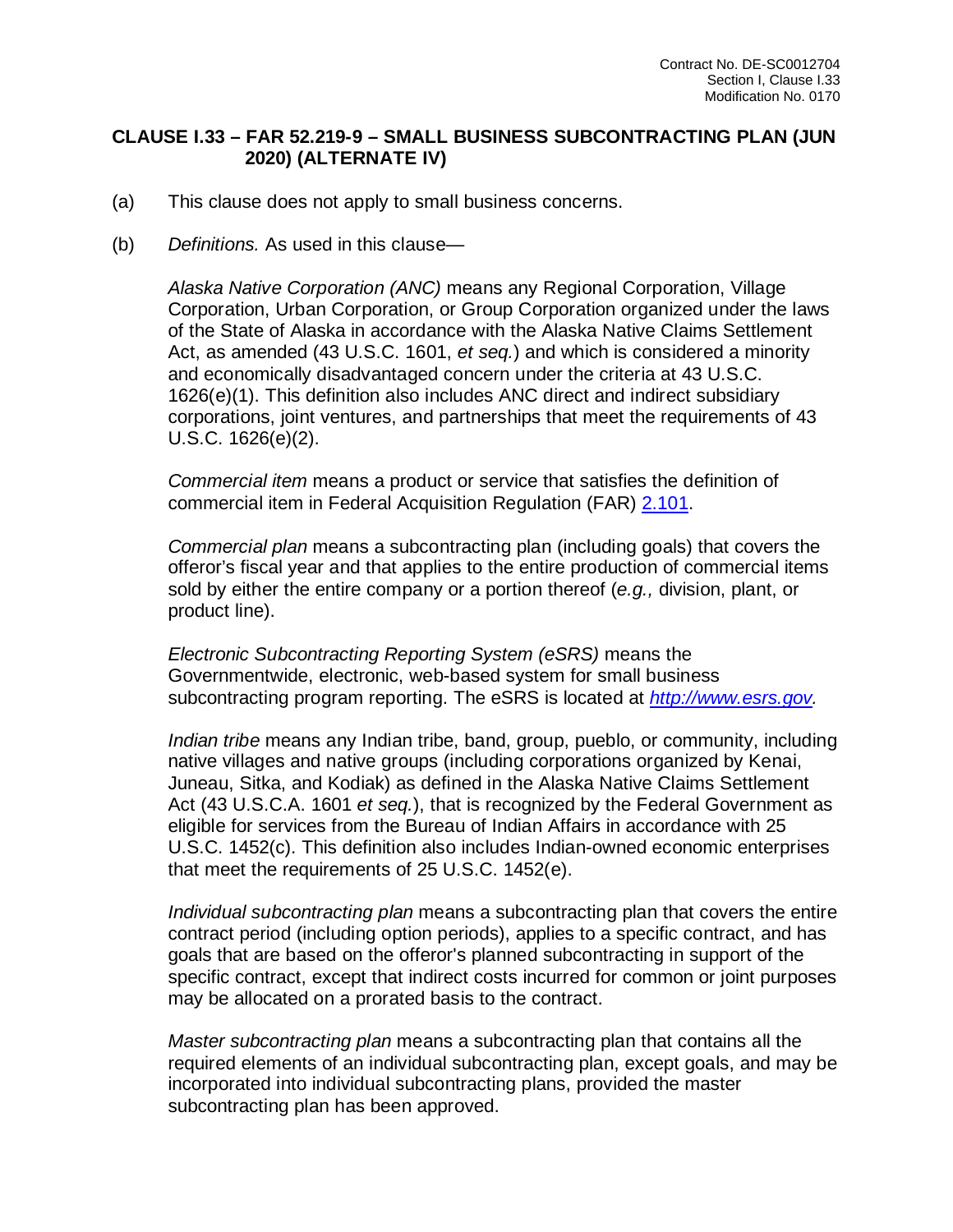## CLAUSE I.33 – FAR 52.219-9 – SMALL BUSINESS SUBCONTRACTING PLAN (JUN 2020) (ALTERNATE IV)

(a) This clause does not apply to small business concerns.

(b) *Definitions.* As used in this clause—

*Alaska Native Corporation (ANC)* means any Regional Corporation, Village Corporation, Urban Corporation, or Group Corporation organized under the laws of the State of Alaska in accordance with the Alaska Native Claims Settlement Act, as amended (43 U.S.C. 1601, *et seq.*) and which is considered a minority and economically disadvantaged concern under the criteria at 43 U.S.C. 1626(e)(1). This definition also includes ANC direct and indirect subsidiary corporations, joint ventures, and partnerships that meet the requirements of 43 U.S.C. 1626(e)(2).

*Commercial item* means a product or service that satisfies the definition of commercial item in Federal Acquisition Regulation (FAR) 2.101.

*Commercial plan* means a subcontracting plan (including goals) that covers the offeror's fiscal year and that applies to the entire production of commercial items sold by either the entire company or a portion thereof (*e.g.,* division, plant, or product line).

*Electronic Subcontracting Reporting System (eSRS)* means the Governmentwide, electronic, web-based system for small business subcontracting program reporting. The eSRS is located at *http://www.esrs.gov.*

*Indian tribe* means any Indian tribe, band, group, pueblo, or community, including native villages and native groups (including corporations organized by Kenai, Juneau, Sitka, and Kodiak) as defined in the Alaska Native Claims Settlement Act (43 U.S.C.A. 1601 *et seq.*), that is recognized by the Federal Government as eligible for services from the Bureau of Indian Affairs in accordance with 25 U.S.C. 1452(c). This definition also includes Indian-owned economic enterprises that meet the requirements of 25 U.S.C. 1452(e).

*Individual subcontracting plan* means a subcontracting plan that covers the entire contract period (including option periods), applies to a specific contract, and has goals that are based on the offeror's planned subcontracting in support of the specific contract, except that indirect costs incurred for common or joint purposes may be allocated on a prorated basis to the contract.

*Master subcontracting plan* means a subcontracting plan that contains all the required elements of an individual subcontracting plan, except goals, and may be incorporated into individual subcontracting plans, provided the master subcontracting plan has been approved.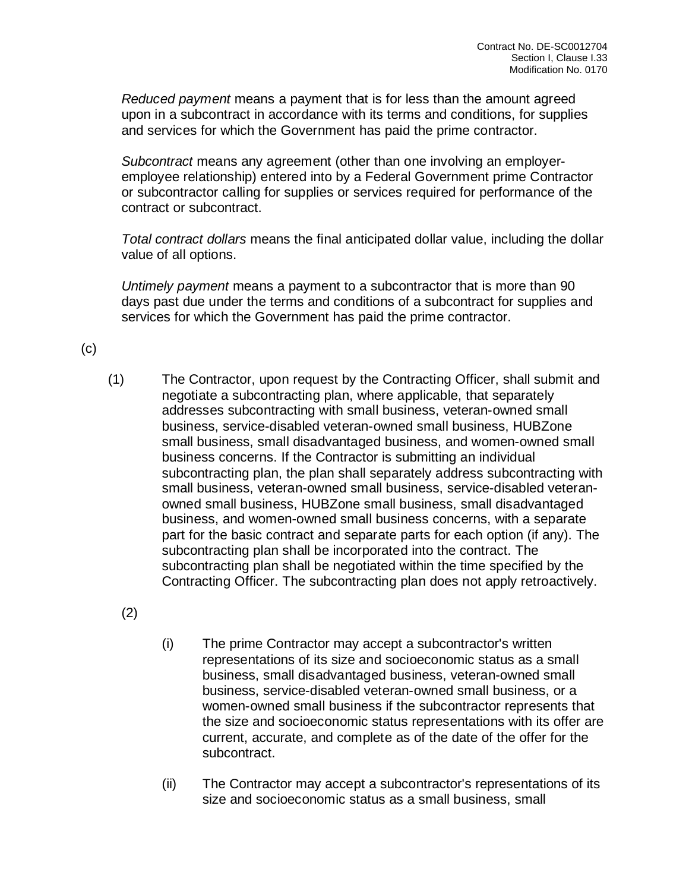*Reduced payment* means a payment that is for less than the amount agreed upon in a subcontract in accordance with its terms and conditions, for supplies and services for which the Government has paid the prime contractor.

*Subcontract* means any agreement (other than one involving an employer-employee relationship) entered into by a Federal Government prime Contractor or subcontractor calling for supplies or services required for performance of the contract or subcontract.

*Total contract dollars* means the final anticipated dollar value, including the dollar value of all options.

*Untimely payment* means a payment to a subcontractor that is more than 90 days past due under the terms and conditions of a subcontract for supplies and services for which the Government has paid the prime contractor.

(c)

(1) The Contractor, upon request by the Contracting Officer, shall submit and negotiate a subcontracting plan, where applicable, that separately addresses subcontracting with small business, veteran-owned small business, service-disabled veteran-owned small business, HUBZone small business, small disadvantaged business, and women-owned small business concerns. If the Contractor is submitting an individual subcontracting plan, the plan shall separately address subcontracting with small business, veteran-owned small business, service-disabled veteran-owned small business, HUBZone small business, small disadvantaged business, and women-owned small business concerns, with a separate part for the basic contract and separate parts for each option (if any). The subcontracting plan shall be incorporated into the contract. The subcontracting plan shall be negotiated within the time specified by the Contracting Officer. The subcontracting plan does not apply retroactively.

(2)

(i) The prime Contractor may accept a subcontractor's written representations of its size and socioeconomic status as a small business, small disadvantaged business, veteran-owned small business, service-disabled veteran-owned small business, or a women-owned small business if the subcontractor represents that the size and socioeconomic status representations with its offer are current, accurate, and complete as of the date of the offer for the subcontract.

(ii) The Contractor may accept a subcontractor's representations of its size and socioeconomic status as a small business, small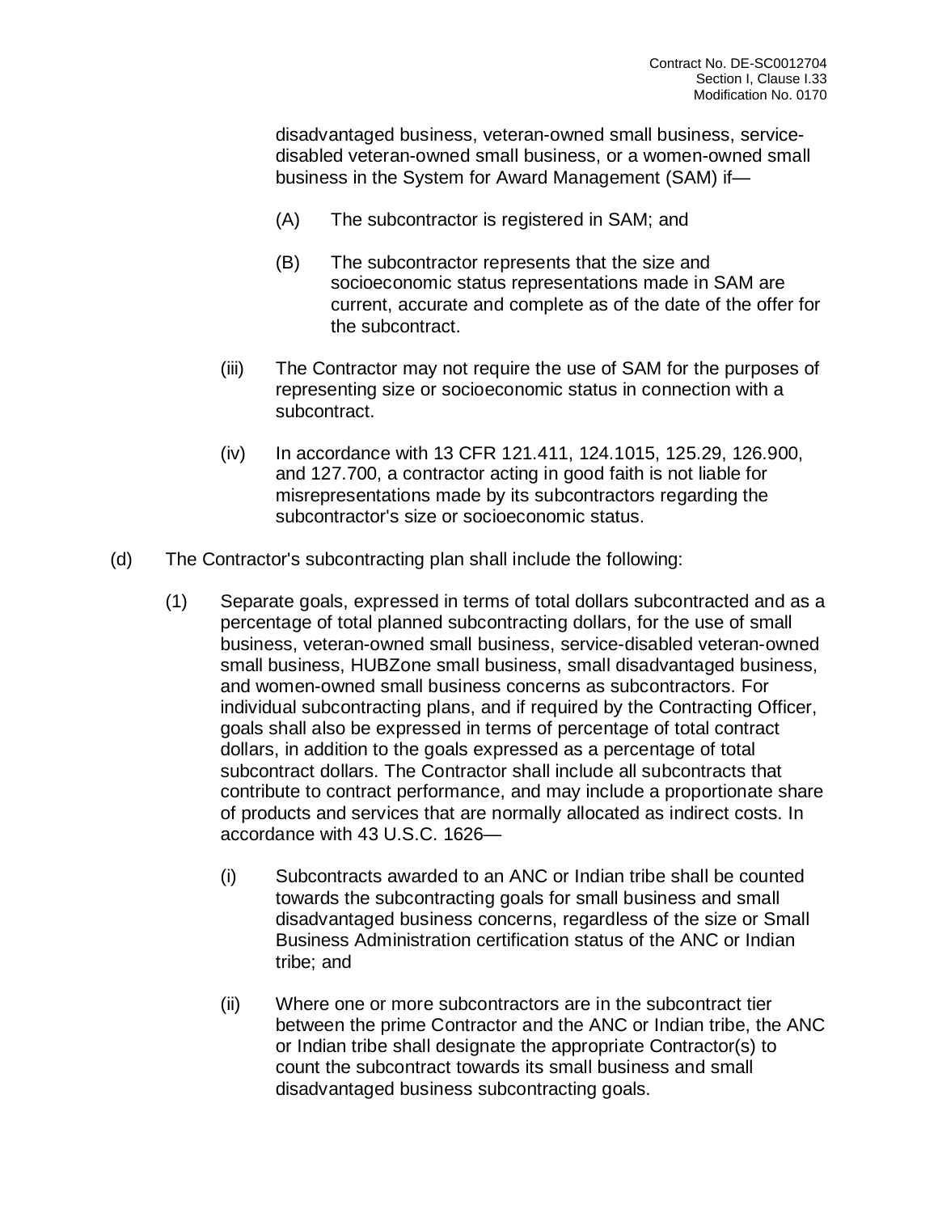disadvantaged business, veteran-owned small business, service-disabled veteran-owned small business, or a women-owned small business in the System for Award Management (SAM) if—

(A) The subcontractor is registered in SAM; and

(B) The subcontractor represents that the size and socioeconomic status representations made in SAM are current, accurate and complete as of the date of the offer for the subcontract.

(iii) The Contractor may not require the use of SAM for the purposes of representing size or socioeconomic status in connection with a subcontract.

(iv) In accordance with 13 CFR 121.411, 124.1015, 125.29, 126.900, and 127.700, a contractor acting in good faith is not liable for misrepresentations made by its subcontractors regarding the subcontractor's size or socioeconomic status.

(d) The Contractor's subcontracting plan shall include the following:

(1) Separate goals, expressed in terms of total dollars subcontracted and as a percentage of total planned subcontracting dollars, for the use of small business, veteran-owned small business, service-disabled veteran-owned small business, HUBZone small business, small disadvantaged business, and women-owned small business concerns as subcontractors. For individual subcontracting plans, and if required by the Contracting Officer, goals shall also be expressed in terms of percentage of total contract dollars, in addition to the goals expressed as a percentage of total subcontract dollars. The Contractor shall include all subcontracts that contribute to contract performance, and may include a proportionate share of products and services that are normally allocated as indirect costs. In accordance with 43 U.S.C. 1626—

(i) Subcontracts awarded to an ANC or Indian tribe shall be counted towards the subcontracting goals for small business and small disadvantaged business concerns, regardless of the size or Small Business Administration certification status of the ANC or Indian tribe; and

(ii) Where one or more subcontractors are in the subcontract tier between the prime Contractor and the ANC or Indian tribe, the ANC or Indian tribe shall designate the appropriate Contractor(s) to count the subcontract towards its small business and small disadvantaged business subcontracting goals.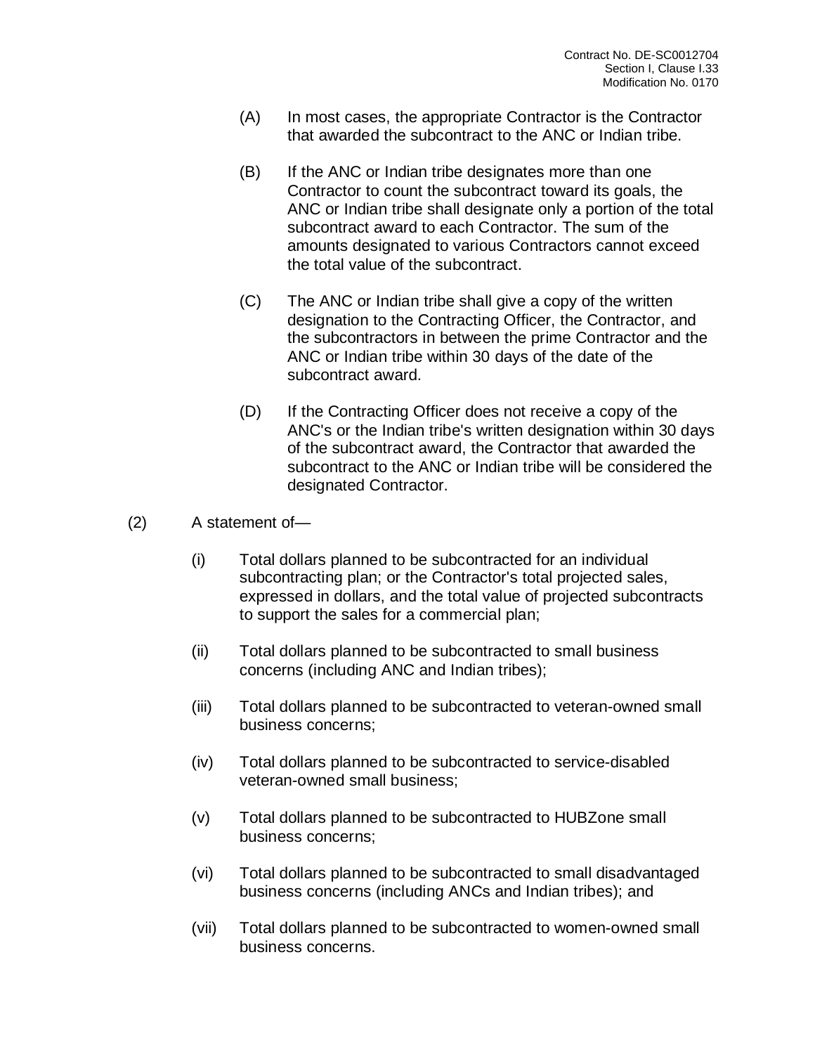(A) In most cases, the appropriate Contractor is the Contractor that awarded the subcontract to the ANC or Indian tribe.

(B) If the ANC or Indian tribe designates more than one Contractor to count the subcontract toward its goals, the ANC or Indian tribe shall designate only a portion of the total subcontract award to each Contractor. The sum of the amounts designated to various Contractors cannot exceed the total value of the subcontract.

(C) The ANC or Indian tribe shall give a copy of the written designation to the Contracting Officer, the Contractor, and the subcontractors in between the prime Contractor and the ANC or Indian tribe within 30 days of the date of the subcontract award.

(D) If the Contracting Officer does not receive a copy of the ANC's or the Indian tribe's written designation within 30 days of the subcontract award, the Contractor that awarded the subcontract to the ANC or Indian tribe will be considered the designated Contractor.

(2) A statement of—

(i) Total dollars planned to be subcontracted for an individual subcontracting plan; or the Contractor's total projected sales, expressed in dollars, and the total value of projected subcontracts to support the sales for a commercial plan;

(ii) Total dollars planned to be subcontracted to small business concerns (including ANC and Indian tribes);

(iii) Total dollars planned to be subcontracted to veteran-owned small business concerns;

(iv) Total dollars planned to be subcontracted to service-disabled veteran-owned small business;

(v) Total dollars planned to be subcontracted to HUBZone small business concerns;

(vi) Total dollars planned to be subcontracted to small disadvantaged business concerns (including ANCs and Indian tribes); and

(vii) Total dollars planned to be subcontracted to women-owned small business concerns.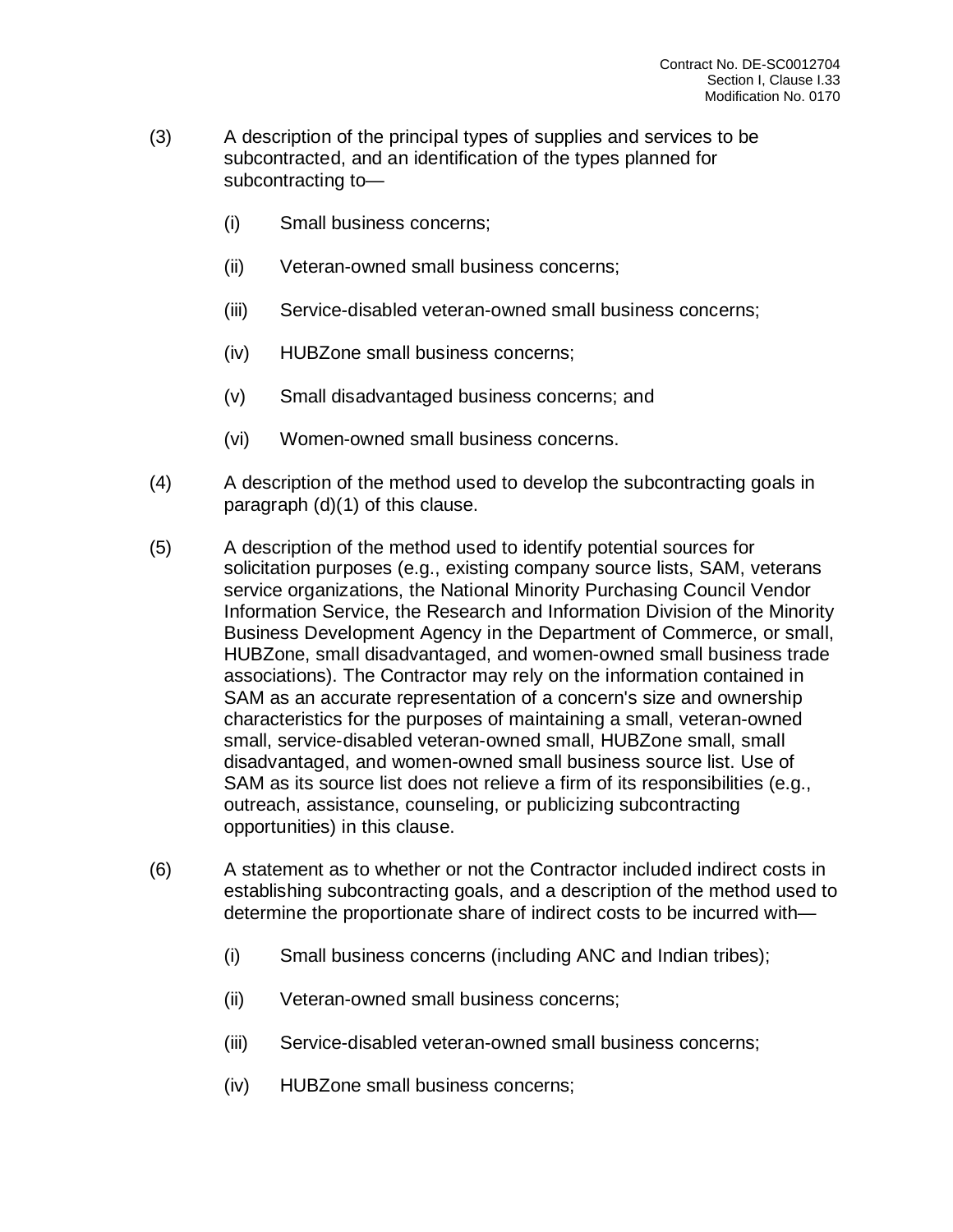(3) A description of the principal types of supplies and services to be subcontracted, and an identification of the types planned for subcontracting to—

   (i) Small business concerns;

   (ii) Veteran-owned small business concerns;

   (iii) Service-disabled veteran-owned small business concerns;

   (iv) HUBZone small business concerns;

   (v) Small disadvantaged business concerns; and

   (vi) Women-owned small business concerns.

(4) A description of the method used to develop the subcontracting goals in paragraph (d)(1) of this clause.

(5) A description of the method used to identify potential sources for solicitation purposes (e.g., existing company source lists, SAM, veterans service organizations, the National Minority Purchasing Council Vendor Information Service, the Research and Information Division of the Minority Business Development Agency in the Department of Commerce, or small, HUBZone, small disadvantaged, and women-owned small business trade associations). The Contractor may rely on the information contained in SAM as an accurate representation of a concern's size and ownership characteristics for the purposes of maintaining a small, veteran-owned small, service-disabled veteran-owned small, HUBZone small, small disadvantaged, and women-owned small business source list. Use of SAM as its source list does not relieve a firm of its responsibilities (e.g., outreach, assistance, counseling, or publicizing subcontracting opportunities) in this clause.

(6) A statement as to whether or not the Contractor included indirect costs in establishing subcontracting goals, and a description of the method used to determine the proportionate share of indirect costs to be incurred with—

   (i) Small business concerns (including ANC and Indian tribes);

   (ii) Veteran-owned small business concerns;

   (iii) Service-disabled veteran-owned small business concerns;

   (iv) HUBZone small business concerns;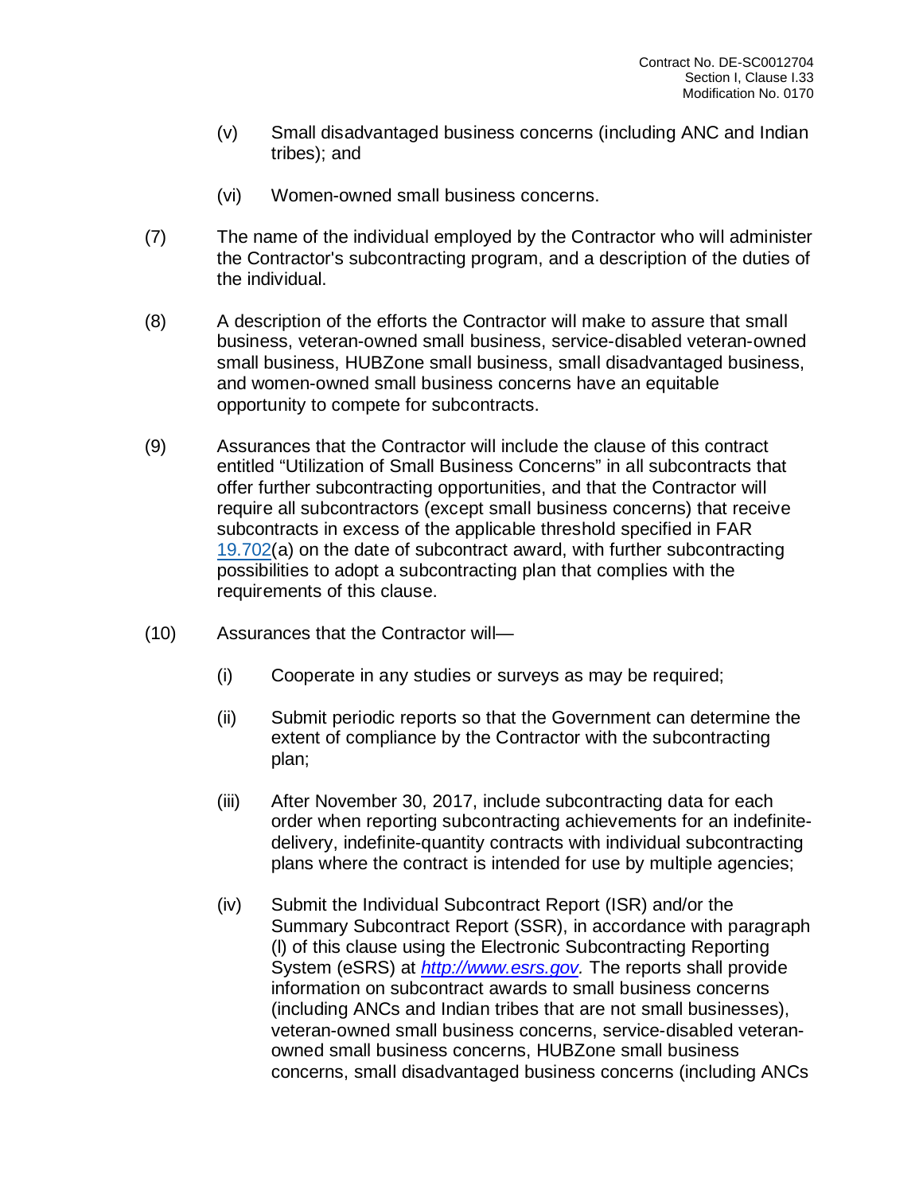(v) Small disadvantaged business concerns (including ANC and Indian tribes); and

(vi) Women-owned small business concerns.

(7) The name of the individual employed by the Contractor who will administer the Contractor's subcontracting program, and a description of the duties of the individual.

(8) A description of the efforts the Contractor will make to assure that small business, veteran-owned small business, service-disabled veteran-owned small business, HUBZone small business, small disadvantaged business, and women-owned small business concerns have an equitable opportunity to compete for subcontracts.

(9) Assurances that the Contractor will include the clause of this contract entitled "Utilization of Small Business Concerns" in all subcontracts that offer further subcontracting opportunities, and that the Contractor will require all subcontractors (except small business concerns) that receive subcontracts in excess of the applicable threshold specified in FAR 19.702(a) on the date of subcontract award, with further subcontracting possibilities to adopt a subcontracting plan that complies with the requirements of this clause.

(10) Assurances that the Contractor will—

(i) Cooperate in any studies or surveys as may be required;

(ii) Submit periodic reports so that the Government can determine the extent of compliance by the Contractor with the subcontracting plan;

(iii) After November 30, 2017, include subcontracting data for each order when reporting subcontracting achievements for an indefinite-delivery, indefinite-quantity contracts with individual subcontracting plans where the contract is intended for use by multiple agencies;

(iv) Submit the Individual Subcontract Report (ISR) and/or the Summary Subcontract Report (SSR), in accordance with paragraph (l) of this clause using the Electronic Subcontracting Reporting System (eSRS) at *http://www.esrs.gov.* The reports shall provide information on subcontract awards to small business concerns (including ANCs and Indian tribes that are not small businesses), veteran-owned small business concerns, service-disabled veteran-owned small business concerns, HUBZone small business concerns, small disadvantaged business concerns (including ANCs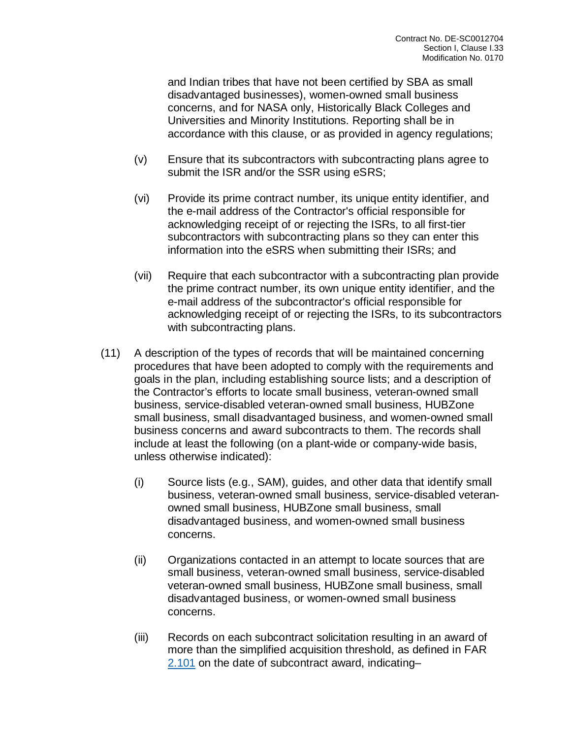and Indian tribes that have not been certified by SBA as small disadvantaged businesses), women-owned small business concerns, and for NASA only, Historically Black Colleges and Universities and Minority Institutions. Reporting shall be in accordance with this clause, or as provided in agency regulations;

(v) Ensure that its subcontractors with subcontracting plans agree to submit the ISR and/or the SSR using eSRS;

(vi) Provide its prime contract number, its unique entity identifier, and the e-mail address of the Contractor's official responsible for acknowledging receipt of or rejecting the ISRs, to all first-tier subcontractors with subcontracting plans so they can enter this information into the eSRS when submitting their ISRs; and

(vii) Require that each subcontractor with a subcontracting plan provide the prime contract number, its own unique entity identifier, and the e-mail address of the subcontractor's official responsible for acknowledging receipt of or rejecting the ISRs, to its subcontractors with subcontracting plans.

(11) A description of the types of records that will be maintained concerning procedures that have been adopted to comply with the requirements and goals in the plan, including establishing source lists; and a description of the Contractor's efforts to locate small business, veteran-owned small business, service-disabled veteran-owned small business, HUBZone small business, small disadvantaged business, and women-owned small business concerns and award subcontracts to them. The records shall include at least the following (on a plant-wide or company-wide basis, unless otherwise indicated):

(i) Source lists (e.g., SAM), guides, and other data that identify small business, veteran-owned small business, service-disabled veteran-owned small business, HUBZone small business, small disadvantaged business, and women-owned small business concerns.

(ii) Organizations contacted in an attempt to locate sources that are small business, veteran-owned small business, service-disabled veteran-owned small business, HUBZone small business, small disadvantaged business, or women-owned small business concerns.

(iii) Records on each subcontract solicitation resulting in an award of more than the simplified acquisition threshold, as defined in FAR 2.101 on the date of subcontract award, indicating–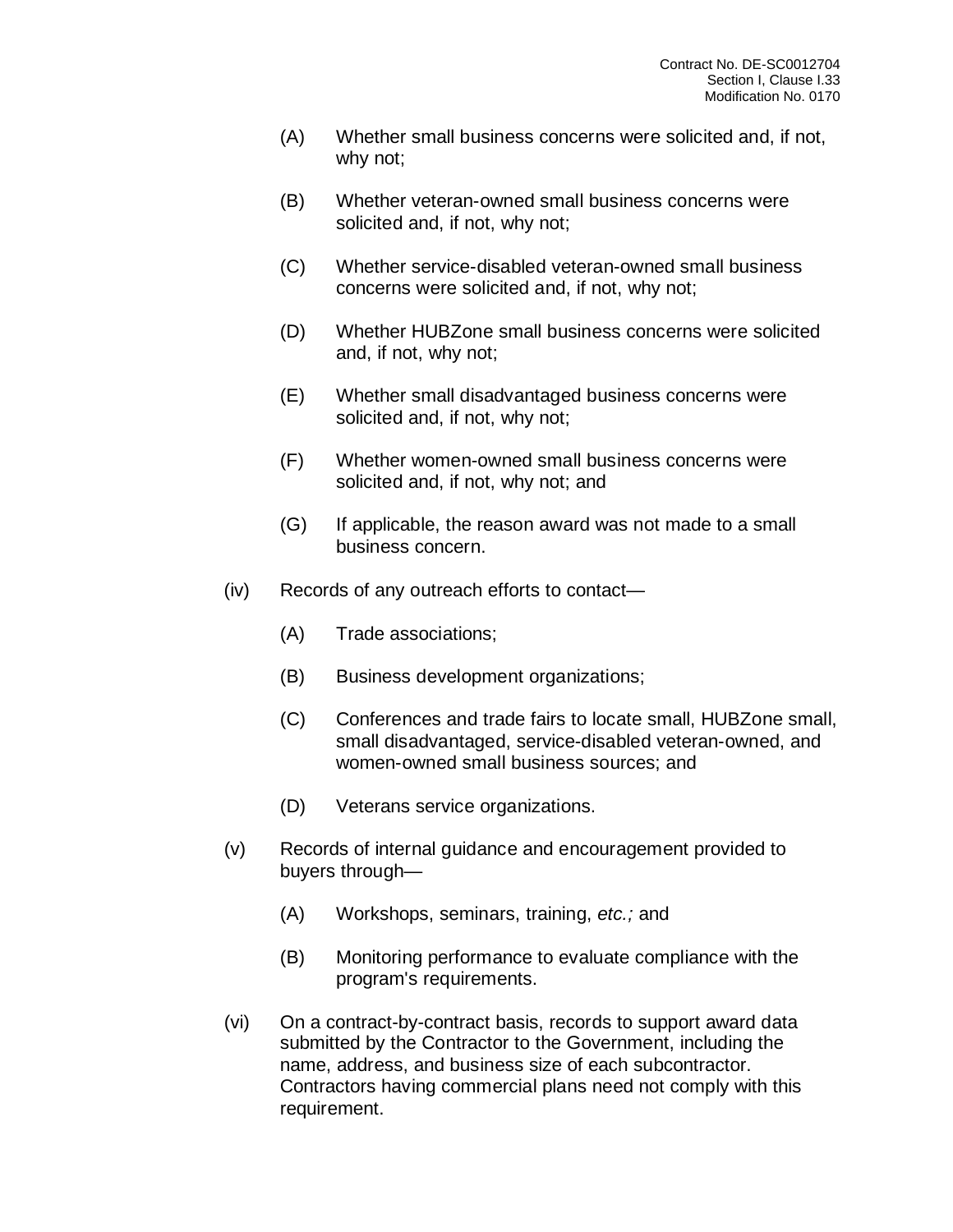(A) Whether small business concerns were solicited and, if not, why not;

(B) Whether veteran-owned small business concerns were solicited and, if not, why not;

(C) Whether service-disabled veteran-owned small business concerns were solicited and, if not, why not;

(D) Whether HUBZone small business concerns were solicited and, if not, why not;

(E) Whether small disadvantaged business concerns were solicited and, if not, why not;

(F) Whether women-owned small business concerns were solicited and, if not, why not; and

(G) If applicable, the reason award was not made to a small business concern.

(iv) Records of any outreach efforts to contact—

(A) Trade associations;

(B) Business development organizations;

(C) Conferences and trade fairs to locate small, HUBZone small, small disadvantaged, service-disabled veteran-owned, and women-owned small business sources; and

(D) Veterans service organizations.

(v) Records of internal guidance and encouragement provided to buyers through—

(A) Workshops, seminars, training, *etc.;* and

(B) Monitoring performance to evaluate compliance with the program's requirements.

(vi) On a contract-by-contract basis, records to support award data submitted by the Contractor to the Government, including the name, address, and business size of each subcontractor. Contractors having commercial plans need not comply with this requirement.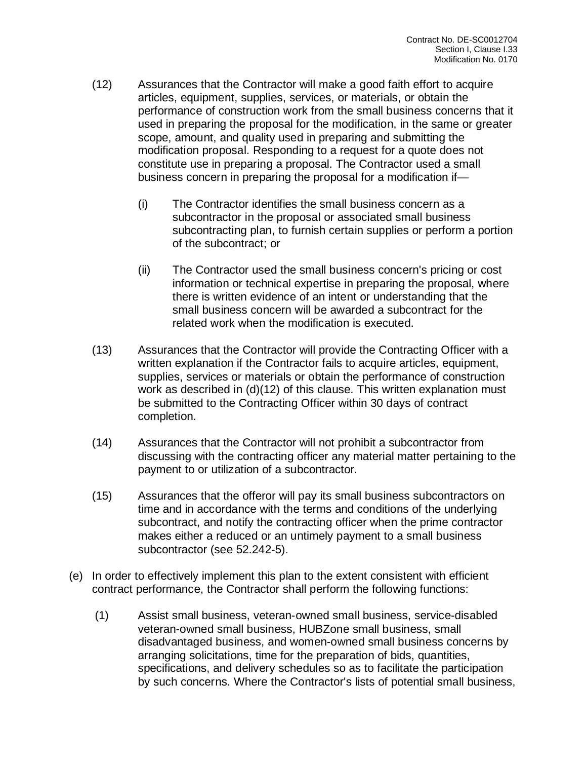(12) Assurances that the Contractor will make a good faith effort to acquire articles, equipment, supplies, services, or materials, or obtain the performance of construction work from the small business concerns that it used in preparing the proposal for the modification, in the same or greater scope, amount, and quality used in preparing and submitting the modification proposal. Responding to a request for a quote does not constitute use in preparing a proposal. The Contractor used a small business concern in preparing the proposal for a modification if—

  (i) The Contractor identifies the small business concern as a subcontractor in the proposal or associated small business subcontracting plan, to furnish certain supplies or perform a portion of the subcontract; or

  (ii) The Contractor used the small business concern's pricing or cost information or technical expertise in preparing the proposal, where there is written evidence of an intent or understanding that the small business concern will be awarded a subcontract for the related work when the modification is executed.

(13) Assurances that the Contractor will provide the Contracting Officer with a written explanation if the Contractor fails to acquire articles, equipment, supplies, services or materials or obtain the performance of construction work as described in (d)(12) of this clause. This written explanation must be submitted to the Contracting Officer within 30 days of contract completion.

(14) Assurances that the Contractor will not prohibit a subcontractor from discussing with the contracting officer any material matter pertaining to the payment to or utilization of a subcontractor.

(15) Assurances that the offeror will pay its small business subcontractors on time and in accordance with the terms and conditions of the underlying subcontract, and notify the contracting officer when the prime contractor makes either a reduced or an untimely payment to a small business subcontractor (see 52.242-5).

(e) In order to effectively implement this plan to the extent consistent with efficient contract performance, the Contractor shall perform the following functions:

  (1) Assist small business, veteran-owned small business, service-disabled veteran-owned small business, HUBZone small business, small disadvantaged business, and women-owned small business concerns by arranging solicitations, time for the preparation of bids, quantities, specifications, and delivery schedules so as to facilitate the participation by such concerns. Where the Contractor's lists of potential small business,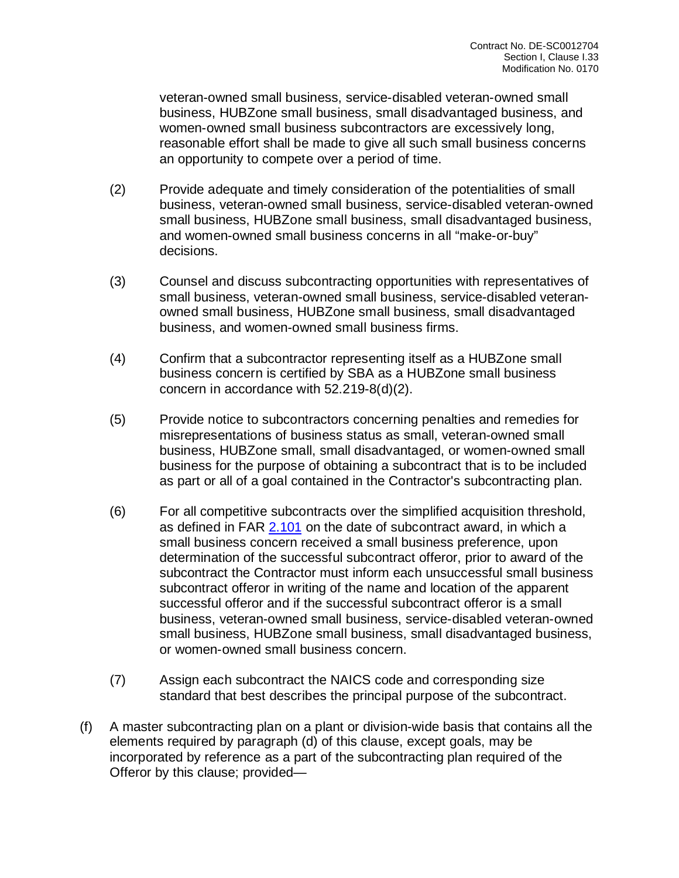veteran-owned small business, service-disabled veteran-owned small business, HUBZone small business, small disadvantaged business, and women-owned small business subcontractors are excessively long, reasonable effort shall be made to give all such small business concerns an opportunity to compete over a period of time.

(2) Provide adequate and timely consideration of the potentialities of small business, veteran-owned small business, service-disabled veteran-owned small business, HUBZone small business, small disadvantaged business, and women-owned small business concerns in all "make-or-buy" decisions.

(3) Counsel and discuss subcontracting opportunities with representatives of small business, veteran-owned small business, service-disabled veteran-owned small business, HUBZone small business, small disadvantaged business, and women-owned small business firms.

(4) Confirm that a subcontractor representing itself as a HUBZone small business concern is certified by SBA as a HUBZone small business concern in accordance with 52.219-8(d)(2).

(5) Provide notice to subcontractors concerning penalties and remedies for misrepresentations of business status as small, veteran-owned small business, HUBZone small, small disadvantaged, or women-owned small business for the purpose of obtaining a subcontract that is to be included as part or all of a goal contained in the Contractor's subcontracting plan.

(6) For all competitive subcontracts over the simplified acquisition threshold, as defined in FAR 2.101 on the date of subcontract award, in which a small business concern received a small business preference, upon determination of the successful subcontract offeror, prior to award of the subcontract the Contractor must inform each unsuccessful small business subcontract offeror in writing of the name and location of the apparent successful offeror and if the successful subcontract offeror is a small business, veteran-owned small business, service-disabled veteran-owned small business, HUBZone small business, small disadvantaged business, or women-owned small business concern.

(7) Assign each subcontract the NAICS code and corresponding size standard that best describes the principal purpose of the subcontract.

(f) A master subcontracting plan on a plant or division-wide basis that contains all the elements required by paragraph (d) of this clause, except goals, may be incorporated by reference as a part of the subcontracting plan required of the Offeror by this clause; provided—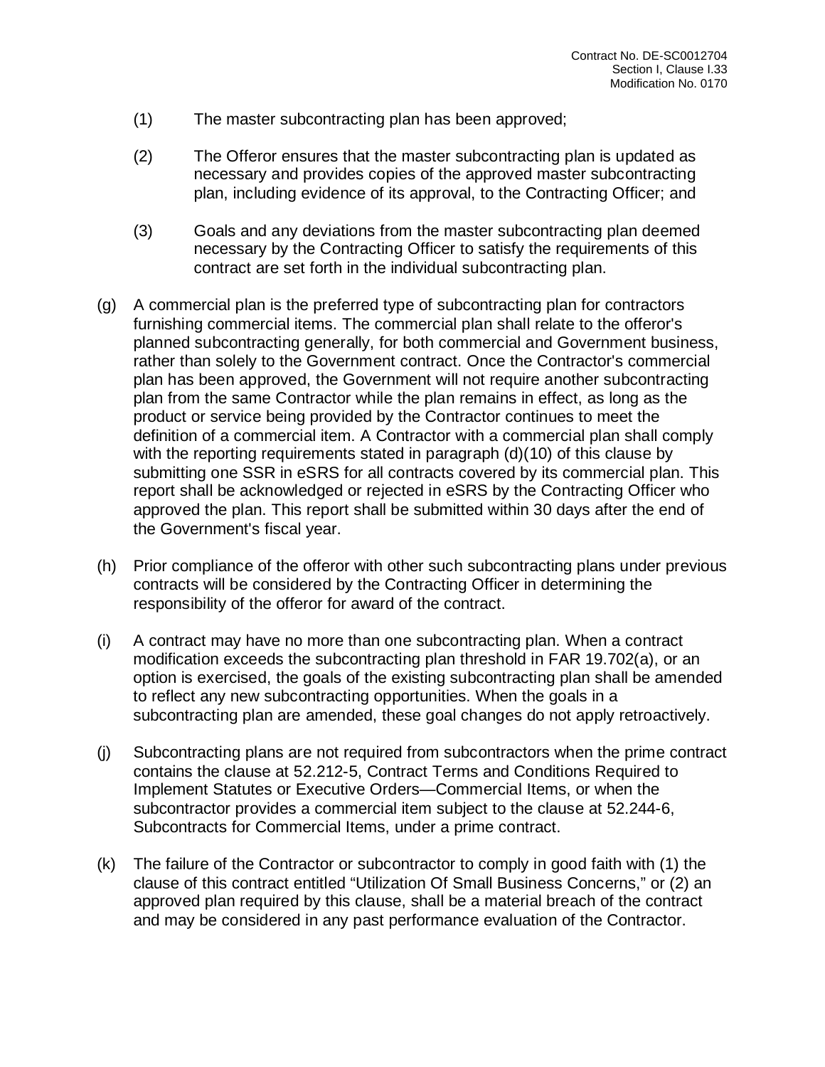(1) The master subcontracting plan has been approved;

(2) The Offeror ensures that the master subcontracting plan is updated as necessary and provides copies of the approved master subcontracting plan, including evidence of its approval, to the Contracting Officer; and

(3) Goals and any deviations from the master subcontracting plan deemed necessary by the Contracting Officer to satisfy the requirements of this contract are set forth in the individual subcontracting plan.

(g) A commercial plan is the preferred type of subcontracting plan for contractors furnishing commercial items. The commercial plan shall relate to the offeror's planned subcontracting generally, for both commercial and Government business, rather than solely to the Government contract. Once the Contractor's commercial plan has been approved, the Government will not require another subcontracting plan from the same Contractor while the plan remains in effect, as long as the product or service being provided by the Contractor continues to meet the definition of a commercial item. A Contractor with a commercial plan shall comply with the reporting requirements stated in paragraph (d)(10) of this clause by submitting one SSR in eSRS for all contracts covered by its commercial plan. This report shall be acknowledged or rejected in eSRS by the Contracting Officer who approved the plan. This report shall be submitted within 30 days after the end of the Government's fiscal year.

(h) Prior compliance of the offeror with other such subcontracting plans under previous contracts will be considered by the Contracting Officer in determining the responsibility of the offeror for award of the contract.

(i) A contract may have no more than one subcontracting plan. When a contract modification exceeds the subcontracting plan threshold in FAR 19.702(a), or an option is exercised, the goals of the existing subcontracting plan shall be amended to reflect any new subcontracting opportunities. When the goals in a subcontracting plan are amended, these goal changes do not apply retroactively.

(j) Subcontracting plans are not required from subcontractors when the prime contract contains the clause at 52.212-5, Contract Terms and Conditions Required to Implement Statutes or Executive Orders—Commercial Items, or when the subcontractor provides a commercial item subject to the clause at 52.244-6, Subcontracts for Commercial Items, under a prime contract.

(k) The failure of the Contractor or subcontractor to comply in good faith with (1) the clause of this contract entitled “Utilization Of Small Business Concerns,” or (2) an approved plan required by this clause, shall be a material breach of the contract and may be considered in any past performance evaluation of the Contractor.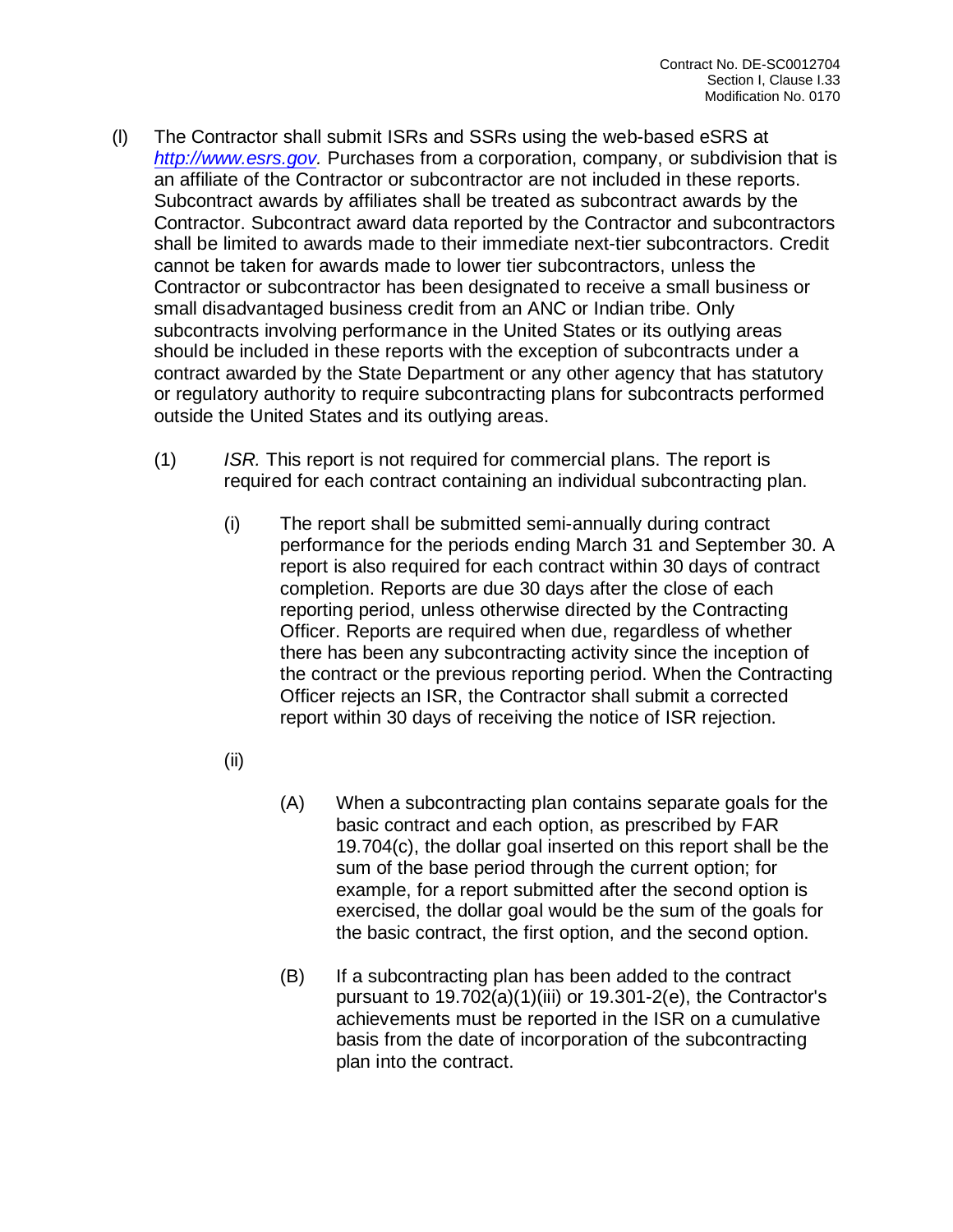(l) The Contractor shall submit ISRs and SSRs using the web-based eSRS at *http://www.esrs.gov*. Purchases from a corporation, company, or subdivision that is an affiliate of the Contractor or subcontractor are not included in these reports. Subcontract awards by affiliates shall be treated as subcontract awards by the Contractor. Subcontract award data reported by the Contractor and subcontractors shall be limited to awards made to their immediate next-tier subcontractors. Credit cannot be taken for awards made to lower tier subcontractors, unless the Contractor or subcontractor has been designated to receive a small business or small disadvantaged business credit from an ANC or Indian tribe. Only subcontracts involving performance in the United States or its outlying areas should be included in these reports with the exception of subcontracts under a contract awarded by the State Department or any other agency that has statutory or regulatory authority to require subcontracting plans for subcontracts performed outside the United States and its outlying areas.

(1) *ISR.* This report is not required for commercial plans. The report is required for each contract containing an individual subcontracting plan.

(i) The report shall be submitted semi-annually during contract performance for the periods ending March 31 and September 30. A report is also required for each contract within 30 days of contract completion. Reports are due 30 days after the close of each reporting period, unless otherwise directed by the Contracting Officer. Reports are required when due, regardless of whether there has been any subcontracting activity since the inception of the contract or the previous reporting period. When the Contracting Officer rejects an ISR, the Contractor shall submit a corrected report within 30 days of receiving the notice of ISR rejection.

(ii)

(A) When a subcontracting plan contains separate goals for the basic contract and each option, as prescribed by FAR 19.704(c), the dollar goal inserted on this report shall be the sum of the base period through the current option; for example, for a report submitted after the second option is exercised, the dollar goal would be the sum of the goals for the basic contract, the first option, and the second option.

(B) If a subcontracting plan has been added to the contract pursuant to 19.702(a)(1)(iii) or 19.301-2(e), the Contractor's achievements must be reported in the ISR on a cumulative basis from the date of incorporation of the subcontracting plan into the contract.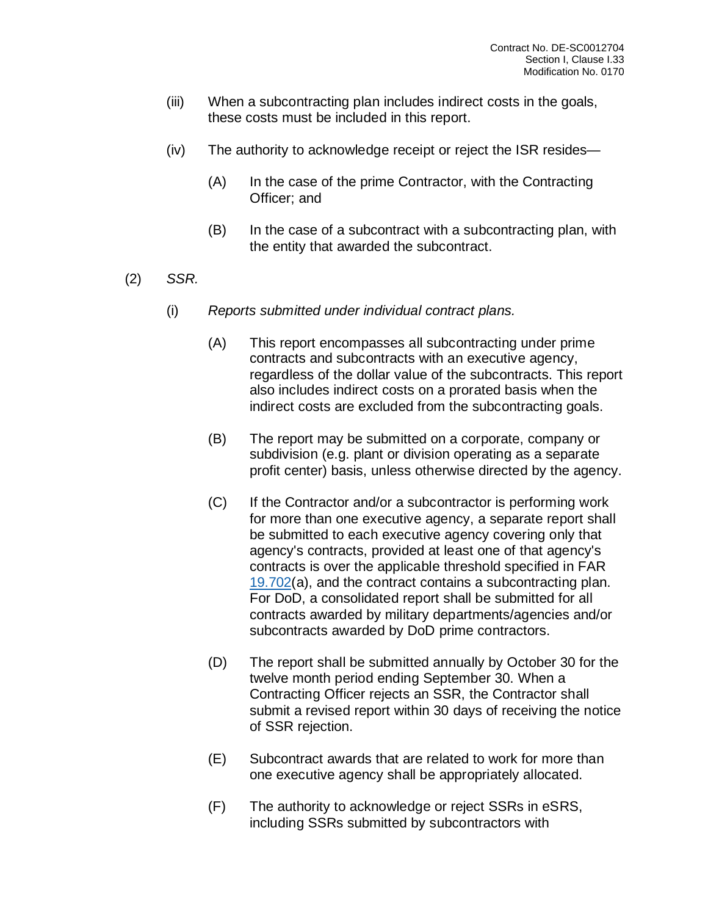(iii) When a subcontracting plan includes indirect costs in the goals, these costs must be included in this report.

(iv) The authority to acknowledge receipt or reject the ISR resides—

(A) In the case of the prime Contractor, with the Contracting Officer; and

(B) In the case of a subcontract with a subcontracting plan, with the entity that awarded the subcontract.

(2) *SSR.*

(i) *Reports submitted under individual contract plans.*

(A) This report encompasses all subcontracting under prime contracts and subcontracts with an executive agency, regardless of the dollar value of the subcontracts. This report also includes indirect costs on a prorated basis when the indirect costs are excluded from the subcontracting goals.

(B) The report may be submitted on a corporate, company or subdivision (e.g. plant or division operating as a separate profit center) basis, unless otherwise directed by the agency.

(C) If the Contractor and/or a subcontractor is performing work for more than one executive agency, a separate report shall be submitted to each executive agency covering only that agency's contracts, provided at least one of that agency's contracts is over the applicable threshold specified in FAR 19.702(a), and the contract contains a subcontracting plan. For DoD, a consolidated report shall be submitted for all contracts awarded by military departments/agencies and/or subcontracts awarded by DoD prime contractors.

(D) The report shall be submitted annually by October 30 for the twelve month period ending September 30. When a Contracting Officer rejects an SSR, the Contractor shall submit a revised report within 30 days of receiving the notice of SSR rejection.

(E) Subcontract awards that are related to work for more than one executive agency shall be appropriately allocated.

(F) The authority to acknowledge or reject SSRs in eSRS, including SSRs submitted by subcontractors with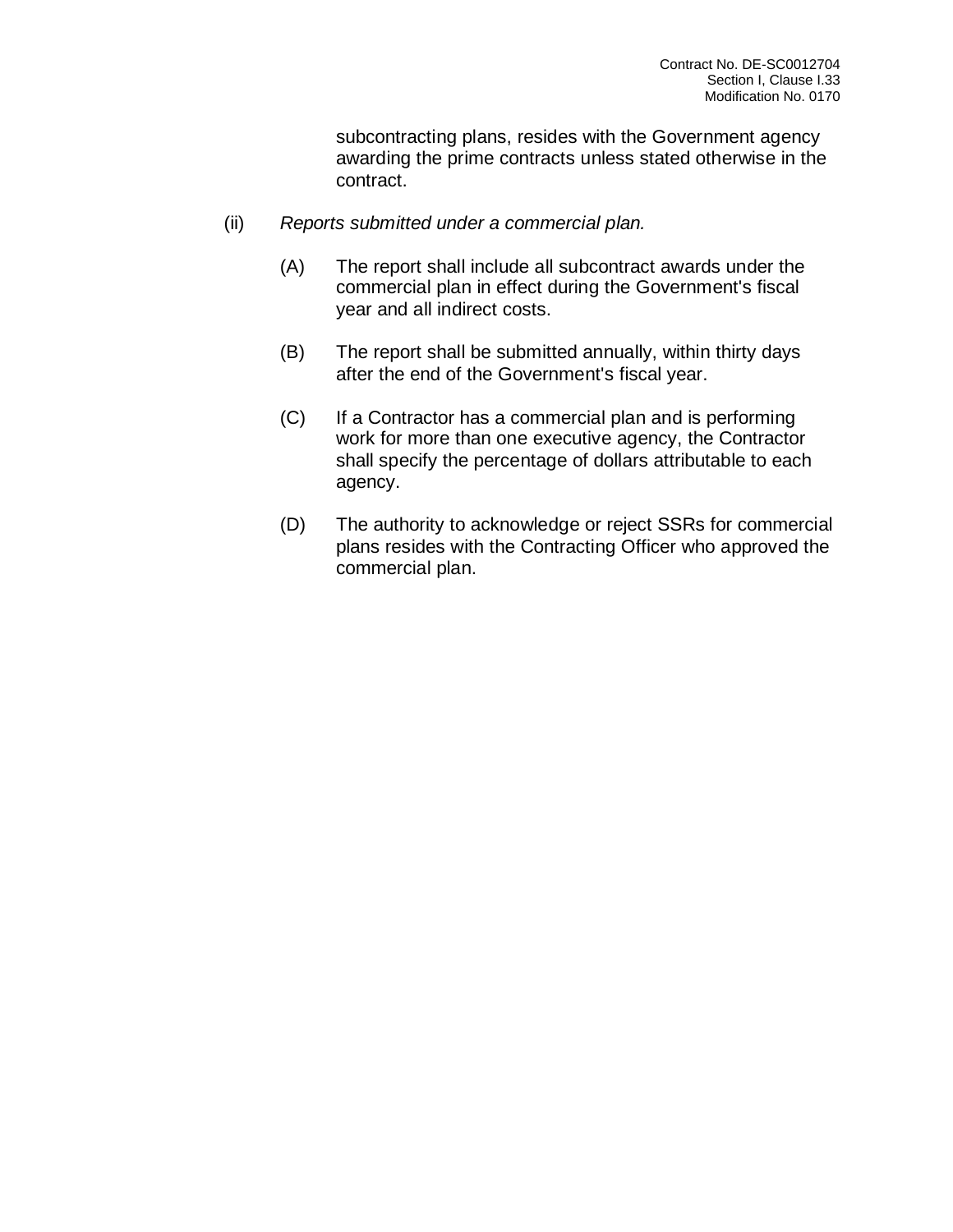subcontracting plans, resides with the Government agency awarding the prime contracts unless stated otherwise in the contract.

(ii) *Reports submitted under a commercial plan.*

(A) The report shall include all subcontract awards under the commercial plan in effect during the Government's fiscal year and all indirect costs.

(B) The report shall be submitted annually, within thirty days after the end of the Government's fiscal year.

(C) If a Contractor has a commercial plan and is performing work for more than one executive agency, the Contractor shall specify the percentage of dollars attributable to each agency.

(D) The authority to acknowledge or reject SSRs for commercial plans resides with the Contracting Officer who approved the commercial plan.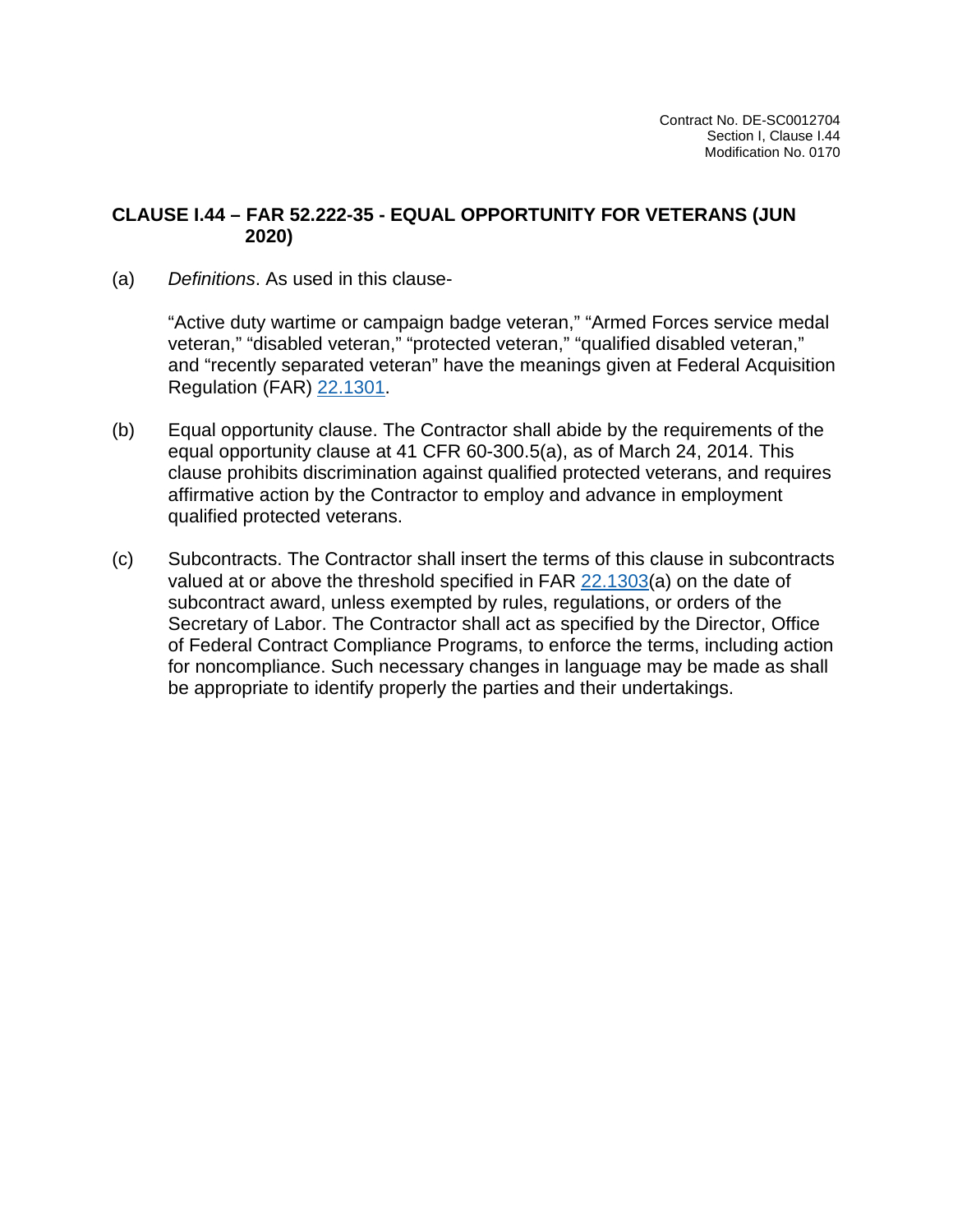Contract No. DE-SC0012704
Section I, Clause I.44
Modification No. 0170

## CLAUSE I.44 – FAR 52.222-35 - EQUAL OPPORTUNITY FOR VETERANS (JUN 2020)

(a) *Definitions*. As used in this clause-

“Active duty wartime or campaign badge veteran,” “Armed Forces service medal veteran,” “disabled veteran,” “protected veteran,” “qualified disabled veteran,” and “recently separated veteran” have the meanings given at Federal Acquisition Regulation (FAR) 22.1301.

(b) Equal opportunity clause. The Contractor shall abide by the requirements of the equal opportunity clause at 41 CFR 60-300.5(a), as of March 24, 2014. This clause prohibits discrimination against qualified protected veterans, and requires affirmative action by the Contractor to employ and advance in employment qualified protected veterans.

(c) Subcontracts. The Contractor shall insert the terms of this clause in subcontracts valued at or above the threshold specified in FAR 22.1303(a) on the date of subcontract award, unless exempted by rules, regulations, or orders of the Secretary of Labor. The Contractor shall act as specified by the Director, Office of Federal Contract Compliance Programs, to enforce the terms, including action for noncompliance. Such necessary changes in language may be made as shall be appropriate to identify properly the parties and their undertakings.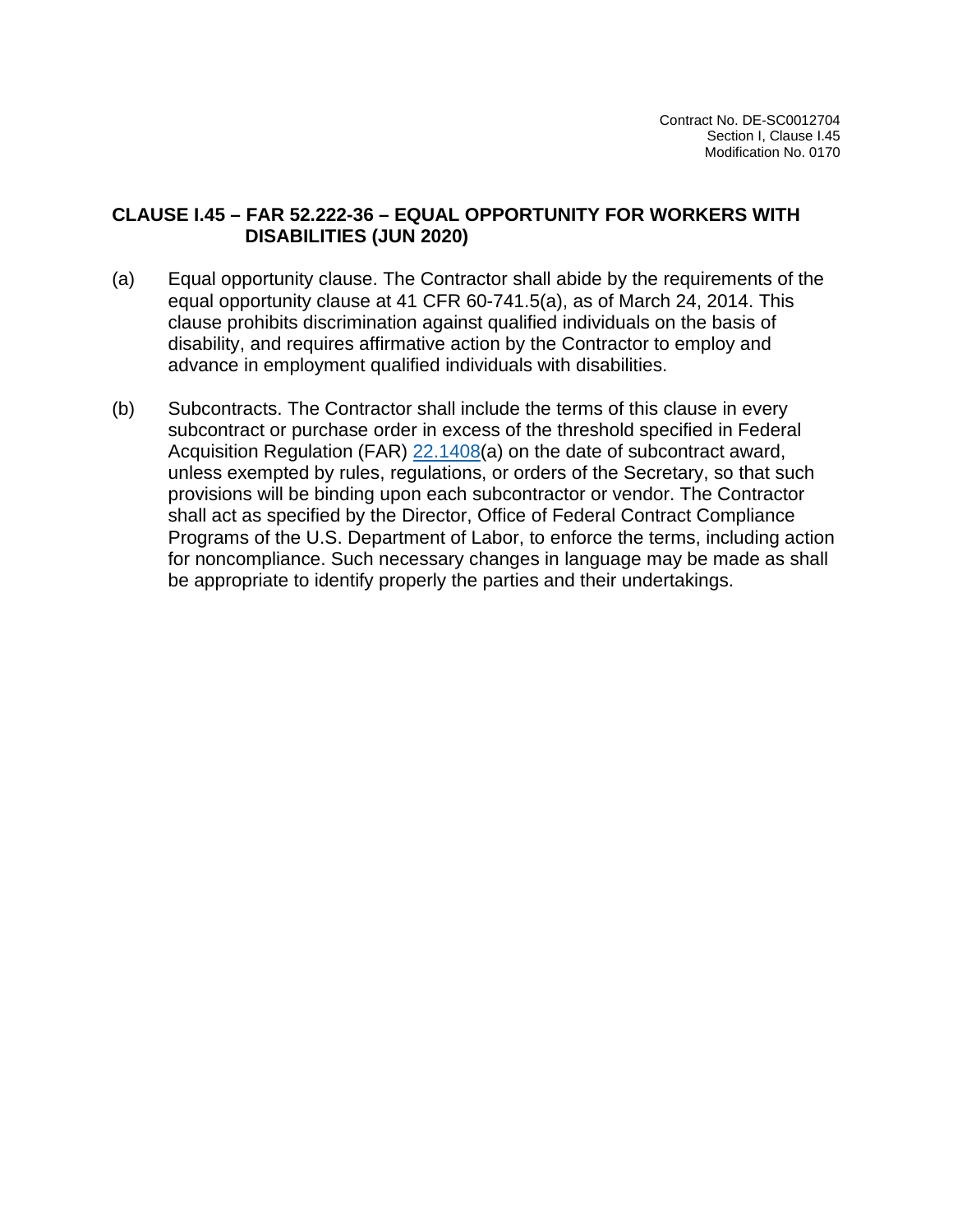## CLAUSE I.45 – FAR 52.222-36 – EQUAL OPPORTUNITY FOR WORKERS WITH DISABILITIES (JUN 2020)

(a) Equal opportunity clause. The Contractor shall abide by the requirements of the equal opportunity clause at 41 CFR 60-741.5(a), as of March 24, 2014. This clause prohibits discrimination against qualified individuals on the basis of disability, and requires affirmative action by the Contractor to employ and advance in employment qualified individuals with disabilities.

(b) Subcontracts. The Contractor shall include the terms of this clause in every subcontract or purchase order in excess of the threshold specified in Federal Acquisition Regulation (FAR) 22.1408(a) on the date of subcontract award, unless exempted by rules, regulations, or orders of the Secretary, so that such provisions will be binding upon each subcontractor or vendor. The Contractor shall act as specified by the Director, Office of Federal Contract Compliance Programs of the U.S. Department of Labor, to enforce the terms, including action for noncompliance. Such necessary changes in language may be made as shall be appropriate to identify properly the parties and their undertakings.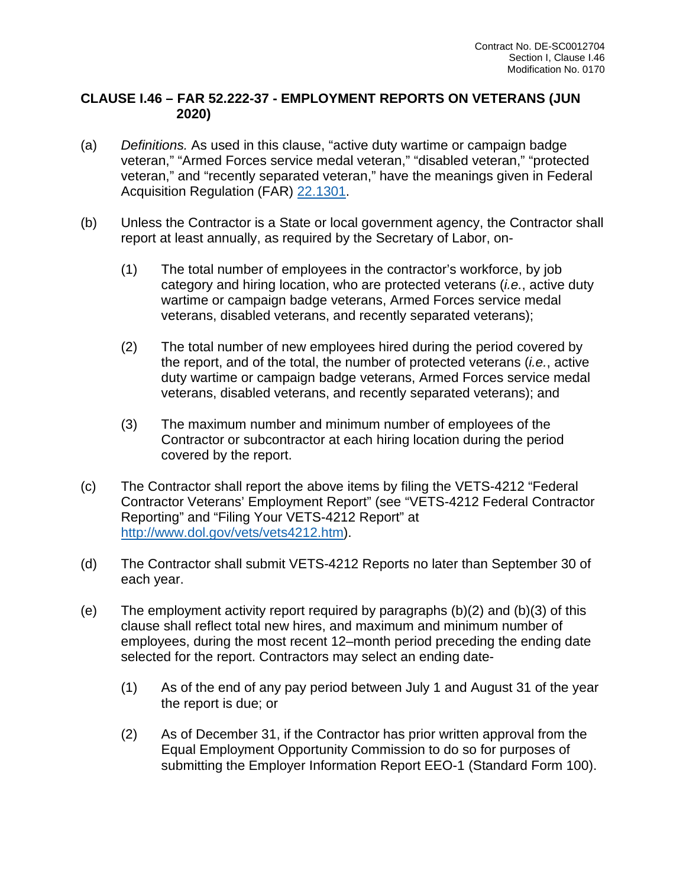## CLAUSE I.46 – FAR 52.222-37 - EMPLOYMENT REPORTS ON VETERANS (JUN 2020)

(a) *Definitions.* As used in this clause, "active duty wartime or campaign badge veteran," "Armed Forces service medal veteran," "disabled veteran," "protected veteran," and "recently separated veteran," have the meanings given in Federal Acquisition Regulation (FAR) [22.1301](22.1301).

(b) Unless the Contractor is a State or local government agency, the Contractor shall report at least annually, as required by the Secretary of Labor, on-

(1) The total number of employees in the contractor's workforce, by job category and hiring location, who are protected veterans (*i.e.*, active duty wartime or campaign badge veterans, Armed Forces service medal veterans, disabled veterans, and recently separated veterans);

(2) The total number of new employees hired during the period covered by the report, and of the total, the number of protected veterans (*i.e.*, active duty wartime or campaign badge veterans, Armed Forces service medal veterans, disabled veterans, and recently separated veterans); and

(3) The maximum number and minimum number of employees of the Contractor or subcontractor at each hiring location during the period covered by the report.

(c) The Contractor shall report the above items by filing the VETS-4212 "Federal Contractor Veterans' Employment Report" (see "VETS-4212 Federal Contractor Reporting" and "Filing Your VETS-4212 Report" at [http://www.dol.gov/vets/vets4212.htm](http://www.dol.gov/vets/vets4212.htm)).

(d) The Contractor shall submit VETS-4212 Reports no later than September 30 of each year.

(e) The employment activity report required by paragraphs (b)(2) and (b)(3) of this clause shall reflect total new hires, and maximum and minimum number of employees, during the most recent 12–month period preceding the ending date selected for the report. Contractors may select an ending date-

(1) As of the end of any pay period between July 1 and August 31 of the year the report is due; or

(2) As of December 31, if the Contractor has prior written approval from the Equal Employment Opportunity Commission to do so for purposes of submitting the Employer Information Report EEO-1 (Standard Form 100).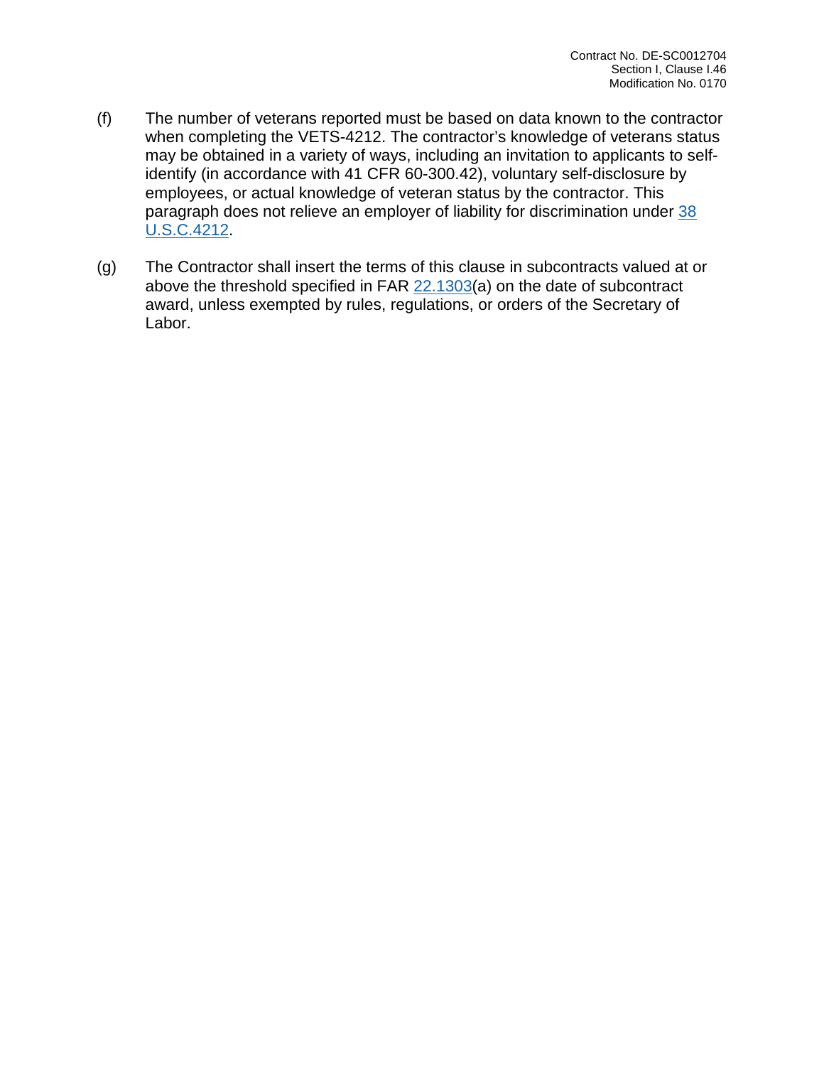(f) The number of veterans reported must be based on data known to the contractor when completing the VETS-4212. The contractor's knowledge of veterans status may be obtained in a variety of ways, including an invitation to applicants to self-identify (in accordance with 41 CFR 60-300.42), voluntary self-disclosure by employees, or actual knowledge of veteran status by the contractor. This paragraph does not relieve an employer of liability for discrimination under 38 U.S.C.4212.

(g) The Contractor shall insert the terms of this clause in subcontracts valued at or above the threshold specified in FAR 22.1303(a) on the date of subcontract award, unless exempted by rules, regulations, or orders of the Secretary of Labor.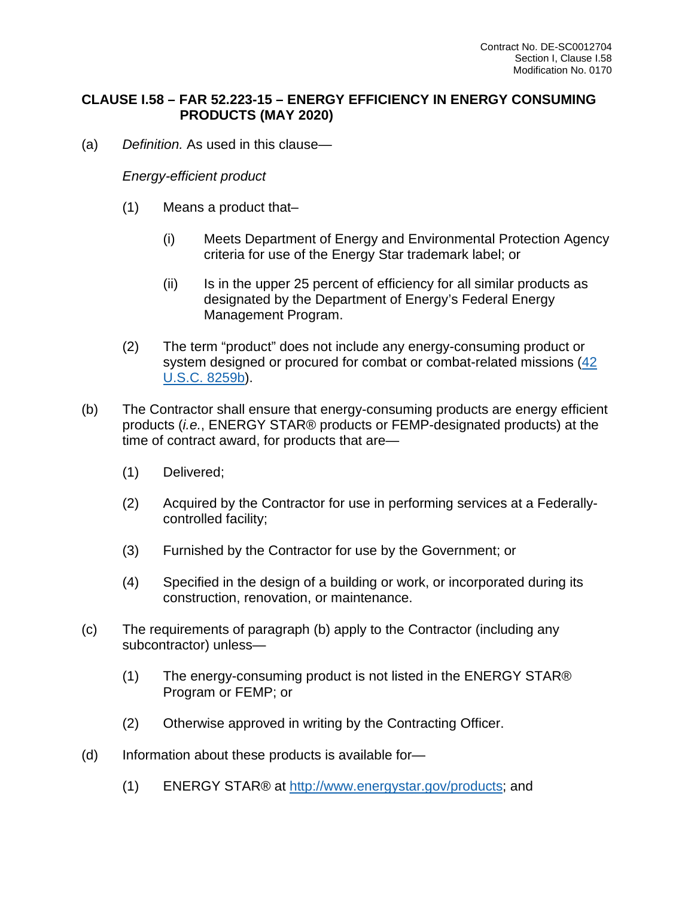## CLAUSE I.58 – FAR 52.223-15 – ENERGY EFFICIENCY IN ENERGY CONSUMING PRODUCTS (MAY 2020)

(a) *Definition.* As used in this clause—

*Energy-efficient product*

(1) Means a product that–

(i) Meets Department of Energy and Environmental Protection Agency criteria for use of the Energy Star trademark label; or

(ii) Is in the upper 25 percent of efficiency for all similar products as designated by the Department of Energy's Federal Energy Management Program.

(2) The term "product" does not include any energy-consuming product or system designed or procured for combat or combat-related missions ([42 U.S.C. 8259b](42 U.S.C. 8259b)).

(b) The Contractor shall ensure that energy-consuming products are energy efficient products (*i.e.*, ENERGY STAR® products or FEMP-designated products) at the time of contract award, for products that are—

(1) Delivered;

(2) Acquired by the Contractor for use in performing services at a Federally-controlled facility;

(3) Furnished by the Contractor for use by the Government; or

(4) Specified in the design of a building or work, or incorporated during its construction, renovation, or maintenance.

(c) The requirements of paragraph (b) apply to the Contractor (including any subcontractor) unless—

(1) The energy-consuming product is not listed in the ENERGY STAR® Program or FEMP; or

(2) Otherwise approved in writing by the Contracting Officer.

(d) Information about these products is available for—

(1) ENERGY STAR® at [http://www.energystar.gov/products](http://www.energystar.gov/products); and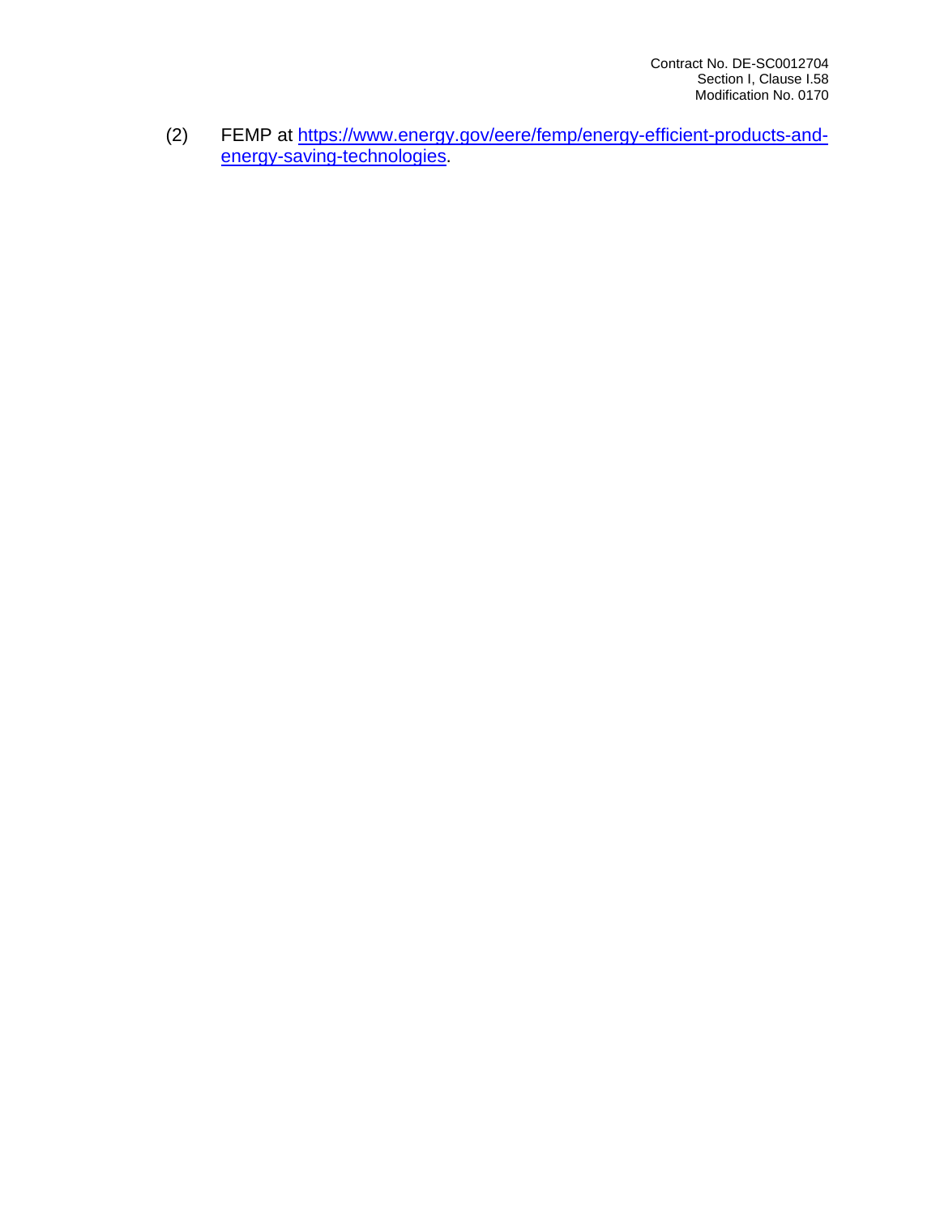(2) FEMP at [https://www.energy.gov/eere/femp/energy-efficient-products-and-energy-saving-technologies](https://www.energy.gov/eere/femp/energy-efficient-products-and-energy-saving-technologies).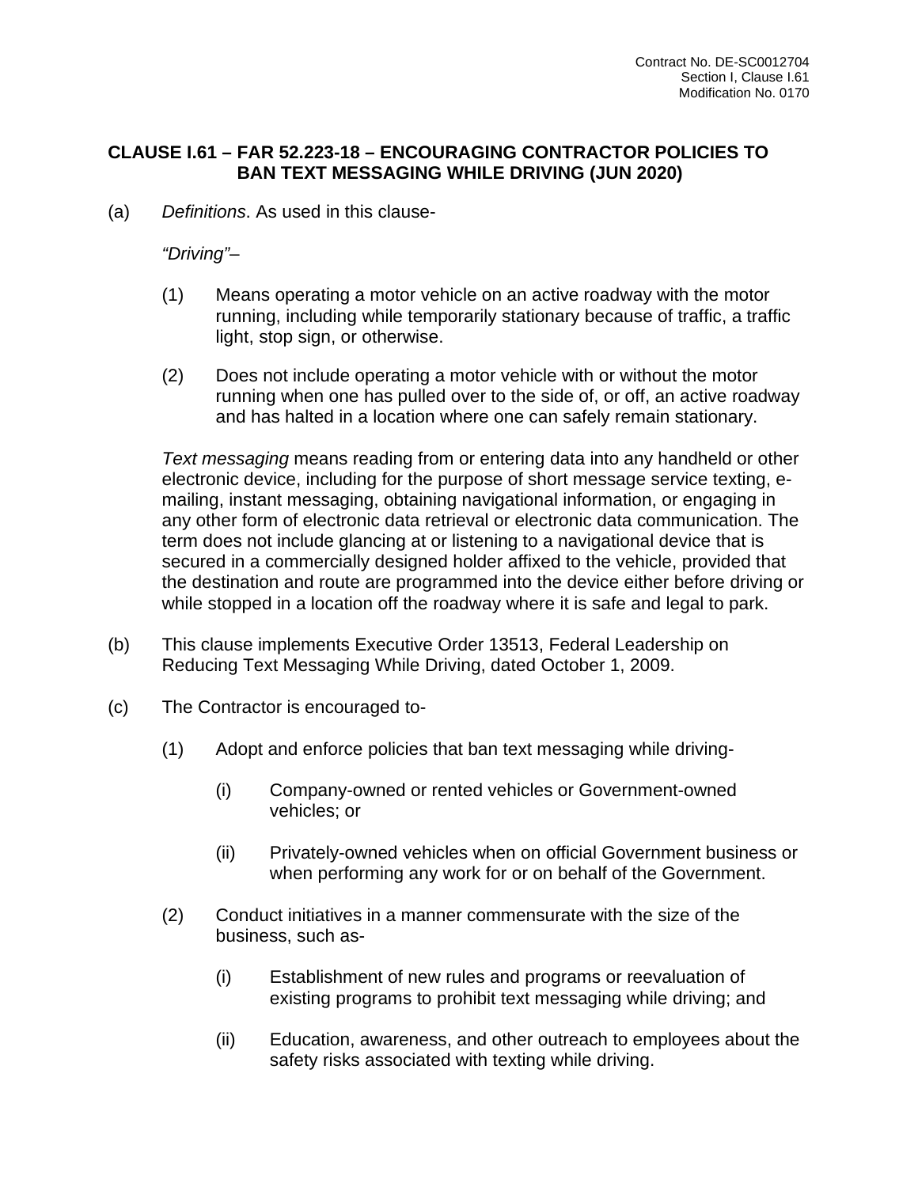## CLAUSE I.61 – FAR 52.223-18 – ENCOURAGING CONTRACTOR POLICIES TO BAN TEXT MESSAGING WHILE DRIVING (JUN 2020)

(a) *Definitions*. As used in this clause-

*"Driving"*–

(1) Means operating a motor vehicle on an active roadway with the motor running, including while temporarily stationary because of traffic, a traffic light, stop sign, or otherwise.

(2) Does not include operating a motor vehicle with or without the motor running when one has pulled over to the side of, or off, an active roadway and has halted in a location where one can safely remain stationary.

*Text messaging* means reading from or entering data into any handheld or other electronic device, including for the purpose of short message service texting, e-mailing, instant messaging, obtaining navigational information, or engaging in any other form of electronic data retrieval or electronic data communication. The term does not include glancing at or listening to a navigational device that is secured in a commercially designed holder affixed to the vehicle, provided that the destination and route are programmed into the device either before driving or while stopped in a location off the roadway where it is safe and legal to park.

(b) This clause implements Executive Order 13513, Federal Leadership on Reducing Text Messaging While Driving, dated October 1, 2009.

(c) The Contractor is encouraged to-

(1) Adopt and enforce policies that ban text messaging while driving-

(i) Company-owned or rented vehicles or Government-owned vehicles; or

(ii) Privately-owned vehicles when on official Government business or when performing any work for or on behalf of the Government.

(2) Conduct initiatives in a manner commensurate with the size of the business, such as-

(i) Establishment of new rules and programs or reevaluation of existing programs to prohibit text messaging while driving; and

(ii) Education, awareness, and other outreach to employees about the safety risks associated with texting while driving.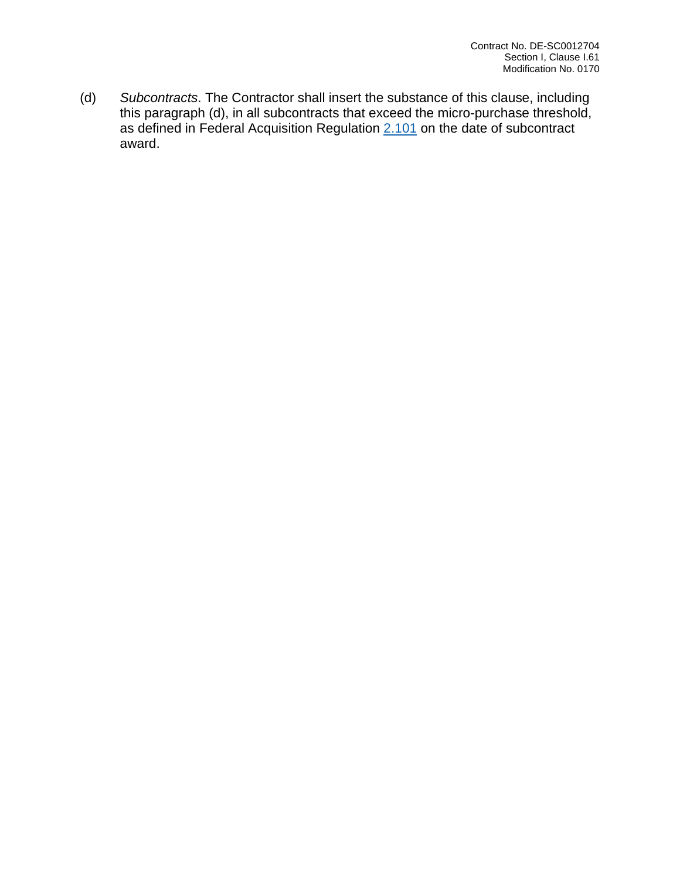(d) *Subcontracts*. The Contractor shall insert the substance of this clause, including this paragraph (d), in all subcontracts that exceed the micro-purchase threshold, as defined in Federal Acquisition Regulation 2.101 on the date of subcontract award.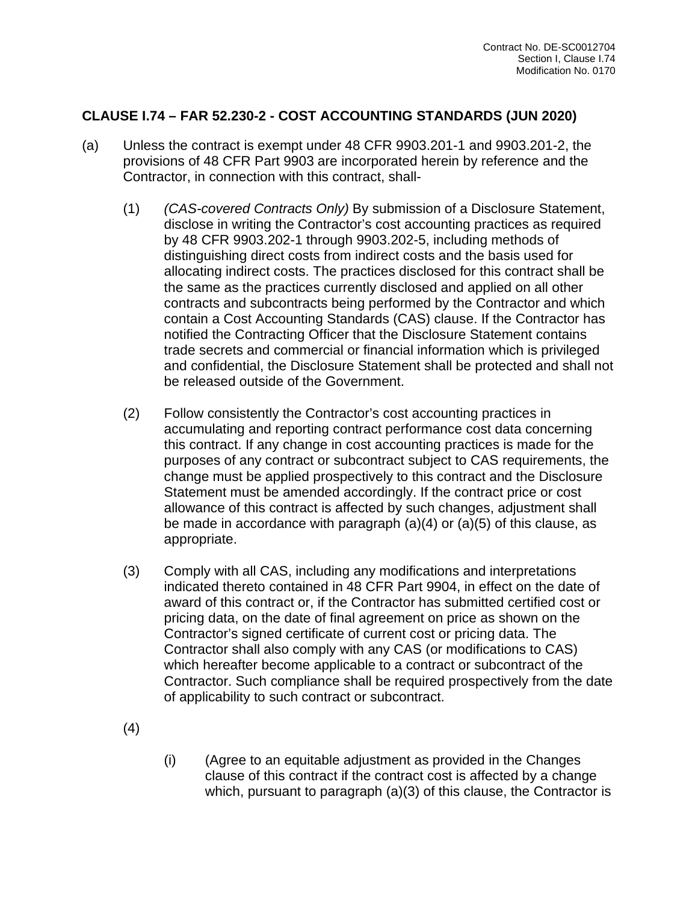## CLAUSE I.74 – FAR 52.230-2 - COST ACCOUNTING STANDARDS (JUN 2020)

(a) Unless the contract is exempt under 48 CFR 9903.201-1 and 9903.201-2, the provisions of 48 CFR Part 9903 are incorporated herein by reference and the Contractor, in connection with this contract, shall-

(1) *(CAS-covered Contracts Only)* By submission of a Disclosure Statement, disclose in writing the Contractor's cost accounting practices as required by 48 CFR 9903.202-1 through 9903.202-5, including methods of distinguishing direct costs from indirect costs and the basis used for allocating indirect costs. The practices disclosed for this contract shall be the same as the practices currently disclosed and applied on all other contracts and subcontracts being performed by the Contractor and which contain a Cost Accounting Standards (CAS) clause. If the Contractor has notified the Contracting Officer that the Disclosure Statement contains trade secrets and commercial or financial information which is privileged and confidential, the Disclosure Statement shall be protected and shall not be released outside of the Government.

(2) Follow consistently the Contractor's cost accounting practices in accumulating and reporting contract performance cost data concerning this contract. If any change in cost accounting practices is made for the purposes of any contract or subcontract subject to CAS requirements, the change must be applied prospectively to this contract and the Disclosure Statement must be amended accordingly. If the contract price or cost allowance of this contract is affected by such changes, adjustment shall be made in accordance with paragraph (a)(4) or (a)(5) of this clause, as appropriate.

(3) Comply with all CAS, including any modifications and interpretations indicated thereto contained in 48 CFR Part 9904, in effect on the date of award of this contract or, if the Contractor has submitted certified cost or pricing data, on the date of final agreement on price as shown on the Contractor's signed certificate of current cost or pricing data. The Contractor shall also comply with any CAS (or modifications to CAS) which hereafter become applicable to a contract or subcontract of the Contractor. Such compliance shall be required prospectively from the date of applicability to such contract or subcontract.

(4)

(i) (Agree to an equitable adjustment as provided in the Changes clause of this contract if the contract cost is affected by a change which, pursuant to paragraph (a)(3) of this clause, the Contractor is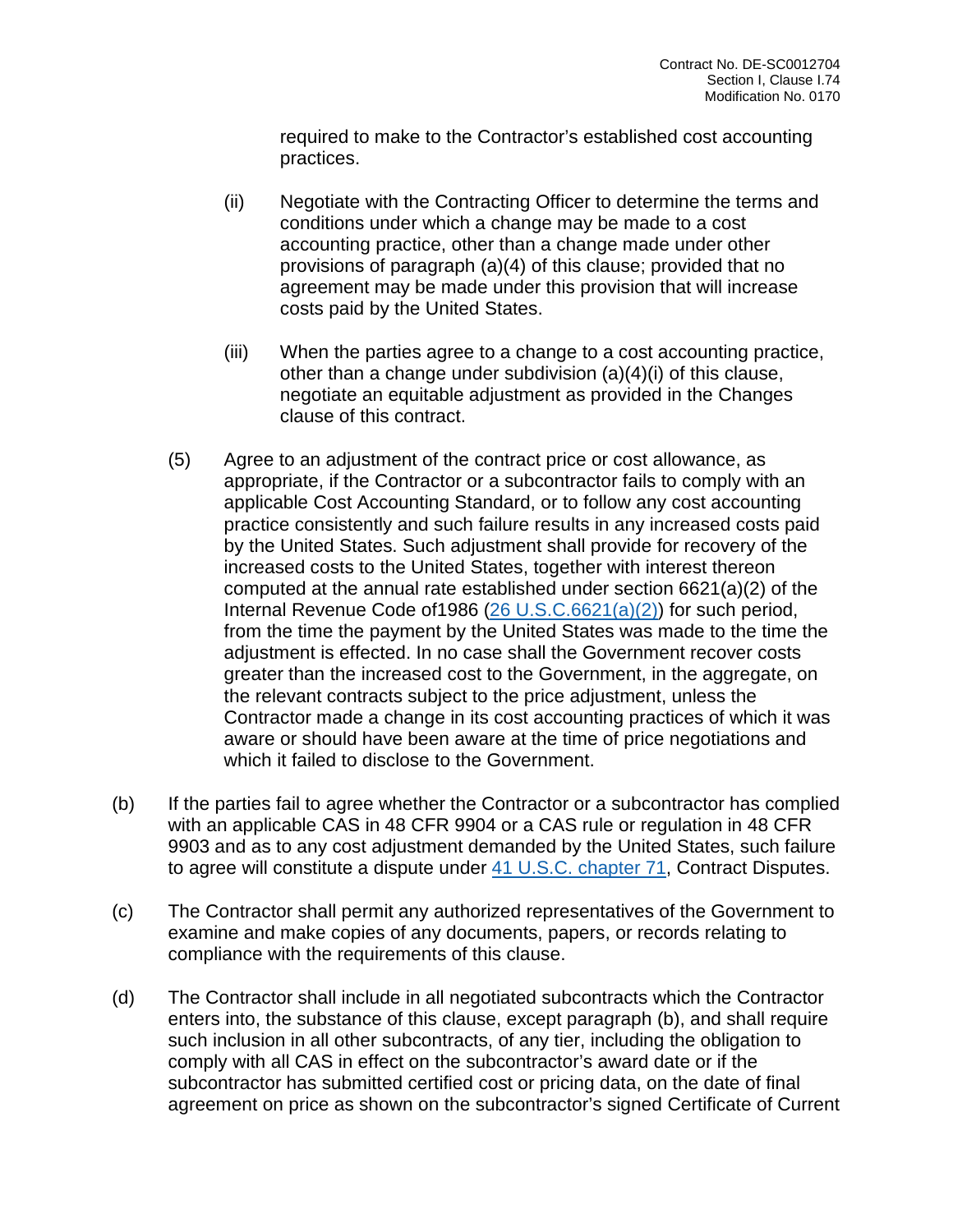required to make to the Contractor's established cost accounting practices.

(ii) Negotiate with the Contracting Officer to determine the terms and conditions under which a change may be made to a cost accounting practice, other than a change made under other provisions of paragraph (a)(4) of this clause; provided that no agreement may be made under this provision that will increase costs paid by the United States.

(iii) When the parties agree to a change to a cost accounting practice, other than a change under subdivision (a)(4)(i) of this clause, negotiate an equitable adjustment as provided in the Changes clause of this contract.

(5) Agree to an adjustment of the contract price or cost allowance, as appropriate, if the Contractor or a subcontractor fails to comply with an applicable Cost Accounting Standard, or to follow any cost accounting practice consistently and such failure results in any increased costs paid by the United States. Such adjustment shall provide for recovery of the increased costs to the United States, together with interest thereon computed at the annual rate established under section 6621(a)(2) of the Internal Revenue Code of1986 (26 U.S.C.6621(a)(2)) for such period, from the time the payment by the United States was made to the time the adjustment is effected. In no case shall the Government recover costs greater than the increased cost to the Government, in the aggregate, on the relevant contracts subject to the price adjustment, unless the Contractor made a change in its cost accounting practices of which it was aware or should have been aware at the time of price negotiations and which it failed to disclose to the Government.

(b) If the parties fail to agree whether the Contractor or a subcontractor has complied with an applicable CAS in 48 CFR 9904 or a CAS rule or regulation in 48 CFR 9903 and as to any cost adjustment demanded by the United States, such failure to agree will constitute a dispute under 41 U.S.C. chapter 71, Contract Disputes.

(c) The Contractor shall permit any authorized representatives of the Government to examine and make copies of any documents, papers, or records relating to compliance with the requirements of this clause.

(d) The Contractor shall include in all negotiated subcontracts which the Contractor enters into, the substance of this clause, except paragraph (b), and shall require such inclusion in all other subcontracts, of any tier, including the obligation to comply with all CAS in effect on the subcontractor's award date or if the subcontractor has submitted certified cost or pricing data, on the date of final agreement on price as shown on the subcontractor's signed Certificate of Current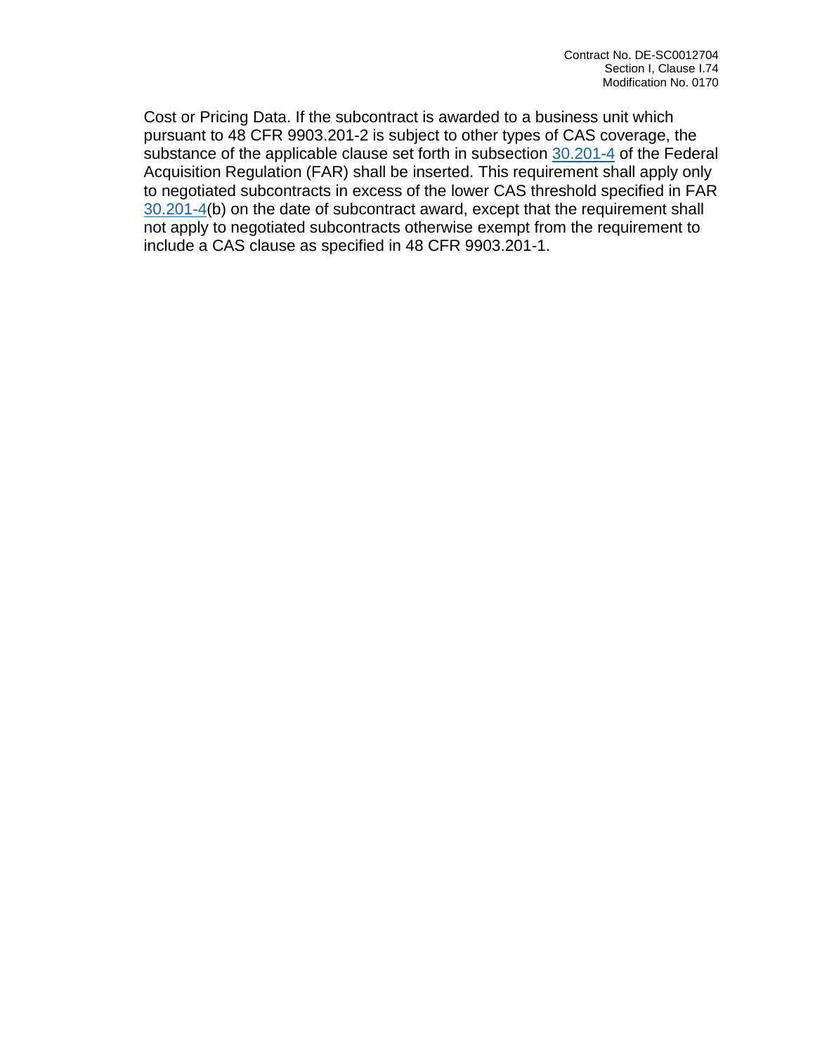Cost or Pricing Data. If the subcontract is awarded to a business unit which pursuant to 48 CFR 9903.201-2 is subject to other types of CAS coverage, the substance of the applicable clause set forth in subsection 30.201-4 of the Federal Acquisition Regulation (FAR) shall be inserted. This requirement shall apply only to negotiated subcontracts in excess of the lower CAS threshold specified in FAR 30.201-4(b) on the date of subcontract award, except that the requirement shall not apply to negotiated subcontracts otherwise exempt from the requirement to include a CAS clause as specified in 48 CFR 9903.201-1.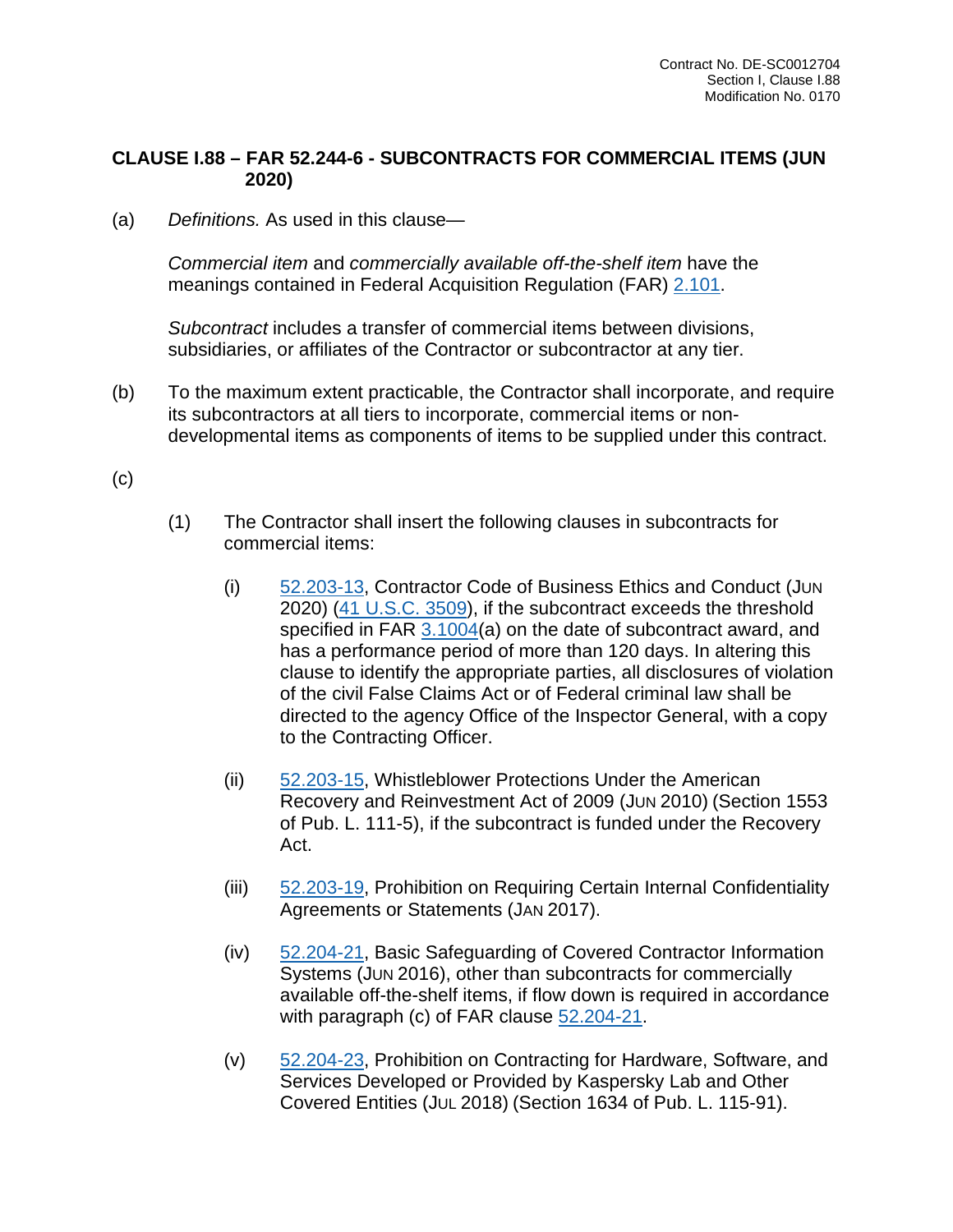## CLAUSE I.88 – FAR 52.244-6 - SUBCONTRACTS FOR COMMERCIAL ITEMS (JUN 2020)

(a) *Definitions.* As used in this clause—

*Commercial item* and *commercially available off-the-shelf item* have the meanings contained in Federal Acquisition Regulation (FAR) 2.101.

*Subcontract* includes a transfer of commercial items between divisions, subsidiaries, or affiliates of the Contractor or subcontractor at any tier.

(b) To the maximum extent practicable, the Contractor shall incorporate, and require its subcontractors at all tiers to incorporate, commercial items or non-developmental items as components of items to be supplied under this contract.

(c)

(1) The Contractor shall insert the following clauses in subcontracts for commercial items:

(i) 52.203-13, Contractor Code of Business Ethics and Conduct (JUN 2020) (41 U.S.C. 3509), if the subcontract exceeds the threshold specified in FAR 3.1004(a) on the date of subcontract award, and has a performance period of more than 120 days. In altering this clause to identify the appropriate parties, all disclosures of violation of the civil False Claims Act or of Federal criminal law shall be directed to the agency Office of the Inspector General, with a copy to the Contracting Officer.

(ii) 52.203-15, Whistleblower Protections Under the American Recovery and Reinvestment Act of 2009 (JUN 2010) (Section 1553 of Pub. L. 111-5), if the subcontract is funded under the Recovery Act.

(iii) 52.203-19, Prohibition on Requiring Certain Internal Confidentiality Agreements or Statements (JAN 2017).

(iv) 52.204-21, Basic Safeguarding of Covered Contractor Information Systems (JUN 2016), other than subcontracts for commercially available off-the-shelf items, if flow down is required in accordance with paragraph (c) of FAR clause 52.204-21.

(v) 52.204-23, Prohibition on Contracting for Hardware, Software, and Services Developed or Provided by Kaspersky Lab and Other Covered Entities (JUL 2018) (Section 1634 of Pub. L. 115-91).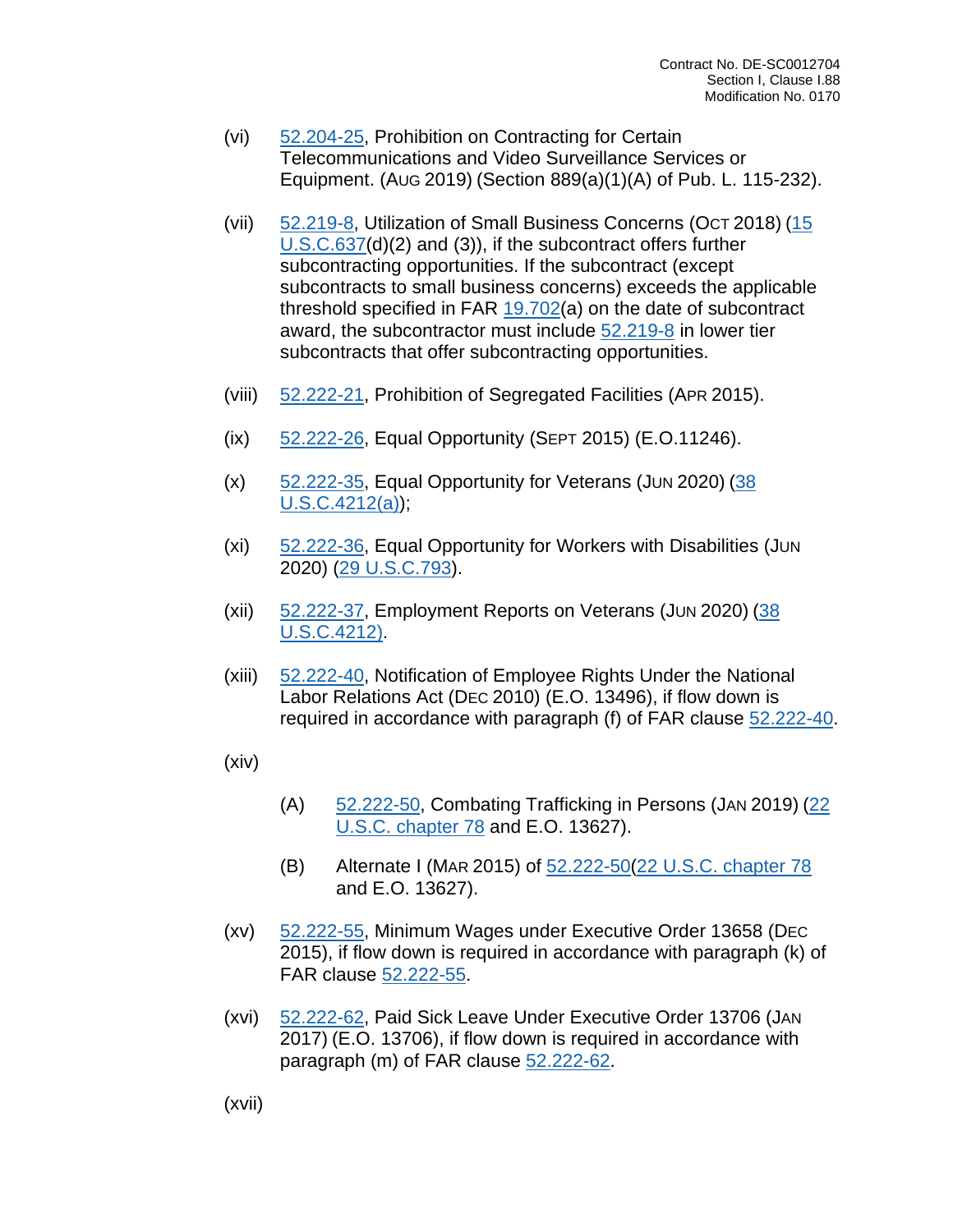(vi) 52.204-25, Prohibition on Contracting for Certain Telecommunications and Video Surveillance Services or Equipment. (AUG 2019) (Section 889(a)(1)(A) of Pub. L. 115-232).

(vii) 52.219-8, Utilization of Small Business Concerns (OCT 2018) (15 U.S.C.637(d)(2) and (3)), if the subcontract offers further subcontracting opportunities. If the subcontract (except subcontracts to small business concerns) exceeds the applicable threshold specified in FAR 19.702(a) on the date of subcontract award, the subcontractor must include 52.219-8 in lower tier subcontracts that offer subcontracting opportunities.

(viii) 52.222-21, Prohibition of Segregated Facilities (APR 2015).

(ix) 52.222-26, Equal Opportunity (SEPT 2015) (E.O.11246).

(x) 52.222-35, Equal Opportunity for Veterans (JUN 2020) (38 U.S.C.4212(a));

(xi) 52.222-36, Equal Opportunity for Workers with Disabilities (JUN 2020) (29 U.S.C.793).

(xii) 52.222-37, Employment Reports on Veterans (JUN 2020) (38 U.S.C.4212).

(xiii) 52.222-40, Notification of Employee Rights Under the National Labor Relations Act (DEC 2010) (E.O. 13496), if flow down is required in accordance with paragraph (f) of FAR clause 52.222-40.

(xiv)

(A) 52.222-50, Combating Trafficking in Persons (JAN 2019) (22 U.S.C. chapter 78 and E.O. 13627).

(B) Alternate I (MAR 2015) of 52.222-50(22 U.S.C. chapter 78 and E.O. 13627).

(xv) 52.222-55, Minimum Wages under Executive Order 13658 (DEC 2015), if flow down is required in accordance with paragraph (k) of FAR clause 52.222-55.

(xvi) 52.222-62, Paid Sick Leave Under Executive Order 13706 (JAN 2017) (E.O. 13706), if flow down is required in accordance with paragraph (m) of FAR clause 52.222-62.

(xvii)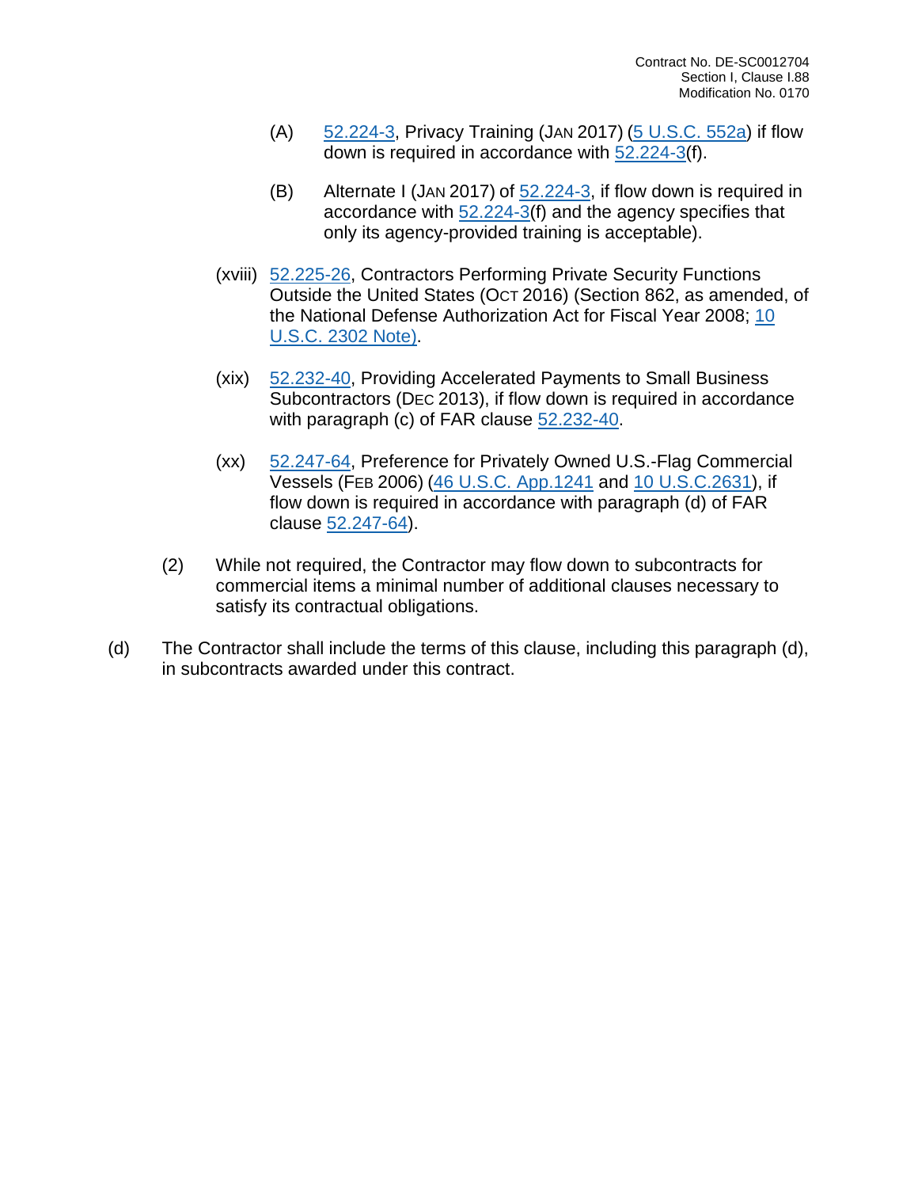(A) 52.224-3, Privacy Training (JAN 2017) (5 U.S.C. 552a) if flow down is required in accordance with 52.224-3(f).

(B) Alternate I (JAN 2017) of 52.224-3, if flow down is required in accordance with 52.224-3(f) and the agency specifies that only its agency-provided training is acceptable).

(xviii) 52.225-26, Contractors Performing Private Security Functions Outside the United States (OCT 2016) (Section 862, as amended, of the National Defense Authorization Act for Fiscal Year 2008; 10 U.S.C. 2302 Note).

(xix) 52.232-40, Providing Accelerated Payments to Small Business Subcontractors (DEC 2013), if flow down is required in accordance with paragraph (c) of FAR clause 52.232-40.

(xx) 52.247-64, Preference for Privately Owned U.S.-Flag Commercial Vessels (FEB 2006) (46 U.S.C. App.1241 and 10 U.S.C.2631), if flow down is required in accordance with paragraph (d) of FAR clause 52.247-64).

(2) While not required, the Contractor may flow down to subcontracts for commercial items a minimal number of additional clauses necessary to satisfy its contractual obligations.

(d) The Contractor shall include the terms of this clause, including this paragraph (d), in subcontracts awarded under this contract.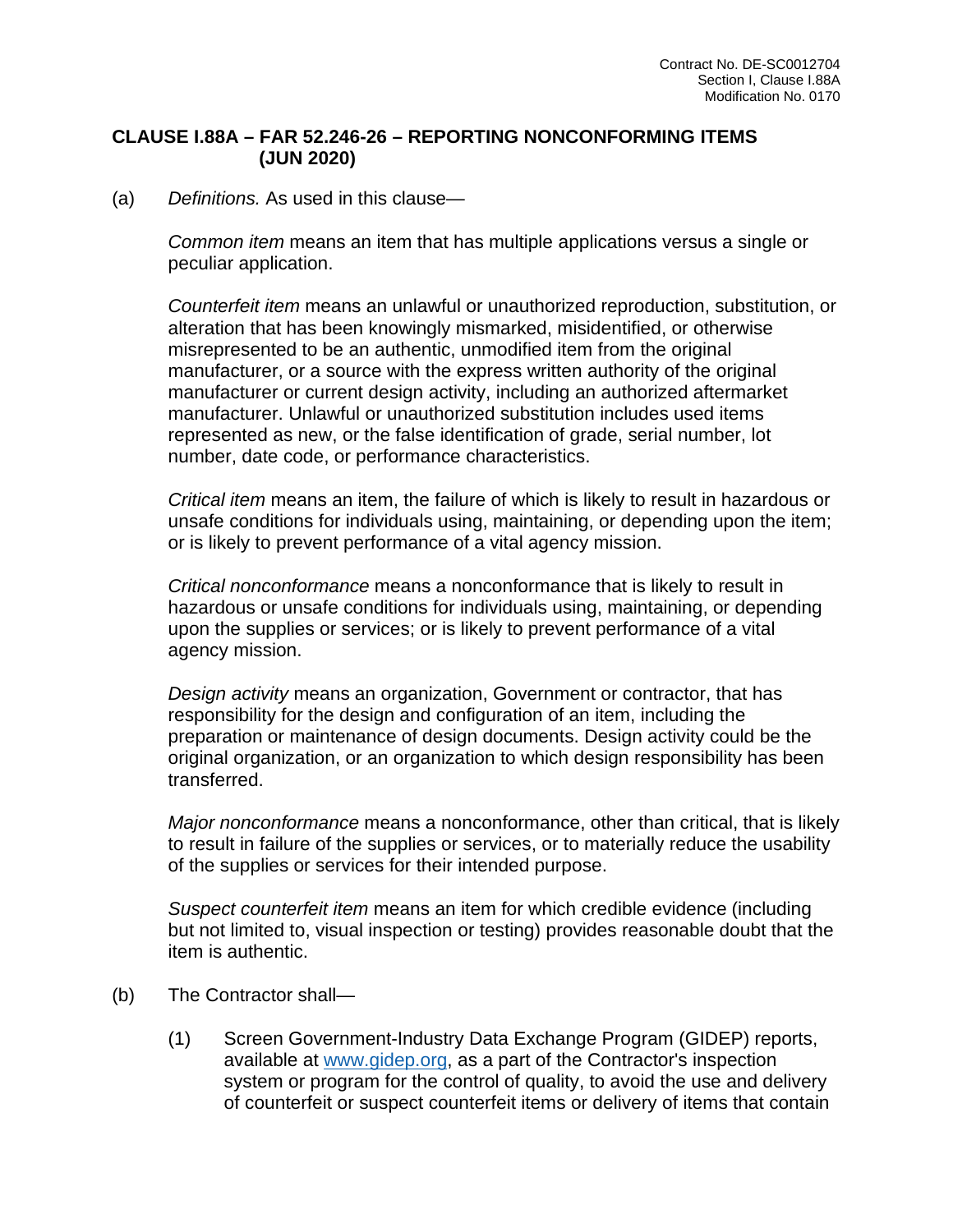### CLAUSE I.88A – FAR 52.246-26 – REPORTING NONCONFORMING ITEMS (JUN 2020)

(a) *Definitions.* As used in this clause—

*Common item* means an item that has multiple applications versus a single or peculiar application.

*Counterfeit item* means an unlawful or unauthorized reproduction, substitution, or alteration that has been knowingly mismarked, misidentified, or otherwise misrepresented to be an authentic, unmodified item from the original manufacturer, or a source with the express written authority of the original manufacturer or current design activity, including an authorized aftermarket manufacturer. Unlawful or unauthorized substitution includes used items represented as new, or the false identification of grade, serial number, lot number, date code, or performance characteristics.

*Critical item* means an item, the failure of which is likely to result in hazardous or unsafe conditions for individuals using, maintaining, or depending upon the item; or is likely to prevent performance of a vital agency mission.

*Critical nonconformance* means a nonconformance that is likely to result in hazardous or unsafe conditions for individuals using, maintaining, or depending upon the supplies or services; or is likely to prevent performance of a vital agency mission.

*Design activity* means an organization, Government or contractor, that has responsibility for the design and configuration of an item, including the preparation or maintenance of design documents. Design activity could be the original organization, or an organization to which design responsibility has been transferred.

*Major nonconformance* means a nonconformance, other than critical, that is likely to result in failure of the supplies or services, or to materially reduce the usability of the supplies or services for their intended purpose.

*Suspect counterfeit item* means an item for which credible evidence (including but not limited to, visual inspection or testing) provides reasonable doubt that the item is authentic.

(b) The Contractor shall—

(1) Screen Government-Industry Data Exchange Program (GIDEP) reports, available at [www.gidep.org](http://www.gidep.org), as a part of the Contractor's inspection system or program for the control of quality, to avoid the use and delivery of counterfeit or suspect counterfeit items or delivery of items that contain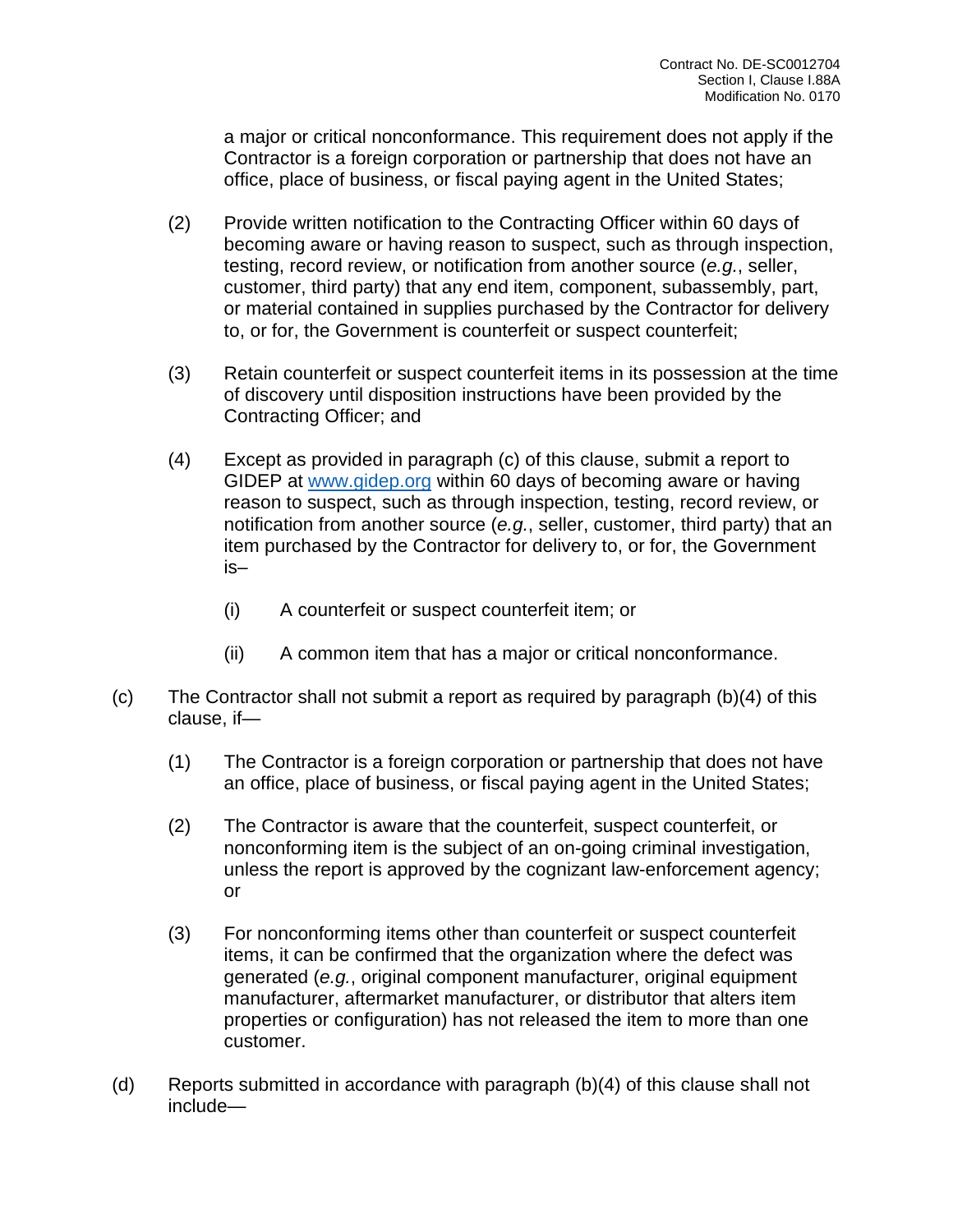a major or critical nonconformance. This requirement does not apply if the Contractor is a foreign corporation or partnership that does not have an office, place of business, or fiscal paying agent in the United States;

(2) Provide written notification to the Contracting Officer within 60 days of becoming aware or having reason to suspect, such as through inspection, testing, record review, or notification from another source (*e.g.*, seller, customer, third party) that any end item, component, subassembly, part, or material contained in supplies purchased by the Contractor for delivery to, or for, the Government is counterfeit or suspect counterfeit;

(3) Retain counterfeit or suspect counterfeit items in its possession at the time of discovery until disposition instructions have been provided by the Contracting Officer; and

(4) Except as provided in paragraph (c) of this clause, submit a report to GIDEP at [www.gidep.org](http://www.gidep.org) within 60 days of becoming aware or having reason to suspect, such as through inspection, testing, record review, or notification from another source (*e.g.*, seller, customer, third party) that an item purchased by the Contractor for delivery to, or for, the Government is–

(i) A counterfeit or suspect counterfeit item; or

(ii) A common item that has a major or critical nonconformance.

(c) The Contractor shall not submit a report as required by paragraph (b)(4) of this clause, if—

(1) The Contractor is a foreign corporation or partnership that does not have an office, place of business, or fiscal paying agent in the United States;

(2) The Contractor is aware that the counterfeit, suspect counterfeit, or nonconforming item is the subject of an on-going criminal investigation, unless the report is approved by the cognizant law-enforcement agency; or

(3) For nonconforming items other than counterfeit or suspect counterfeit items, it can be confirmed that the organization where the defect was generated (*e.g.*, original component manufacturer, original equipment manufacturer, aftermarket manufacturer, or distributor that alters item properties or configuration) has not released the item to more than one customer.

(d) Reports submitted in accordance with paragraph (b)(4) of this clause shall not include—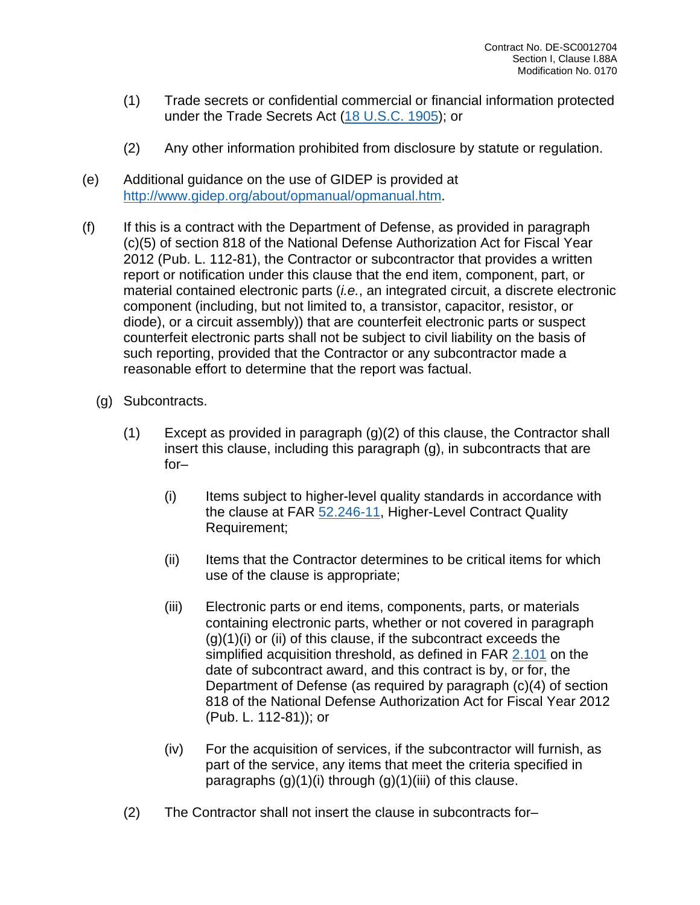(1) Trade secrets or confidential commercial or financial information protected under the Trade Secrets Act ([18 U.S.C. 1905](#)); or

(2) Any other information prohibited from disclosure by statute or regulation.

(e) Additional guidance on the use of GIDEP is provided at [http://www.gidep.org/about/opmanual/opmanual.htm](http://www.gidep.org/about/opmanual/opmanual.htm).

(f) If this is a contract with the Department of Defense, as provided in paragraph (c)(5) of section 818 of the National Defense Authorization Act for Fiscal Year 2012 (Pub. L. 112-81), the Contractor or subcontractor that provides a written report or notification under this clause that the end item, component, part, or material contained electronic parts (*i.e.*, an integrated circuit, a discrete electronic component (including, but not limited to, a transistor, capacitor, resistor, or diode), or a circuit assembly)) that are counterfeit electronic parts or suspect counterfeit electronic parts shall not be subject to civil liability on the basis of such reporting, provided that the Contractor or any subcontractor made a reasonable effort to determine that the report was factual.

(g) Subcontracts.

(1) Except as provided in paragraph (g)(2) of this clause, the Contractor shall insert this clause, including this paragraph (g), in subcontracts that are for–

(i) Items subject to higher-level quality standards in accordance with the clause at FAR [52.246-11](#), Higher-Level Contract Quality Requirement;

(ii) Items that the Contractor determines to be critical items for which use of the clause is appropriate;

(iii) Electronic parts or end items, components, parts, or materials containing electronic parts, whether or not covered in paragraph (g)(1)(i) or (ii) of this clause, if the subcontract exceeds the simplified acquisition threshold, as defined in FAR [2.101](#) on the date of subcontract award, and this contract is by, or for, the Department of Defense (as required by paragraph (c)(4) of section 818 of the National Defense Authorization Act for Fiscal Year 2012 (Pub. L. 112-81)); or

(iv) For the acquisition of services, if the subcontractor will furnish, as part of the service, any items that meet the criteria specified in paragraphs (g)(1)(i) through (g)(1)(iii) of this clause.

(2) The Contractor shall not insert the clause in subcontracts for–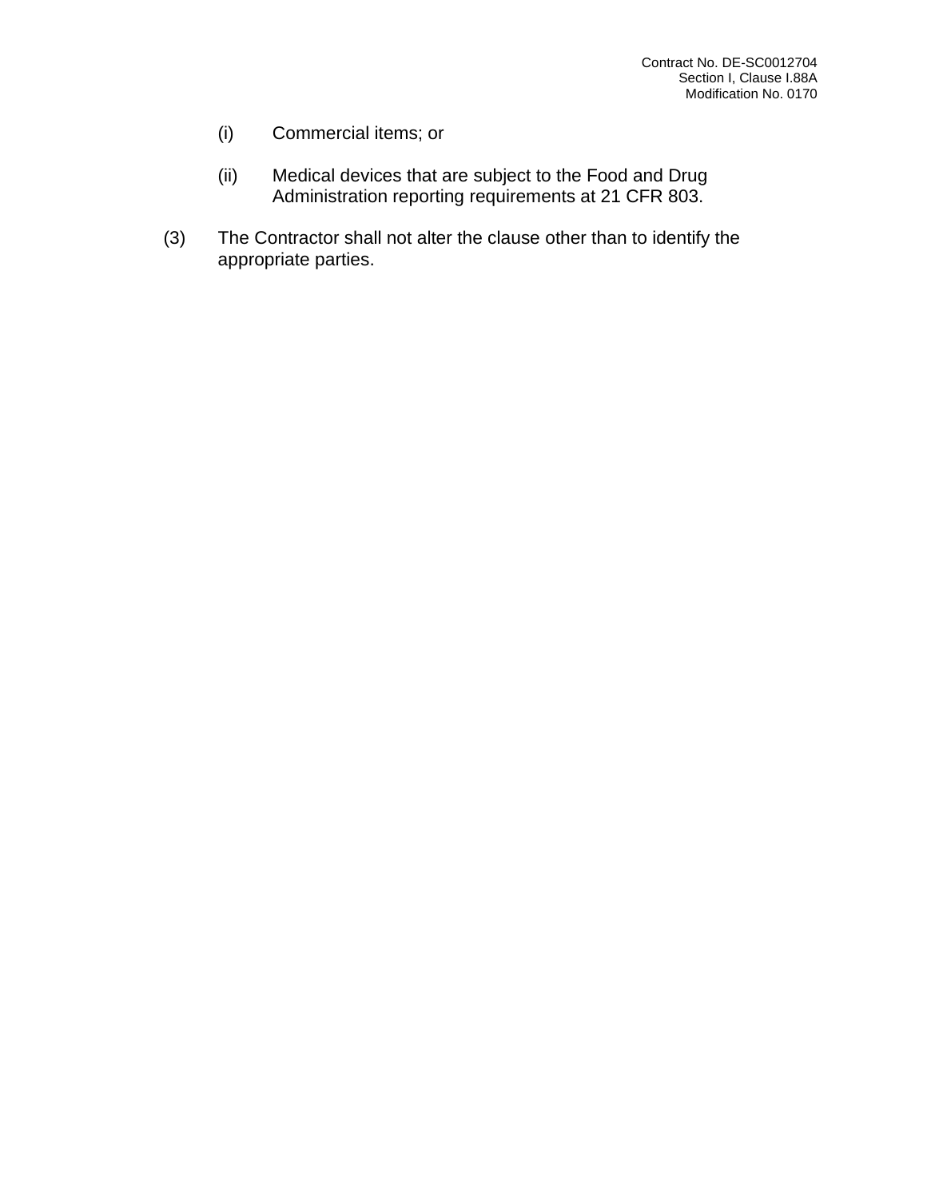(i) Commercial items; or

(ii) Medical devices that are subject to the Food and Drug Administration reporting requirements at 21 CFR 803.

(3) The Contractor shall not alter the clause other than to identify the appropriate parties.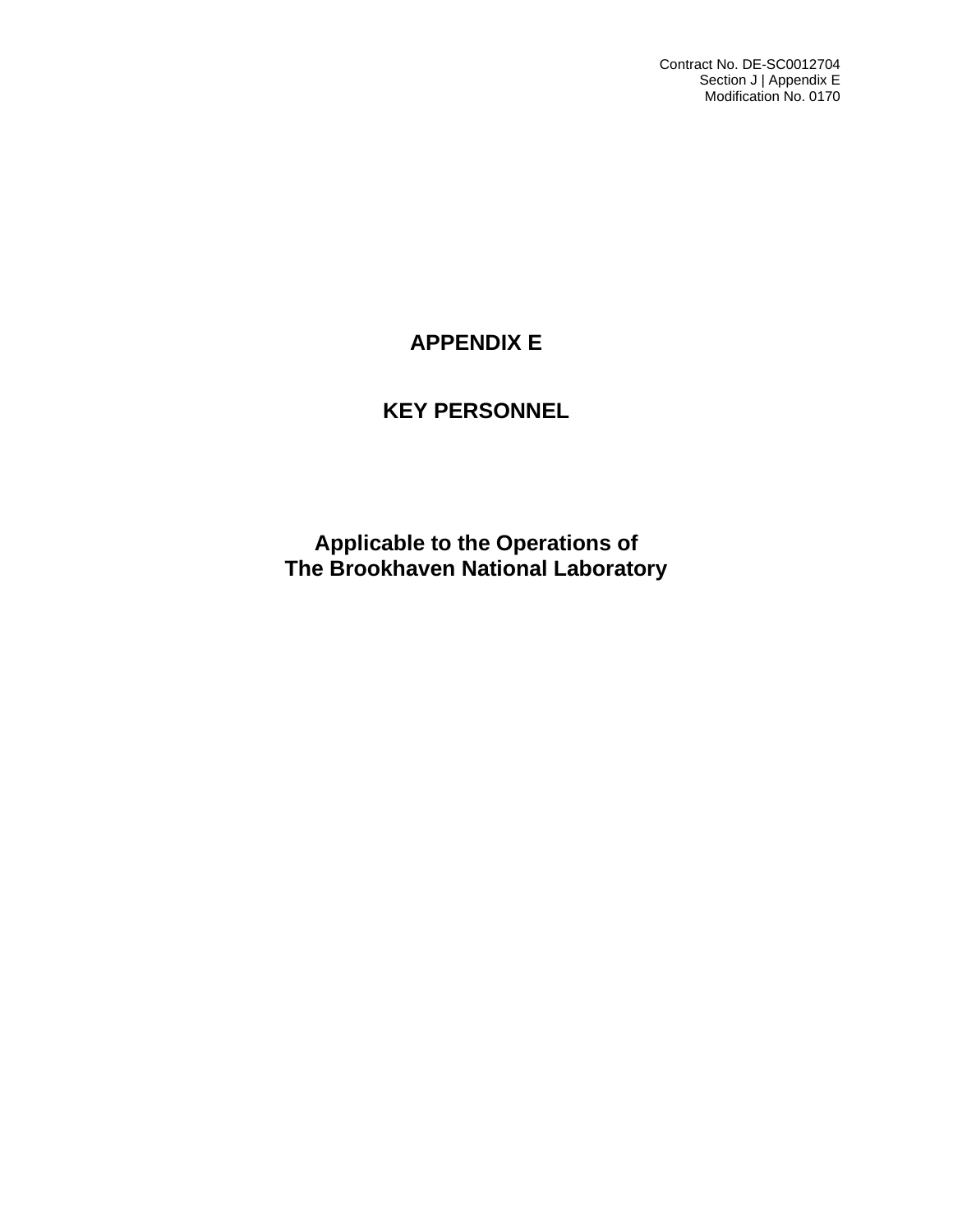Contract No. DE-SC0012704
Section J | Appendix E
Modification No. 0170

# APPENDIX E

# KEY PERSONNEL

## Applicable to the Operations of
## The Brookhaven National Laboratory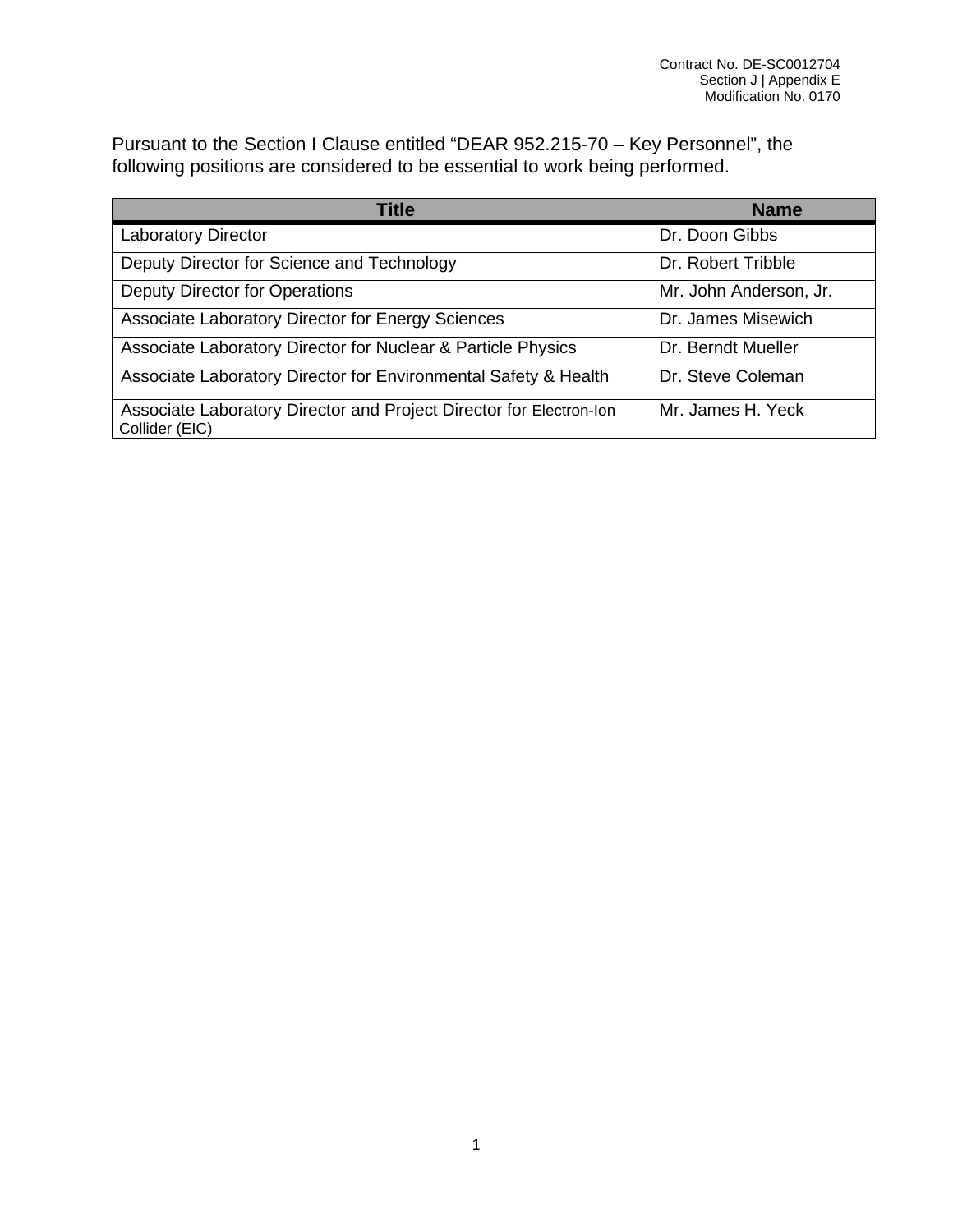Pursuant to the Section I Clause entitled "DEAR 952.215-70 – Key Personnel", the following positions are considered to be essential to work being performed.

| Title | Name |
|---|---|
| Laboratory Director | Dr. Doon Gibbs |
| Deputy Director for Science and Technology | Dr. Robert Tribble |
| Deputy Director for Operations | Mr. John Anderson, Jr. |
| Associate Laboratory Director for Energy Sciences | Dr. James Misewich |
| Associate Laboratory Director for Nuclear & Particle Physics | Dr. Berndt Mueller |
| Associate Laboratory Director for Environmental Safety & Health | Dr. Steve Coleman |
| Associate Laboratory Director and Project Director for Electron-Ion Collider (EIC) | Mr. James H. Yeck |